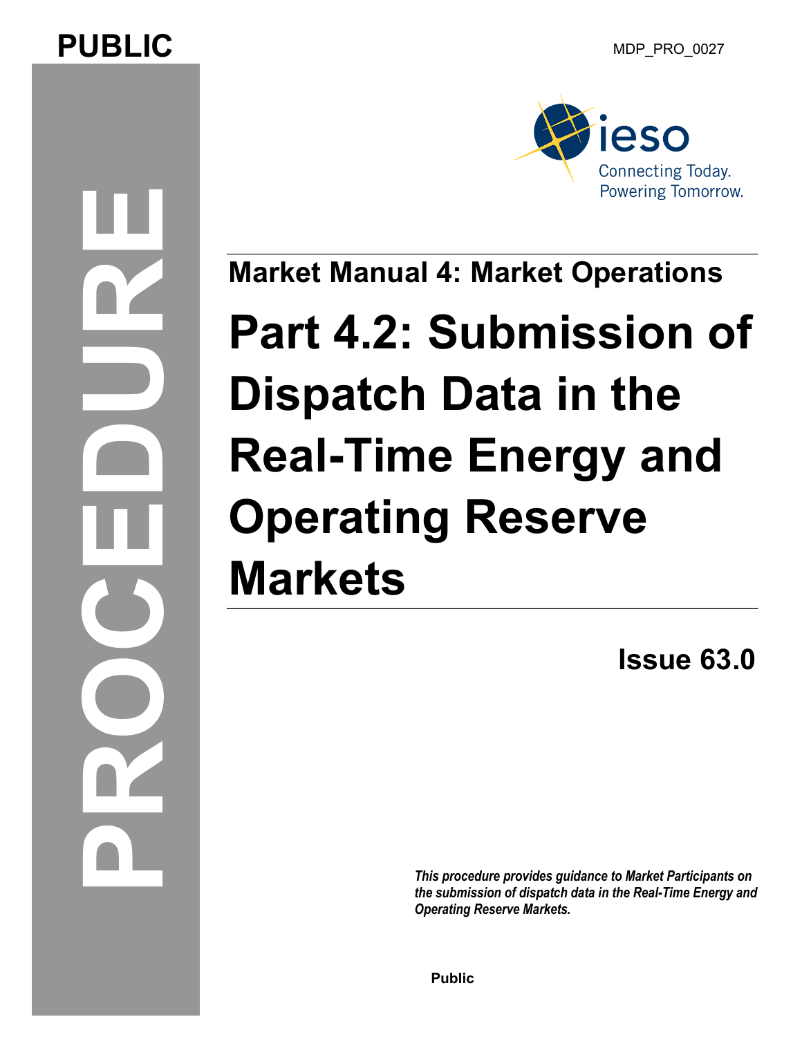PUBLIC

MDP_PRO_0027

PROCEDURE

ieso

Connecting Today.
Powering Tomorrow.

## Market Manual 4: Market Operations

# Part 4.2: Submission of Dispatch Data in the Real-Time Energy and Operating Reserve Markets

**Issue 63.0**

***This procedure provides guidance to Market Participants on the submission of dispatch data in the Real-Time Energy and Operating Reserve Markets.***

**Public**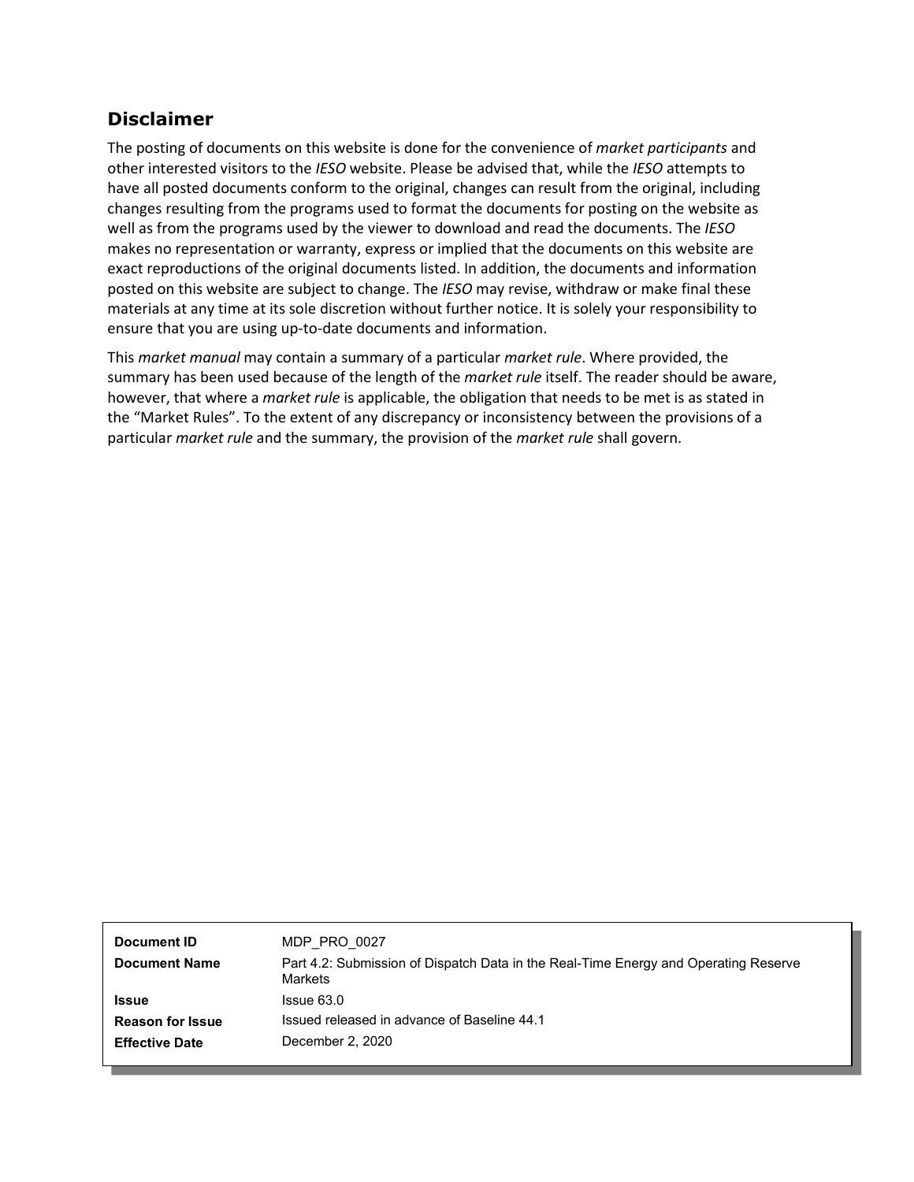## Disclaimer

The posting of documents on this website is done for the convenience of *market participants* and other interested visitors to the *IESO* website. Please be advised that, while the *IESO* attempts to have all posted documents conform to the original, changes can result from the original, including changes resulting from the programs used to format the documents for posting on the website as well as from the programs used by the viewer to download and read the documents. The *IESO* makes no representation or warranty, express or implied that the documents on this website are exact reproductions of the original documents listed. In addition, the documents and information posted on this website are subject to change. The *IESO* may revise, withdraw or make final these materials at any time at its sole discretion without further notice. It is solely your responsibility to ensure that you are using up-to-date documents and information.

This *market manual* may contain a summary of a particular *market rule*. Where provided, the summary has been used because of the length of the *market rule* itself. The reader should be aware, however, that where a *market rule* is applicable, the obligation that needs to be met is as stated in the "Market Rules". To the extent of any discrepancy or inconsistency between the provisions of a particular *market rule* and the summary, the provision of the *market rule* shall govern.

| | |
|---|---|
| **Document ID** | MDP_PRO_0027 |
| **Document Name** | Part 4.2: Submission of Dispatch Data in the Real-Time Energy and Operating Reserve Markets |
| **Issue** | Issue 63.0 |
| **Reason for Issue** | Issued released in advance of Baseline 44.1 |
| **Effective Date** | December 2, 2020 |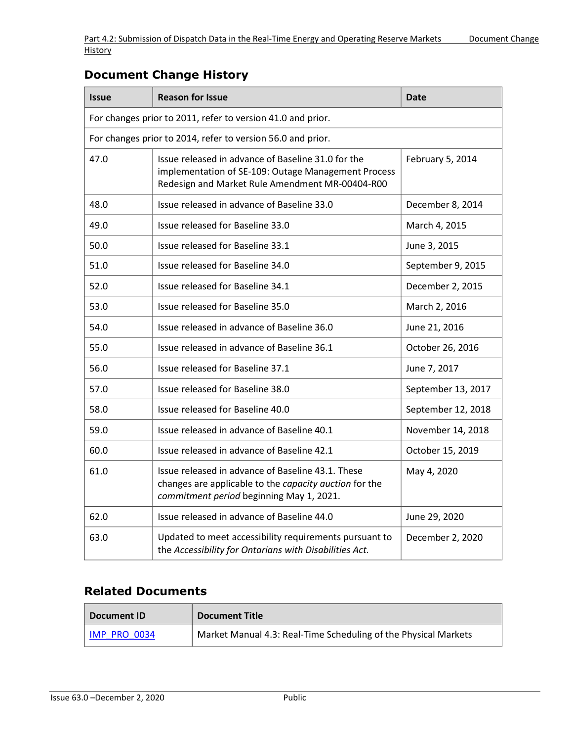## Document Change History

| Issue | Reason for Issue | Date |
|---|---|---|
| For changes prior to 2011, refer to version 41.0 and prior. | | |
| For changes prior to 2014, refer to version 56.0 and prior. | | |
| 47.0 | Issue released in advance of Baseline 31.0 for the implementation of SE-109: Outage Management Process Redesign and Market Rule Amendment MR-00404-R00 | February 5, 2014 |
| 48.0 | Issue released in advance of Baseline 33.0 | December 8, 2014 |
| 49.0 | Issue released for Baseline 33.0 | March 4, 2015 |
| 50.0 | Issue released for Baseline 33.1 | June 3, 2015 |
| 51.0 | Issue released for Baseline 34.0 | September 9, 2015 |
| 52.0 | Issue released for Baseline 34.1 | December 2, 2015 |
| 53.0 | Issue released for Baseline 35.0 | March 2, 2016 |
| 54.0 | Issue released in advance of Baseline 36.0 | June 21, 2016 |
| 55.0 | Issue released in advance of Baseline 36.1 | October 26, 2016 |
| 56.0 | Issue released for Baseline 37.1 | June 7, 2017 |
| 57.0 | Issue released for Baseline 38.0 | September 13, 2017 |
| 58.0 | Issue released for Baseline 40.0 | September 12, 2018 |
| 59.0 | Issue released in advance of Baseline 40.1 | November 14, 2018 |
| 60.0 | Issue released in advance of Baseline 42.1 | October 15, 2019 |
| 61.0 | Issue released in advance of Baseline 43.1. These changes are applicable to the *capacity auction* for the *commitment period* beginning May 1, 2021. | May 4, 2020 |
| 62.0 | Issue released in advance of Baseline 44.0 | June 29, 2020 |
| 63.0 | Updated to meet accessibility requirements pursuant to the *Accessibility for Ontarians with Disabilities Act.* | December 2, 2020 |

## Related Documents

| Document ID | Document Title |
|---|---|
| IMP_PRO_0034 | Market Manual 4.3: Real-Time Scheduling of the Physical Markets |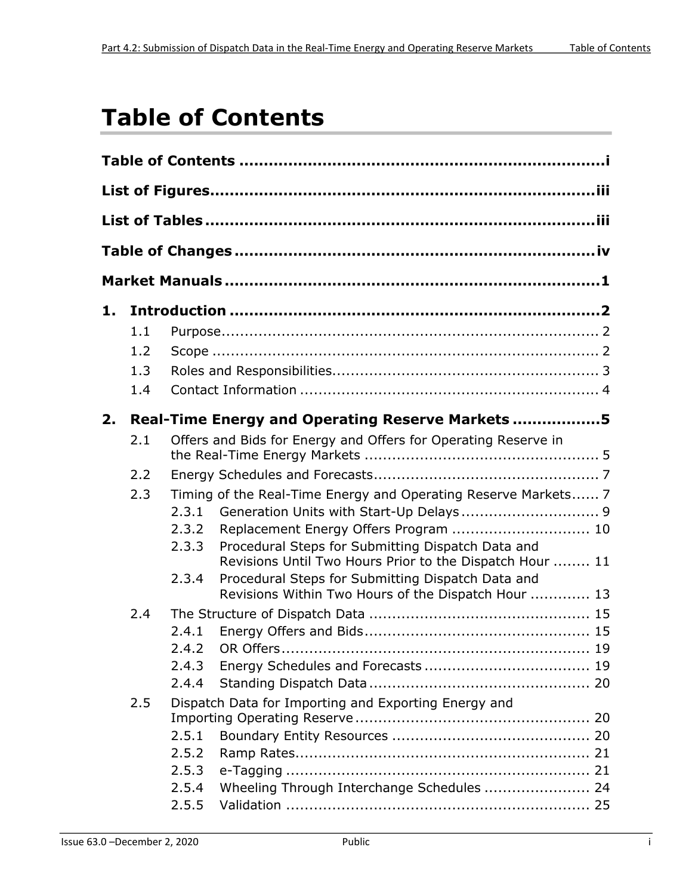# Table of Contents

**Table of Contents ........................................................................ i**

**List of Figures ........................................................................... iii**

**List of Tables ............................................................................. iii**

**Table of Changes ....................................................................... iv**

**Market Manuals .......................................................................... 1**

**1. Introduction ........................................................................... 2**

- 1.1 Purpose ................................................................................ 2
- 1.2 Scope ................................................................................... 2
- 1.3 Roles and Responsibilities ........................................................ 3
- 1.4 Contact Information ................................................................ 4

**2. Real-Time Energy and Operating Reserve Markets ................. 5**

- 2.1 Offers and Bids for Energy and Offers for Operating Reserve in the Real-Time Energy Markets ................................................. 5
- 2.2 Energy Schedules and Forecasts ............................................... 7
- 2.3 Timing of the Real-Time Energy and Operating Reserve Markets ...... 7
  - 2.3.1 Generation Units with Start-Up Delays ............................ 9
  - 2.3.2 Replacement Energy Offers Program ............................. 10
  - 2.3.3 Procedural Steps for Submitting Dispatch Data and Revisions Until Two Hours Prior to the Dispatch Hour ........ 11
  - 2.3.4 Procedural Steps for Submitting Dispatch Data and Revisions Within Two Hours of the Dispatch Hour ............ 13
- 2.4 The Structure of Dispatch Data ............................................... 15
  - 2.4.1 Energy Offers and Bids ................................................ 15
  - 2.4.2 OR Offers .................................................................. 19
  - 2.4.3 Energy Schedules and Forecasts ................................... 19
  - 2.4.4 Standing Dispatch Data ............................................... 20
- 2.5 Dispatch Data for Importing and Exporting Energy and Importing Operating Reserve .................................................. 20
  - 2.5.1 Boundary Entity Resources .......................................... 20
  - 2.5.2 Ramp Rates ............................................................... 21
  - 2.5.3 e-Tagging ................................................................. 21
  - 2.5.4 Wheeling Through Interchange Schedules ...................... 24
  - 2.5.5 Validation ................................................................. 25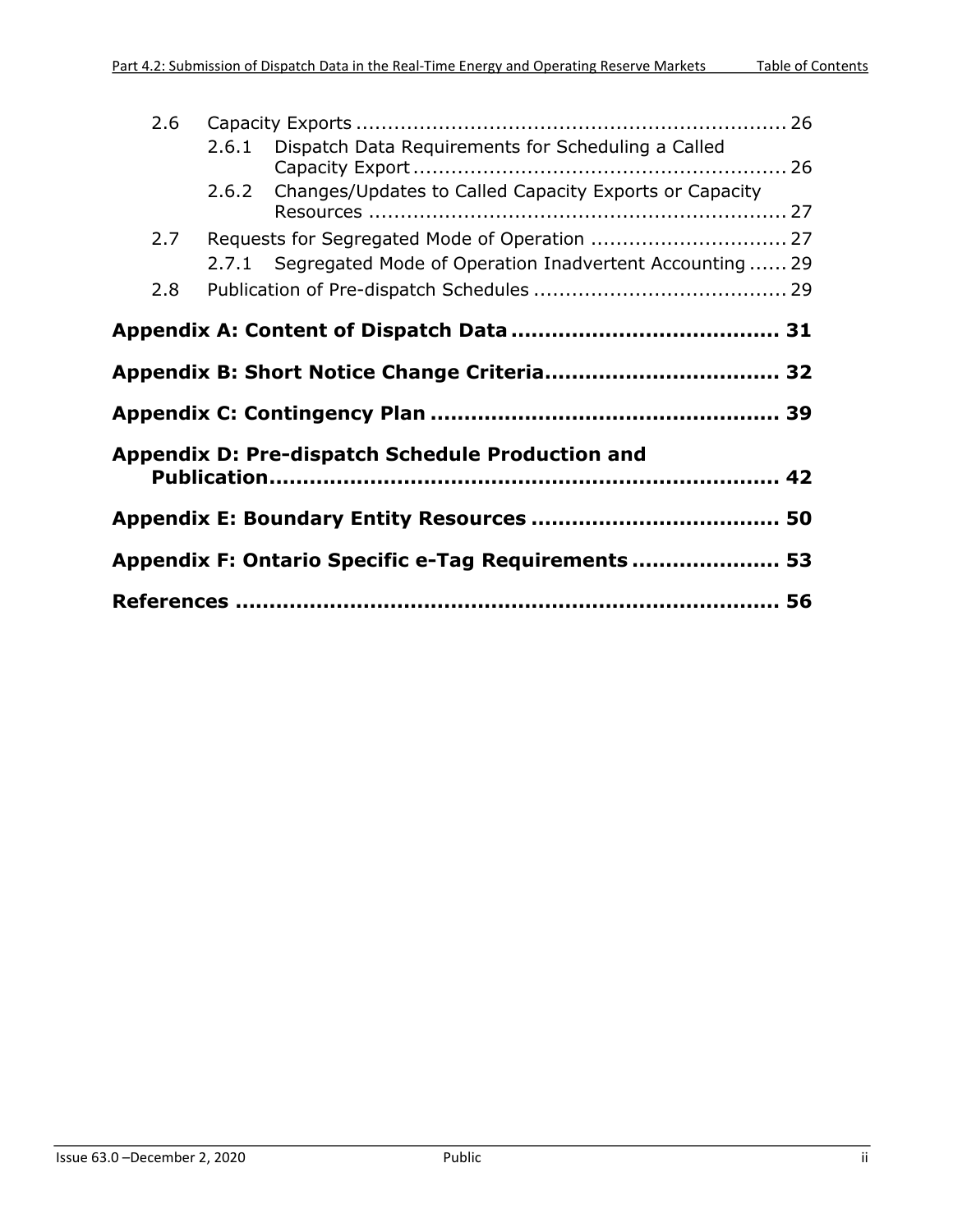2.6 Capacity Exports ................................................................. 26

2.6.1 Dispatch Data Requirements for Scheduling a Called Capacity Export ........................................................ 26

2.6.2 Changes/Updates to Called Capacity Exports or Capacity Resources ............................................................... 27

2.7 Requests for Segregated Mode of Operation ............................... 27

2.7.1 Segregated Mode of Operation Inadvertent Accounting ...... 29

2.8 Publication of Pre-dispatch Schedules ....................................... 29

**Appendix A: Content of Dispatch Data ...................................... 31**

**Appendix B: Short Notice Change Criteria.................................. 32**

**Appendix C: Contingency Plan .................................................. 39**

**Appendix D: Pre-dispatch Schedule Production and Publication.......................................................................... 42**

**Appendix E: Boundary Entity Resources .................................... 50**

**Appendix F: Ontario Specific e-Tag Requirements ..................... 53**

**References ............................................................................... 56**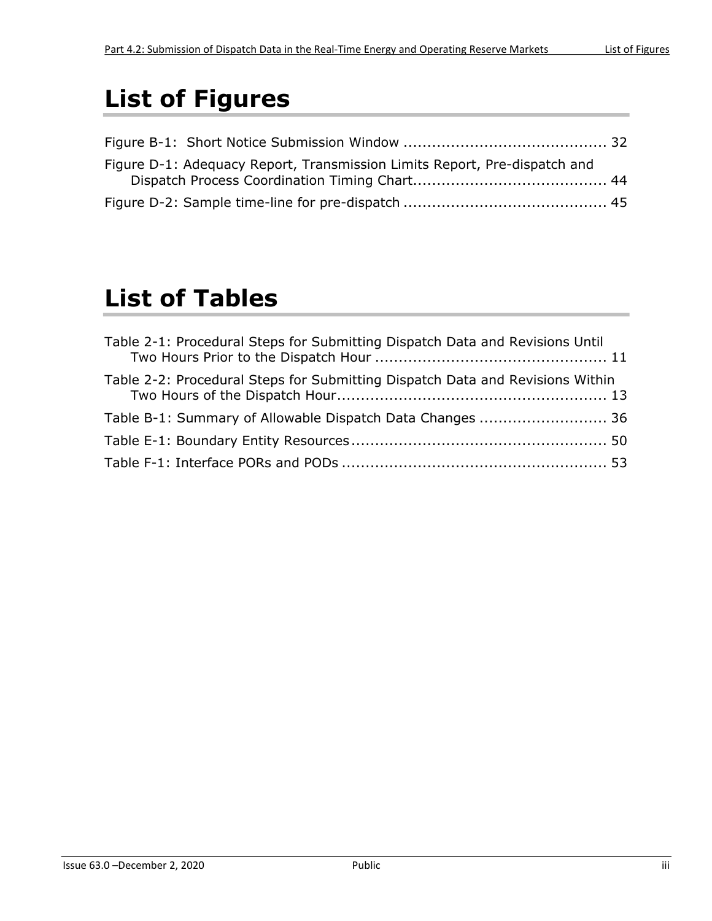# List of Figures

Figure B-1: Short Notice Submission Window .......................................... 32

Figure D-1: Adequacy Report, Transmission Limits Report, Pre-dispatch and Dispatch Process Coordination Timing Chart......................................... 44

Figure D-2: Sample time-line for pre-dispatch .......................................... 45

# List of Tables

Table 2-1: Procedural Steps for Submitting Dispatch Data and Revisions Until Two Hours Prior to the Dispatch Hour ................................................ 11

Table 2-2: Procedural Steps for Submitting Dispatch Data and Revisions Within Two Hours of the Dispatch Hour......................................................... 13

Table B-1: Summary of Allowable Dispatch Data Changes ........................... 36

Table E-1: Boundary Entity Resources..................................................... 50

Table F-1: Interface PORs and PODs ....................................................... 53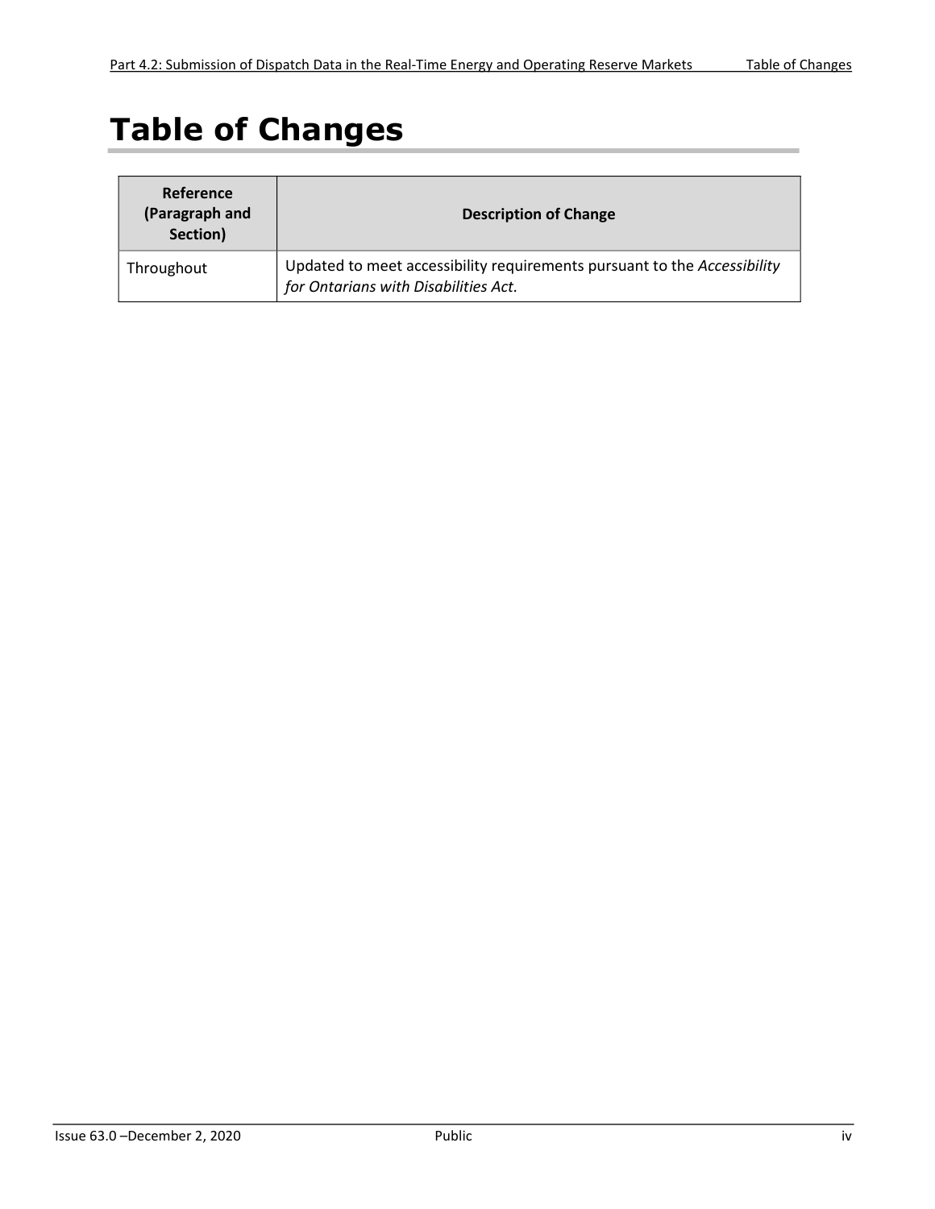# Table of Changes

| Reference (Paragraph and Section) | Description of Change |
|---|---|
| Throughout | Updated to meet accessibility requirements pursuant to the *Accessibility for Ontarians with Disabilities Act.* |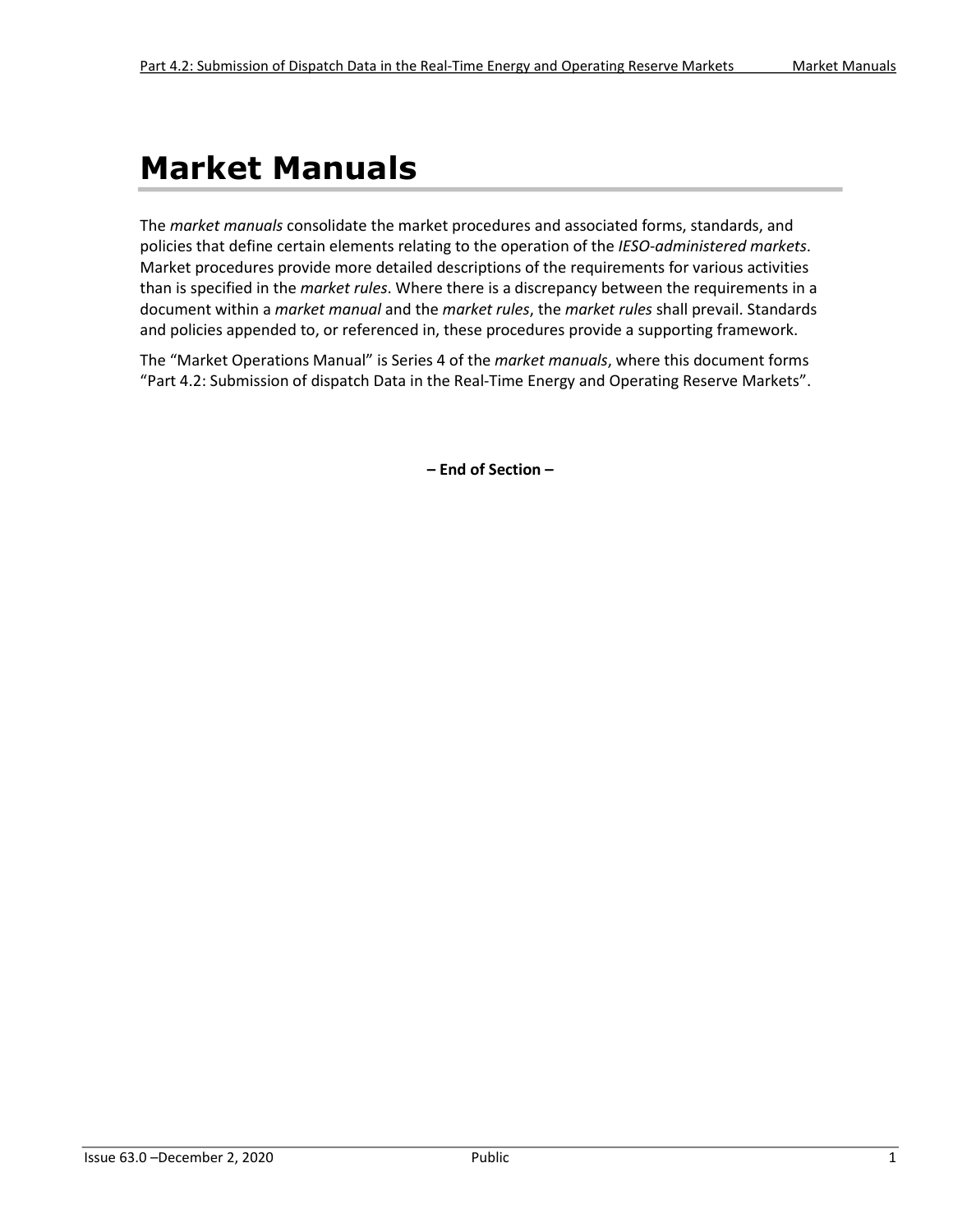# Market Manuals

The *market manuals* consolidate the market procedures and associated forms, standards, and policies that define certain elements relating to the operation of the *IESO-administered markets*. Market procedures provide more detailed descriptions of the requirements for various activities than is specified in the *market rules*. Where there is a discrepancy between the requirements in a document within a *market manual* and the *market rules*, the *market rules* shall prevail. Standards and policies appended to, or referenced in, these procedures provide a supporting framework.

The "Market Operations Manual" is Series 4 of the *market manuals*, where this document forms "Part 4.2: Submission of dispatch Data in the Real-Time Energy and Operating Reserve Markets".

**– End of Section –**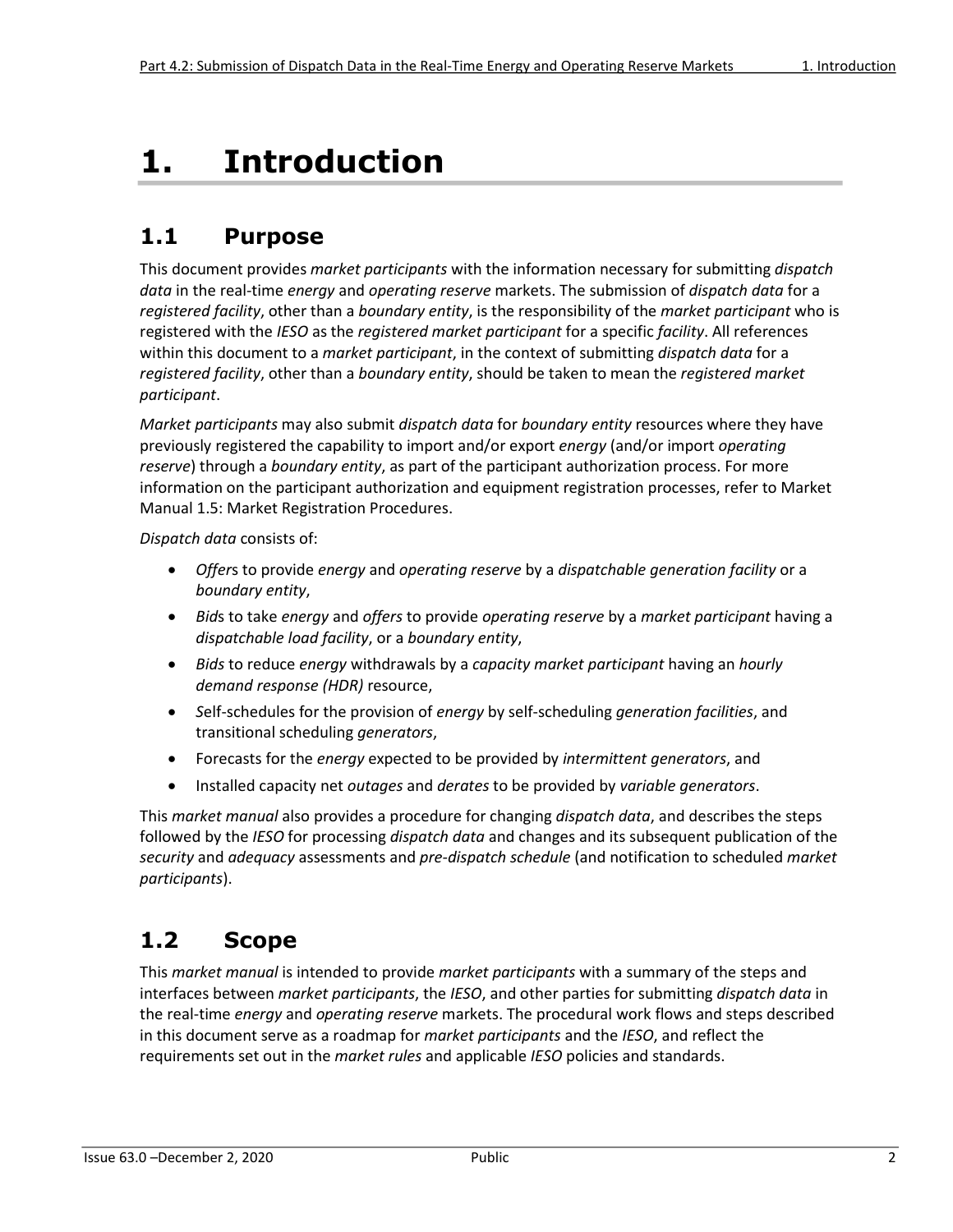# 1. Introduction

## 1.1 Purpose

This document provides *market participants* with the information necessary for submitting *dispatch data* in the real-time *energy* and *operating reserve* markets. The submission of *dispatch data* for a *registered facility*, other than a *boundary entity*, is the responsibility of the *market participant* who is registered with the *IESO* as the *registered market participant* for a specific *facility*. All references within this document to a *market participant*, in the context of submitting *dispatch data* for a *registered facility*, other than a *boundary entity*, should be taken to mean the *registered market participant*.

*Market participants* may also submit *dispatch data* for *boundary entity* resources where they have previously registered the capability to import and/or export *energy* (and/or import *operating reserve*) through a *boundary entity*, as part of the participant authorization process. For more information on the participant authorization and equipment registration processes, refer to Market Manual 1.5: Market Registration Procedures.

*Dispatch data* consists of:

- *Offer*s to provide *energy* and *operating reserve* by a *dispatchable generation facility* or a *boundary entity*,
- *Bid*s to take *energy* and *offers* to provide *operating reserve* by a *market participant* having a *dispatchable load facility*, or a *boundary entity*,
- *Bids* to reduce *energy* withdrawals by a *capacity market participant* having an *hourly demand response (HDR)* resource,
- *S*elf-schedules for the provision of *energy* by self-scheduling *generation facilities*, and transitional scheduling *generators*,
- Forecasts for the *energy* expected to be provided by *intermittent generators*, and
- Installed capacity net *outages* and *derates* to be provided by *variable generators*.

This *market manual* also provides a procedure for changing *dispatch data*, and describes the steps followed by the *IESO* for processing *dispatch data* and changes and its subsequent publication of the *security* and *adequacy* assessments and *pre-dispatch schedule* (and notification to scheduled *market participants*).

## 1.2 Scope

This *market manual* is intended to provide *market participants* with a summary of the steps and interfaces between *market participants*, the *IESO*, and other parties for submitting *dispatch data* in the real-time *energy* and *operating reserve* markets. The procedural work flows and steps described in this document serve as a roadmap for *market participants* and the *IESO*, and reflect the requirements set out in the *market rules* and applicable *IESO* policies and standards.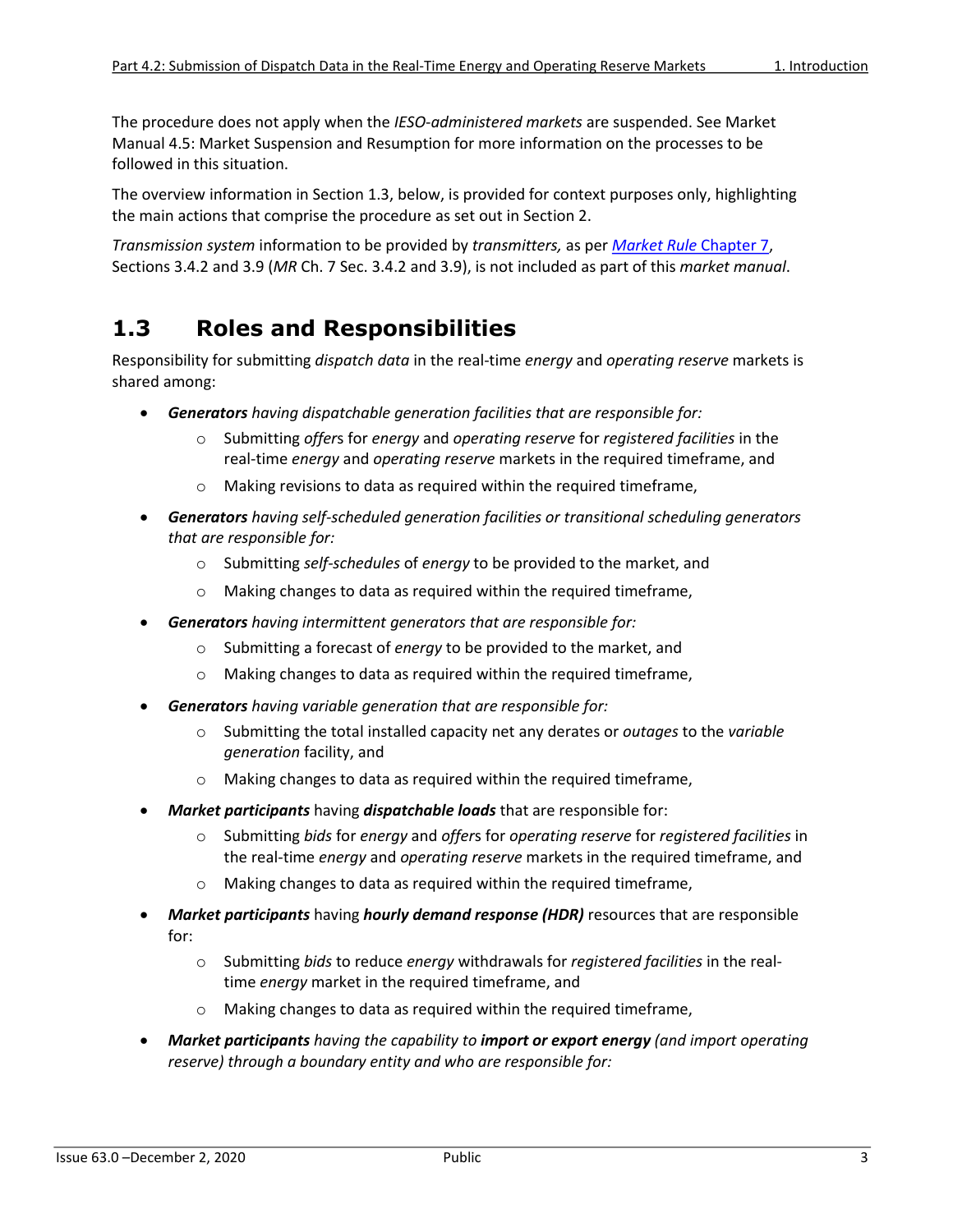The procedure does not apply when the *IESO-administered markets* are suspended. See Market Manual 4.5: Market Suspension and Resumption for more information on the processes to be followed in this situation.

The overview information in Section 1.3, below, is provided for context purposes only, highlighting the main actions that comprise the procedure as set out in Section 2.

*Transmission system* information to be provided by *transmitters,* as per *Market Rule* Chapter 7, Sections 3.4.2 and 3.9 (*MR* Ch. 7 Sec. 3.4.2 and 3.9), is not included as part of this *market manual*.

## 1.3 Roles and Responsibilities

Responsibility for submitting *dispatch data* in the real-time *energy* and *operating reserve* markets is shared among:

- ***Generators*** *having dispatchable generation facilities that are responsible for:*
  - Submitting *offer*s for *energy* and *operating reserve* for *registered facilities* in the real-time *energy* and *operating reserve* markets in the required timeframe, and
  - Making revisions to data as required within the required timeframe,
- ***Generators*** *having self-scheduled generation facilities or transitional scheduling generators that are responsible for:*
  - Submitting *self-schedules* of *energy* to be provided to the market, and
  - Making changes to data as required within the required timeframe,
- ***Generators*** *having intermittent generators that are responsible for:*
  - Submitting a forecast of *energy* to be provided to the market, and
  - Making changes to data as required within the required timeframe,
- ***Generators*** *having variable generation that are responsible for:*
  - Submitting the total installed capacity net any derates or *outages* to the *variable generation* facility, and
  - Making changes to data as required within the required timeframe,
- ***Market participants*** having ***dispatchable loads*** that are responsible for:
  - Submitting *bids* for *energy* and *offer*s for *operating reserve* for *registered facilities* in the real-time *energy* and *operating reserve* markets in the required timeframe, and
  - Making changes to data as required within the required timeframe,
- ***Market participants*** having ***hourly demand response (HDR)*** resources that are responsible for:
  - Submitting *bids* to reduce *energy* withdrawals for *registered facilities* in the real-time *energy* market in the required timeframe, and
  - Making changes to data as required within the required timeframe,
- ***Market participants*** *having the capability to* ***import or export energy*** *(and import operating reserve) through a boundary entity and who are responsible for:*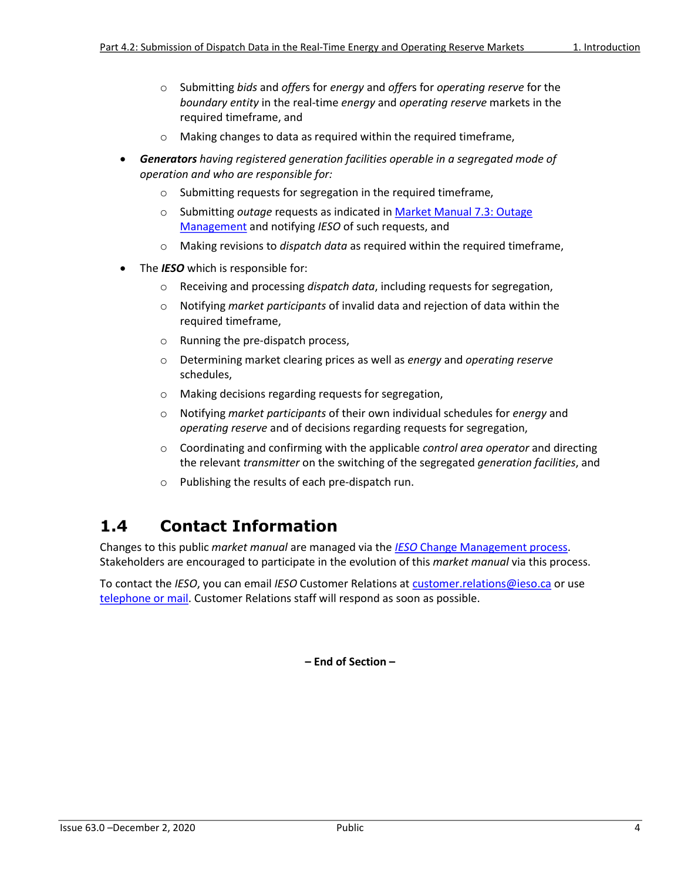- Submitting *bids* and *offers* for *energy* and *offers* for *operating reserve* for the *boundary entity* in the real-time *energy* and *operating reserve* markets in the required timeframe, and
    - Making changes to data as required within the required timeframe,
- ***Generators** having registered generation facilities operable in a segregated mode of operation and who are responsible for:*
    - Submitting requests for segregation in the required timeframe,
    - Submitting *outage* requests as indicated in [Market Manual 7.3: Outage Management]() and notifying *IESO* of such requests, and
    - Making revisions to *dispatch data* as required within the required timeframe,
- The ***IESO*** which is responsible for:
    - Receiving and processing *dispatch data*, including requests for segregation,
    - Notifying *market participants* of invalid data and rejection of data within the required timeframe,
    - Running the pre-dispatch process,
    - Determining market clearing prices as well as *energy* and *operating reserve* schedules,
    - Making decisions regarding requests for segregation,
    - Notifying *market participants* of their own individual schedules for *energy* and *operating reserve* and of decisions regarding requests for segregation,
    - Coordinating and confirming with the applicable *control area operator* and directing the relevant *transmitter* on the switching of the segregated *generation facilities*, and
    - Publishing the results of each pre-dispatch run.

## 1.4 Contact Information

Changes to this public *market manual* are managed via the [*IESO* Change Management process](). Stakeholders are encouraged to participate in the evolution of this *market manual* via this process.

To contact the *IESO*, you can email *IESO* Customer Relations at [customer.relations@ieso.ca]() or use [telephone or mail](). Customer Relations staff will respond as soon as possible.

**– End of Section –**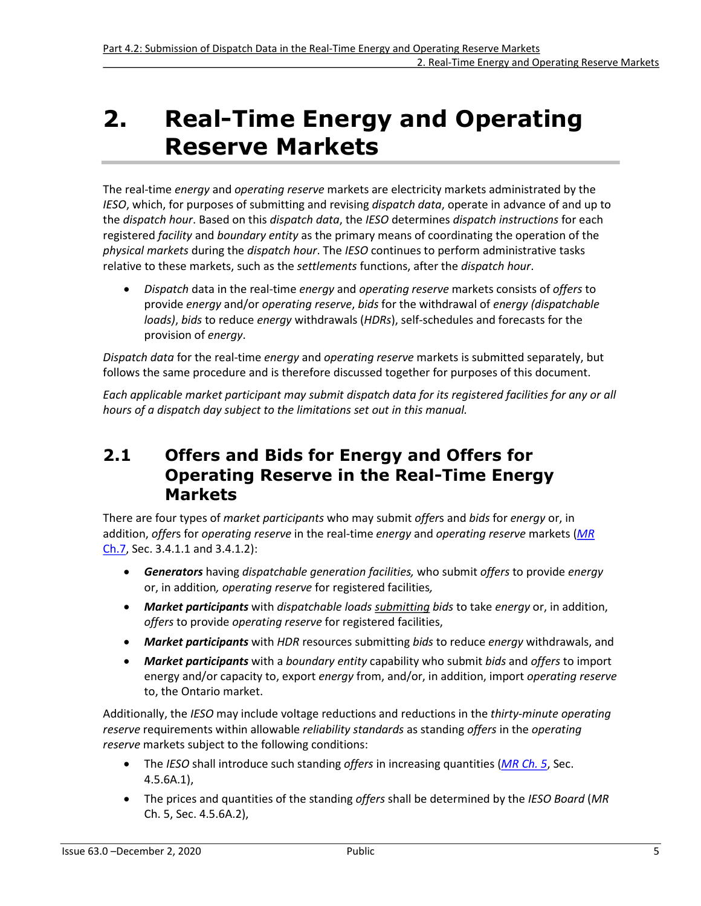# 2. Real-Time Energy and Operating Reserve Markets

The real-time *energy* and *operating reserve* markets are electricity markets administrated by the *IESO*, which, for purposes of submitting and revising *dispatch data*, operate in advance of and up to the *dispatch hour*. Based on this *dispatch data*, the *IESO* determines *dispatch instructions* for each registered *facility* and *boundary entity* as the primary means of coordinating the operation of the *physical markets* during the *dispatch hour*. The *IESO* continues to perform administrative tasks relative to these markets, such as the *settlements* functions, after the *dispatch hour*.

- *Dispatch* data in the real-time *energy* and *operating reserve* markets consists of *offers* to provide *energy* and/or *operating reserve*, *bids* for the withdrawal of *energy (dispatchable loads)*, *bids* to reduce *energy* withdrawals (*HDRs*), self-schedules and forecasts for the provision of *energy*.

*Dispatch data* for the real-time *energy* and *operating reserve* markets is submitted separately, but follows the same procedure and is therefore discussed together for purposes of this document.

*Each applicable market participant may submit dispatch data for its registered facilities for any or all hours of a dispatch day subject to the limitations set out in this manual.*

## 2.1 Offers and Bids for Energy and Offers for Operating Reserve in the Real-Time Energy Markets

There are four types of *market participants* who may submit *offer*s and *bids* for *energy* or, in addition, *offer*s for *operating reserve* in the real-time *energy* and *operating reserve* markets (*MR Ch.7*, Sec. 3.4.1.1 and 3.4.1.2):

- ***Generators*** having *dispatchable generation facilities,* who submit *offers* to provide *energy* or, in addition*, operating reserve* for registered facilities*,*
- ***Market participants*** with *dispatchable loads* submitting *bids* to take *energy* or, in addition, *offers* to provide *operating reserve* for registered facilities,
- ***Market participants*** with *HDR* resources submitting *bids* to reduce *energy* withdrawals, and
- ***Market participants*** with a *boundary entity* capability who submit *bids* and *offers* to import energy and/or capacity to, export *energy* from, and/or, in addition, import *operating reserve* to, the Ontario market.

Additionally, the *IESO* may include voltage reductions and reductions in the *thirty-minute operating reserve* requirements within allowable *reliability standards* as standing *offers* in the *operating reserve* markets subject to the following conditions:

- The *IESO* shall introduce such standing *offers* in increasing quantities (*MR Ch. 5*, Sec. 4.5.6A.1),
- The prices and quantities of the standing *offers* shall be determined by the *IESO Board* (*MR* Ch. 5, Sec. 4.5.6A.2),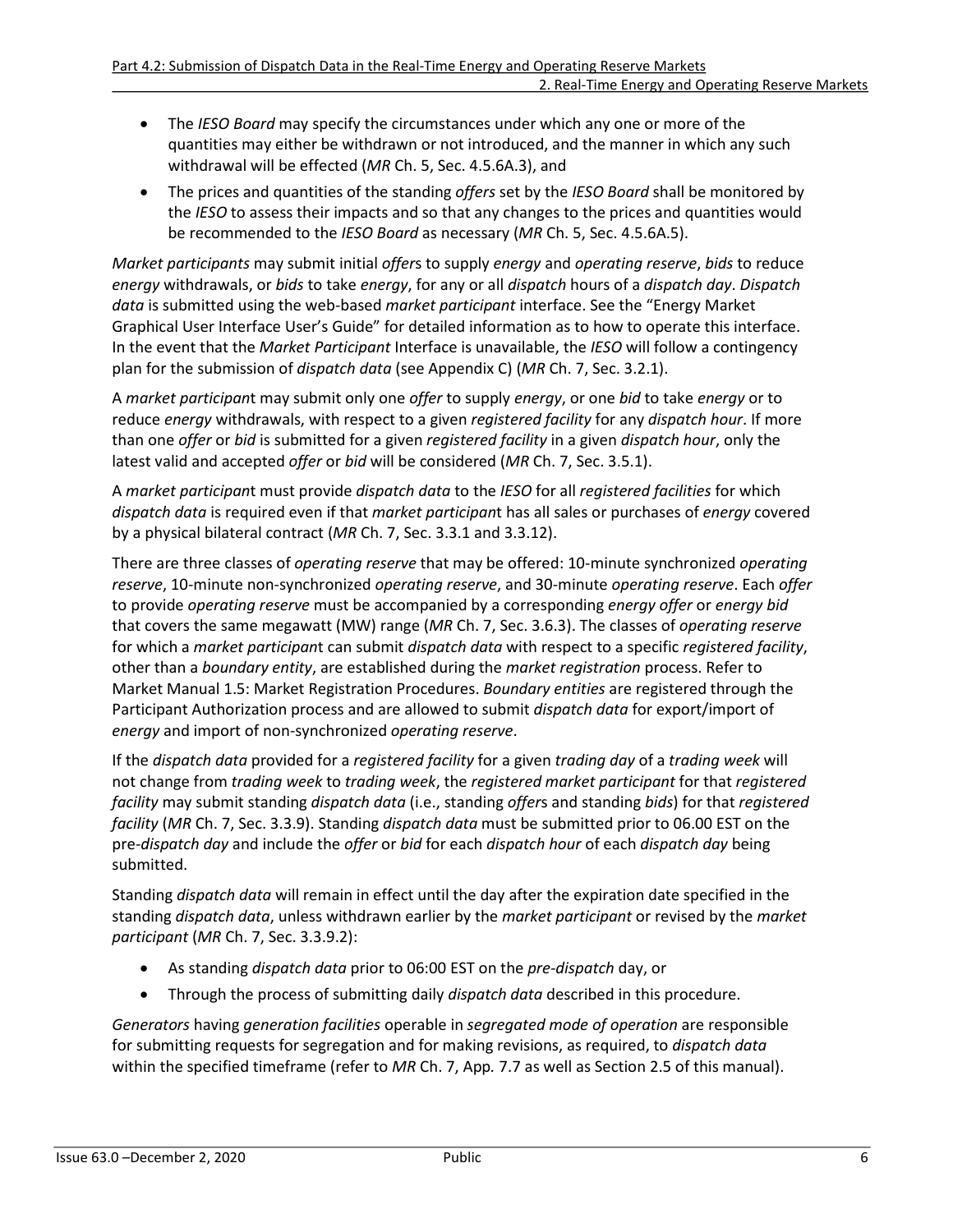- The *IESO Board* may specify the circumstances under which any one or more of the quantities may either be withdrawn or not introduced, and the manner in which any such withdrawal will be effected (*MR* Ch. 5, Sec. 4.5.6A.3), and
- The prices and quantities of the standing *offers* set by the *IESO Board* shall be monitored by the *IESO* to assess their impacts and so that any changes to the prices and quantities would be recommended to the *IESO Board* as necessary (*MR* Ch. 5, Sec. 4.5.6A.5).

*Market participants* may submit initial *offer*s to supply *energy* and *operating reserve*, *bids* to reduce *energy* withdrawals, or *bids* to take *energy*, for any or all *dispatch* hours of a *dispatch day*. *Dispatch data* is submitted using the web-based *market participant* interface. See the "Energy Market Graphical User Interface User's Guide" for detailed information as to how to operate this interface. In the event that the *Market Participant* Interface is unavailable, the *IESO* will follow a contingency plan for the submission of *dispatch data* (see Appendix C) (*MR* Ch. 7, Sec. 3.2.1).

A *market participan*t may submit only one *offer* to supply *energy*, or one *bid* to take *energy* or to reduce *energy* withdrawals, with respect to a given *registered facility* for any *dispatch hour*. If more than one *offer* or *bid* is submitted for a given *registered facility* in a given *dispatch hour*, only the latest valid and accepted *offer* or *bid* will be considered (*MR* Ch. 7, Sec. 3.5.1).

A *market participan*t must provide *dispatch data* to the *IESO* for all *registered facilities* for which *dispatch data* is required even if that *market participan*t has all sales or purchases of *energy* covered by a physical bilateral contract (*MR* Ch. 7, Sec. 3.3.1 and 3.3.12).

There are three classes of *operating reserve* that may be offered: 10-minute synchronized *operating reserve*, 10-minute non-synchronized *operating reserve*, and 30-minute *operating reserve*. Each *offer* to provide *operating reserve* must be accompanied by a corresponding *energy offer* or *energy bid* that covers the same megawatt (MW) range (*MR* Ch. 7, Sec. 3.6.3). The classes of *operating reserve* for which a *market participan*t can submit *dispatch data* with respect to a specific *registered facility*, other than a *boundary entity*, are established during the *market registration* process. Refer to Market Manual 1.5: Market Registration Procedures. *Boundary entities* are registered through the Participant Authorization process and are allowed to submit *dispatch data* for export/import of *energy* and import of non-synchronized *operating reserve*.

If the *dispatch data* provided for a *registered facility* for a given *trading day* of a *trading week* will not change from *trading week* to *trading week*, the *registered market participant* for that *registered facility* may submit standing *dispatch data* (i.e., standing *offer*s and standing *bids*) for that *registered facility* (*MR* Ch. 7, Sec. 3.3.9). Standing *dispatch data* must be submitted prior to 06.00 EST on the pre-*dispatch day* and include the *offer* or *bid* for each *dispatch hour* of each *dispatch day* being submitted.

Standing *dispatch data* will remain in effect until the day after the expiration date specified in the standing *dispatch data*, unless withdrawn earlier by the *market participant* or revised by the *market participant* (*MR* Ch. 7, Sec. 3.3.9.2):

- As standing *dispatch data* prior to 06:00 EST on the *pre-dispatch* day, or
- Through the process of submitting daily *dispatch data* described in this procedure.

*Generators* having *generation facilities* operable in *segregated mode of operation* are responsible for submitting requests for segregation and for making revisions, as required, to *dispatch data* within the specified timeframe (refer to *MR* Ch. 7, App. 7.7 as well as Section 2.5 of this manual).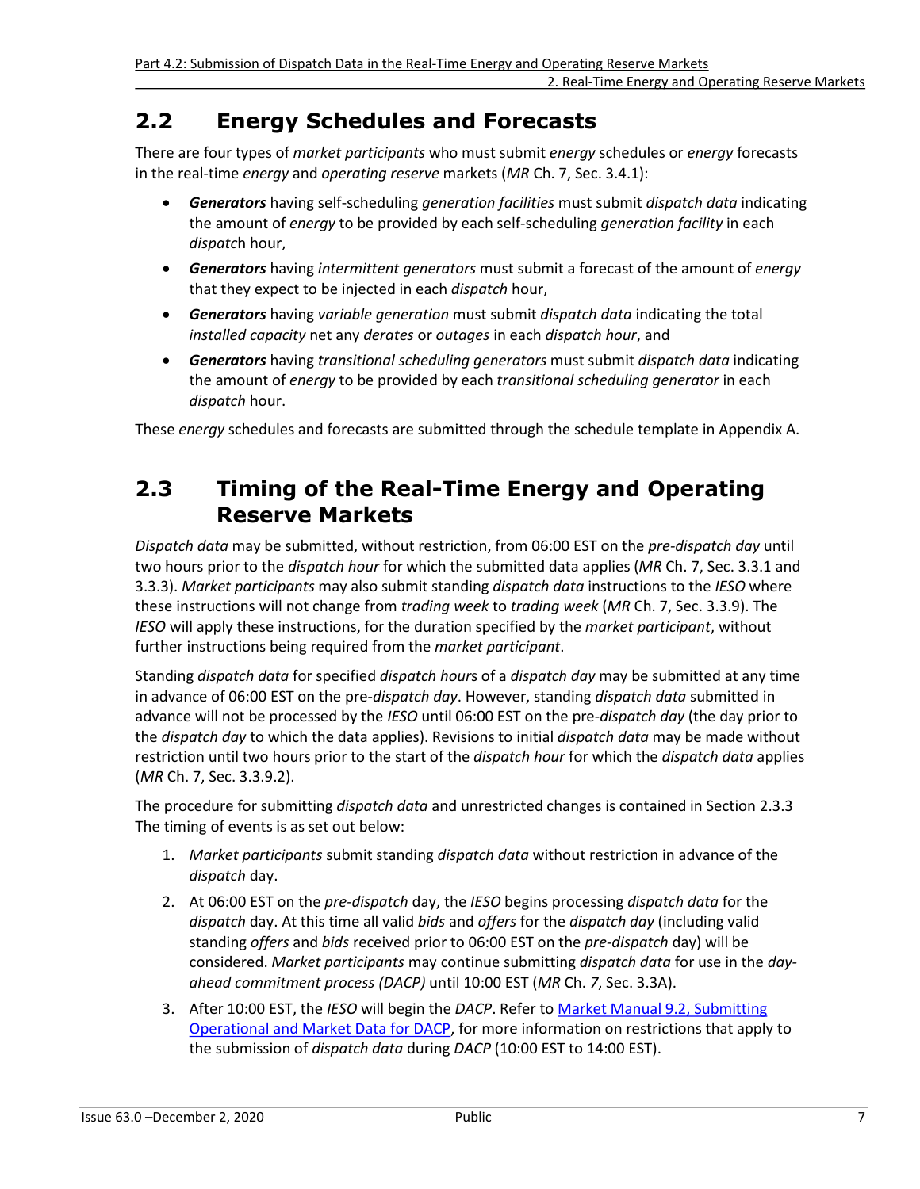## 2.2 Energy Schedules and Forecasts

There are four types of *market participants* who must submit *energy* schedules or *energy* forecasts in the real-time *energy* and *operating reserve* markets (*MR* Ch. 7, Sec. 3.4.1):

- ***Generators*** having self-scheduling *generation facilities* must submit *dispatch data* indicating the amount of *energy* to be provided by each self-scheduling *generation facility* in each *dispatc*h hour,
- ***Generators*** having *intermittent generators* must submit a forecast of the amount of *energy* that they expect to be injected in each *dispatch* hour,
- ***Generators*** having *variable generation* must submit *dispatch data* indicating the total *installed capacity* net any *derates* or *outages* in each *dispatch hour*, and
- ***Generators*** having *transitional scheduling generators* must submit *dispatch data* indicating the amount of *energy* to be provided by each *transitional scheduling generator* in each *dispatch* hour.

These *energy* schedules and forecasts are submitted through the schedule template in Appendix A.

## 2.3 Timing of the Real-Time Energy and Operating Reserve Markets

*Dispatch data* may be submitted, without restriction, from 06:00 EST on the *pre-dispatch day* until two hours prior to the *dispatch hour* for which the submitted data applies (*MR* Ch. 7, Sec. 3.3.1 and 3.3.3). *Market participants* may also submit standing *dispatch data* instructions to the *IESO* where these instructions will not change from *trading week* to *trading week* (*MR* Ch. 7, Sec. 3.3.9). The *IESO* will apply these instructions, for the duration specified by the *market participant*, without further instructions being required from the *market participant*.

Standing *dispatch data* for specified *dispatch hour*s of a *dispatch day* may be submitted at any time in advance of 06:00 EST on the pre-*dispatch day*. However, standing *dispatch data* submitted in advance will not be processed by the *IESO* until 06:00 EST on the pre-*dispatch day* (the day prior to the *dispatch day* to which the data applies). Revisions to initial *dispatch data* may be made without restriction until two hours prior to the start of the *dispatch hour* for which the *dispatch data* applies (*MR* Ch. 7, Sec. 3.3.9.2).

The procedure for submitting *dispatch data* and unrestricted changes is contained in Section 2.3.3 The timing of events is as set out below:

1. *Market participants* submit standing *dispatch data* without restriction in advance of the *dispatch* day.
2. At 06:00 EST on the *pre-dispatch* day, the *IESO* begins processing *dispatch data* for the *dispatch* day. At this time all valid *bids* and *offers* for the *dispatch day* (including valid standing *offers* and *bids* received prior to 06:00 EST on the *pre-dispatch* day) will be considered. *Market participants* may continue submitting *dispatch data* for use in the *day-ahead commitment process (DACP)* until 10:00 EST (*MR* Ch. *7*, Sec. 3.3A).
3. After 10:00 EST, the *IESO* will begin the *DACP*. Refer to [Market Manual 9.2, Submitting Operational and Market Data for DACP](), for more information on restrictions that apply to the submission of *dispatch data* during *DACP* (10:00 EST to 14:00 EST).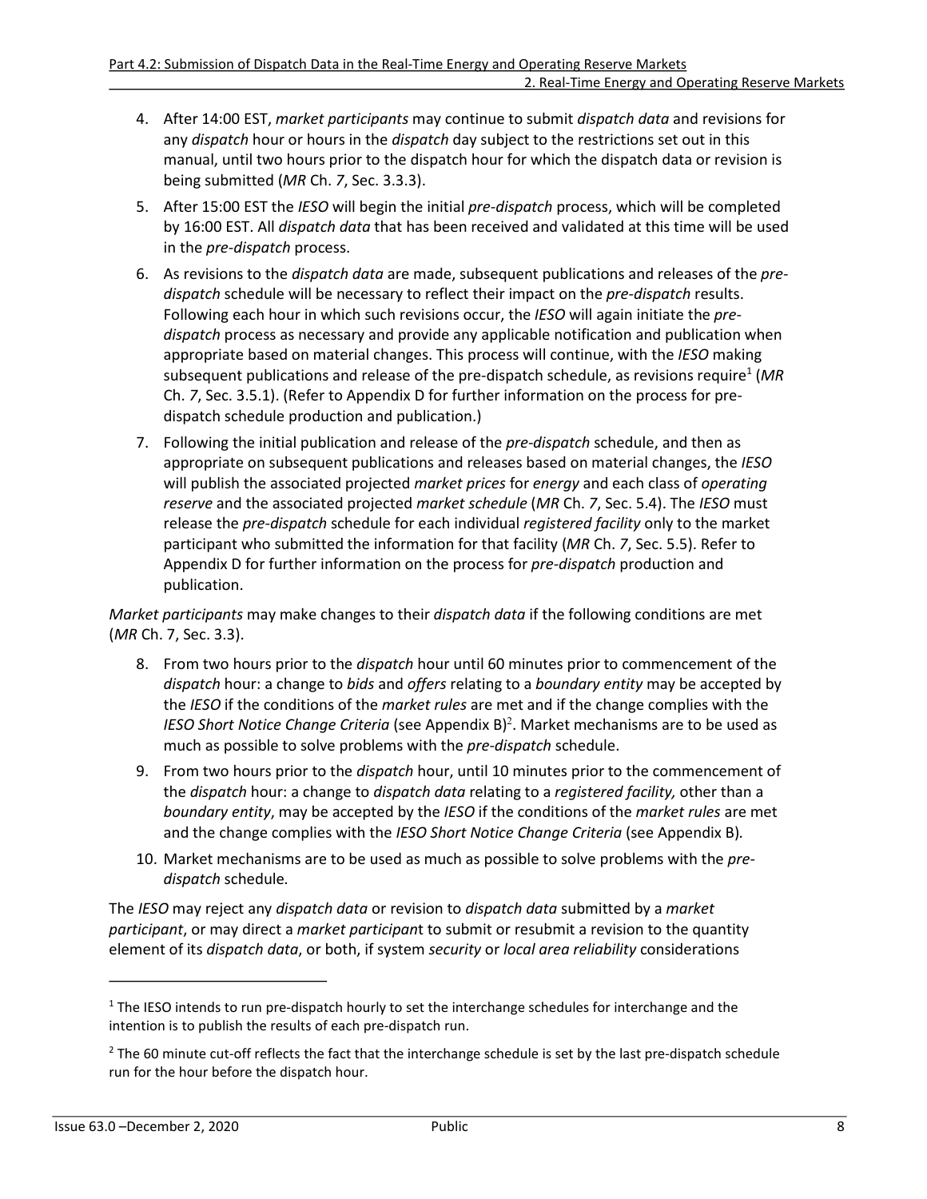4. After 14:00 EST, *market participants* may continue to submit *dispatch data* and revisions for any *dispatch* hour or hours in the *dispatch* day subject to the restrictions set out in this manual, until two hours prior to the dispatch hour for which the dispatch data or revision is being submitted (*MR* Ch. *7*, Sec. 3.3.3).
5. After 15:00 EST the *IESO* will begin the initial *pre-dispatch* process, which will be completed by 16:00 EST. All *dispatch data* that has been received and validated at this time will be used in the *pre-dispatch* process.
6. As revisions to the *dispatch data* are made, subsequent publications and releases of the *pre-dispatch* schedule will be necessary to reflect their impact on the *pre-dispatch* results. Following each hour in which such revisions occur, the *IESO* will again initiate the *pre-dispatch* process as necessary and provide any applicable notification and publication when appropriate based on material changes. This process will continue, with the *IESO* making subsequent publications and release of the pre-dispatch schedule, as revisions require[1] (*MR* Ch. *7*, Sec. 3.5.1). (Refer to Appendix D for further information on the process for pre-dispatch schedule production and publication.)
7. Following the initial publication and release of the *pre-dispatch* schedule, and then as appropriate on subsequent publications and releases based on material changes, the *IESO* will publish the associated projected *market prices* for *energy* and each class of *operating reserve* and the associated projected *market schedule* (*MR* Ch. *7*, Sec. 5.4). The *IESO* must release the *pre-dispatch* schedule for each individual *registered facility* only to the market participant who submitted the information for that facility (*MR* Ch. *7*, Sec. 5.5). Refer to Appendix D for further information on the process for *pre-dispatch* production and publication.

*Market participants* may make changes to their *dispatch data* if the following conditions are met (*MR* Ch. 7, Sec. 3.3).

8. From two hours prior to the *dispatch* hour until 60 minutes prior to commencement of the *dispatch* hour: a change to *bids* and *offers* relating to a *boundary entity* may be accepted by the *IESO* if the conditions of the *market rules* are met and if the change complies with the *IESO Short Notice Change Criteria* (see Appendix B)[2]. Market mechanisms are to be used as much as possible to solve problems with the *pre-dispatch* schedule.
9. From two hours prior to the *dispatch* hour, until 10 minutes prior to the commencement of the *dispatch* hour: a change to *dispatch data* relating to a *registered facility,* other than a *boundary entity*, may be accepted by the *IESO* if the conditions of the *market rules* are met and the change complies with the *IESO Short Notice Change Criteria* (see Appendix B)*.*
10. Market mechanisms are to be used as much as possible to solve problems with the *pre-dispatch* schedule*.*

The *IESO* may reject any *dispatch data* or revision to *dispatch data* submitted by a *market participant*, or may direct a *market participant* to submit or resubmit a revision to the quantity element of its *dispatch data*, or both, if system *security* or *local area reliability* considerations

[1] The IESO intends to run pre-dispatch hourly to set the interchange schedules for interchange and the intention is to publish the results of each pre-dispatch run.

[2] The 60 minute cut-off reflects the fact that the interchange schedule is set by the last pre-dispatch schedule run for the hour before the dispatch hour.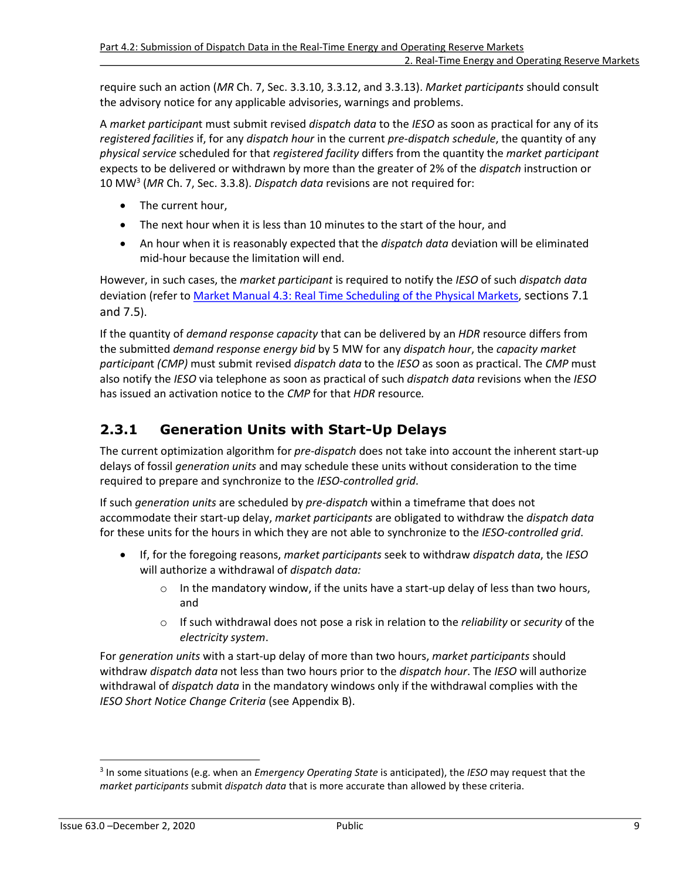require such an action (*MR* Ch. 7, Sec. 3.3.10, 3.3.12, and 3.3.13). *Market participants* should consult the advisory notice for any applicable advisories, warnings and problems.

A *market participant* must submit revised *dispatch data* to the *IESO* as soon as practical for any of its *registered facilities* if, for any *dispatch hour* in the current *pre-dispatch schedule*, the quantity of any *physical service* scheduled for that *registered facility* differs from the quantity the *market participant* expects to be delivered or withdrawn by more than the greater of 2% of the *dispatch* instruction or 10 MW[3] (*MR* Ch. 7, Sec. 3.3.8). *Dispatch data* revisions are not required for:

- The current hour,
- The next hour when it is less than 10 minutes to the start of the hour, and
- An hour when it is reasonably expected that the *dispatch data* deviation will be eliminated mid-hour because the limitation will end.

However, in such cases, the *market participant* is required to notify the *IESO* of such *dispatch data* deviation (refer to [Market Manual 4.3: Real Time Scheduling of the Physical Markets](), sections 7.1 and 7.5).

If the quantity of *demand response capacity* that can be delivered by an *HDR* resource differs from the submitted *demand response energy bid* by 5 MW for any *dispatch hour*, the *capacity market participant (CMP)* must submit revised *dispatch data* to the *IESO* as soon as practical. The *CMP* must also notify the *IESO* via telephone as soon as practical of such *dispatch data* revisions when the *IESO* has issued an activation notice to the *CMP* for that *HDR* resource.

### 2.3.1 Generation Units with Start-Up Delays

The current optimization algorithm for *pre-dispatch* does not take into account the inherent start-up delays of fossil *generation units* and may schedule these units without consideration to the time required to prepare and synchronize to the *IESO-controlled grid*.

If such *generation units* are scheduled by *pre-dispatch* within a timeframe that does not accommodate their start-up delay, *market participants* are obligated to withdraw the *dispatch data* for these units for the hours in which they are not able to synchronize to the *IESO-controlled grid*.

- If, for the foregoing reasons, *market participants* seek to withdraw *dispatch data*, the *IESO* will authorize a withdrawal of *dispatch data:*
  - In the mandatory window, if the units have a start-up delay of less than two hours, and
  - If such withdrawal does not pose a risk in relation to the *reliability* or *security* of the *electricity system*.

For *generation units* with a start-up delay of more than two hours, *market participants* should withdraw *dispatch data* not less than two hours prior to the *dispatch hour*. The *IESO* will authorize withdrawal of *dispatch data* in the mandatory windows only if the withdrawal complies with the *IESO Short Notice Change Criteria* (see Appendix B).

[3] In some situations (e.g. when an *Emergency Operating State* is anticipated), the *IESO* may request that the *market participants* submit *dispatch data* that is more accurate than allowed by these criteria.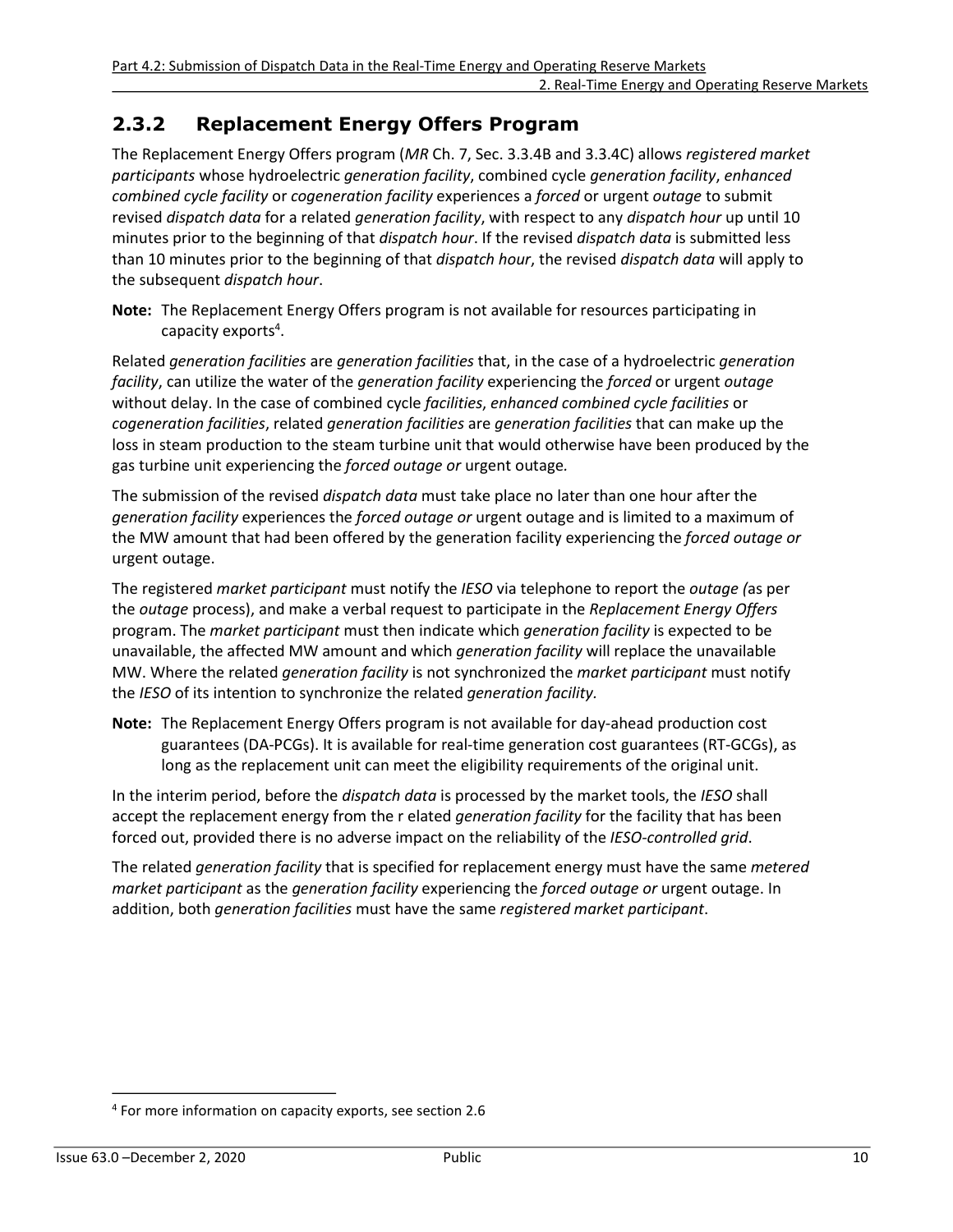### 2.3.2 Replacement Energy Offers Program

The Replacement Energy Offers program (*MR* Ch. 7, Sec. 3.3.4B and 3.3.4C) allows *registered market participants* whose hydroelectric *generation facility*, combined cycle *generation facility*, *enhanced combined cycle facility* or *cogeneration facility* experiences a *forced* or urgent *outage* to submit revised *dispatch data* for a related *generation facility*, with respect to any *dispatch hour* up until 10 minutes prior to the beginning of that *dispatch hour*. If the revised *dispatch data* is submitted less than 10 minutes prior to the beginning of that *dispatch hour*, the revised *dispatch data* will apply to the subsequent *dispatch hour*.

**Note:** The Replacement Energy Offers program is not available for resources participating in capacity exports[4].

Related *generation facilities* are *generation facilities* that, in the case of a hydroelectric *generation facility*, can utilize the water of the *generation facility* experiencing the *forced* or urgent *outage* without delay. In the case of combined cycle *facilities*, *enhanced combined cycle facilities* or *cogeneration facilities*, related *generation facilities* are *generation facilities* that can make up the loss in steam production to the steam turbine unit that would otherwise have been produced by the gas turbine unit experiencing the *forced outage or* urgent outage.

The submission of the revised *dispatch data* must take place no later than one hour after the *generation facility* experiences the *forced outage or* urgent outage and is limited to a maximum of the MW amount that had been offered by the generation facility experiencing the *forced outage or* urgent outage.

The registered *market participant* must notify the *IESO* via telephone to report the *outage (*as per the *outage* process), and make a verbal request to participate in the *Replacement Energy Offers* program. The *market participant* must then indicate which *generation facility* is expected to be unavailable, the affected MW amount and which *generation facility* will replace the unavailable MW. Where the related *generation facility* is not synchronized the *market participant* must notify the *IESO* of its intention to synchronize the related *generation facility.*

**Note:** The Replacement Energy Offers program is not available for day-ahead production cost guarantees (DA-PCGs). It is available for real-time generation cost guarantees (RT-GCGs), as long as the replacement unit can meet the eligibility requirements of the original unit.

In the interim period, before the *dispatch data* is processed by the market tools, the *IESO* shall accept the replacement energy from the r elated *generation facility* for the facility that has been forced out, provided there is no adverse impact on the reliability of the *IESO-controlled grid*.

The related *generation facility* that is specified for replacement energy must have the same *metered market participant* as the *generation facility* experiencing the *forced outage or* urgent outage. In addition, both *generation facilities* must have the same *registered market participant*.

[4] For more information on capacity exports, see section 2.6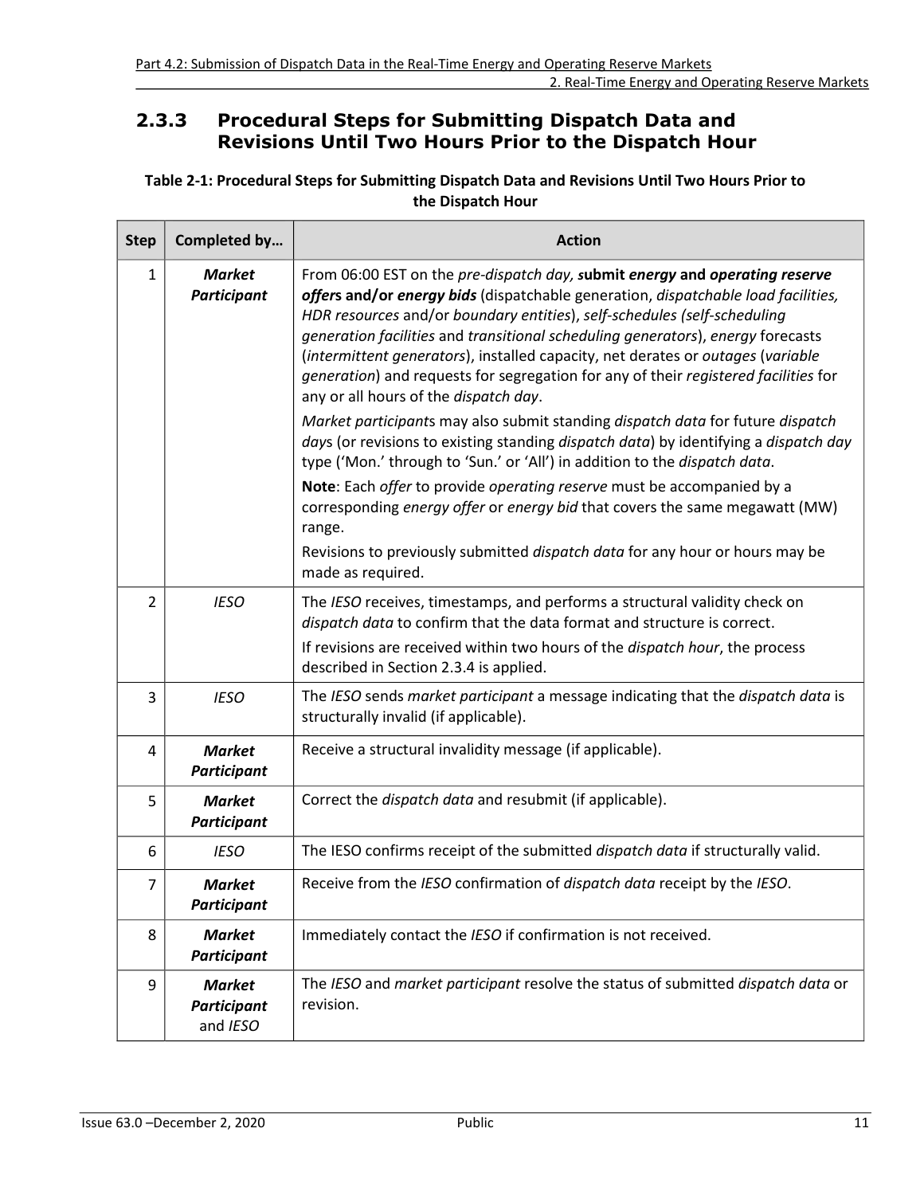### 2.3.3 Procedural Steps for Submitting Dispatch Data and Revisions Until Two Hours Prior to the Dispatch Hour

**Table 2-1: Procedural Steps for Submitting Dispatch Data and Revisions Until Two Hours Prior to the Dispatch Hour**

| Step | Completed by… | Action |
|---|---|---|
| 1 | ***Market Participant*** | From 06:00 EST on the *pre-dispatch day, s*ubmit ***energy*** **and** ***operating reserve offers*** **and/or** ***energy bids*** (dispatchable generation, *dispatchable load facilities, HDR resources* and/or *boundary entities*), *self-schedules (self-scheduling generation facilities* and *transitional scheduling generators*), *energy* forecasts (*intermittent generators*), installed capacity, net derates or *outages* (*variable generation*) and requests for segregation for any of their *registered facilities* for any or all hours of the *dispatch day*.<br>*Market participant*s may also submit standing *dispatch data* for future *dispatch day*s (or revisions to existing standing *dispatch data*) by identifying a *dispatch day* type ('Mon.' through to 'Sun.' or 'All') in addition to the *dispatch data*.<br>**Note**: Each *offer* to provide *operating reserve* must be accompanied by a corresponding *energy offer* or *energy bid* that covers the same megawatt (MW) range.<br>Revisions to previously submitted *dispatch data* for any hour or hours may be made as required. |
| 2 | *IESO* | The *IESO* receives, timestamps, and performs a structural validity check on *dispatch data* to confirm that the data format and structure is correct.<br>If revisions are received within two hours of the *dispatch hour*, the process described in Section 2.3.4 is applied. |
| 3 | *IESO* | The *IESO* sends *market participant* a message indicating that the *dispatch data* is structurally invalid (if applicable). |
| 4 | ***Market Participant*** | Receive a structural invalidity message (if applicable). |
| 5 | ***Market Participant*** | Correct the *dispatch data* and resubmit (if applicable). |
| 6 | *IESO* | The IESO confirms receipt of the submitted *dispatch data* if structurally valid. |
| 7 | ***Market Participant*** | Receive from the *IESO* confirmation of *dispatch data* receipt by the *IESO*. |
| 8 | ***Market Participant*** | Immediately contact the *IESO* if confirmation is not received. |
| 9 | ***Market Participant*** and *IESO* | The *IESO* and *market participant* resolve the status of submitted *dispatch data* or revision. |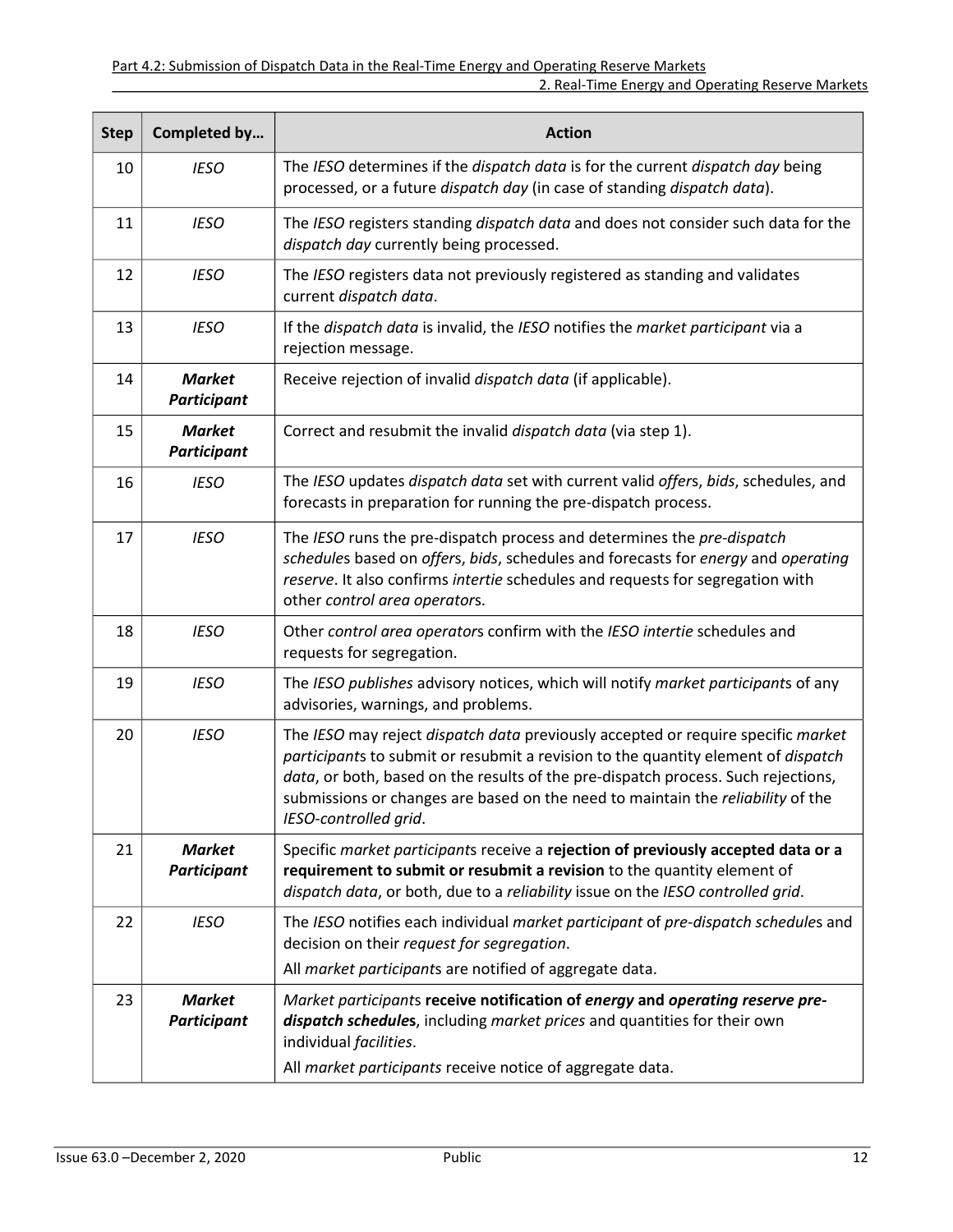| Step | Completed by… | Action |
| --- | --- | --- |
| 10 | *IESO* | The *IESO* determines if the *dispatch data* is for the current *dispatch day* being processed, or a future *dispatch day* (in case of standing *dispatch data*). |
| 11 | *IESO* | The *IESO* registers standing *dispatch data* and does not consider such data for the *dispatch day* currently being processed. |
| 12 | *IESO* | The *IESO* registers data not previously registered as standing and validates current *dispatch data*. |
| 13 | *IESO* | If the *dispatch data* is invalid, the *IESO* notifies the *market participant* via a rejection message. |
| 14 | ***Market Participant*** | Receive rejection of invalid *dispatch data* (if applicable). |
| 15 | ***Market Participant*** | Correct and resubmit the invalid *dispatch data* (via step 1). |
| 16 | *IESO* | The *IESO* updates *dispatch data* set with current valid *offer*s, *bids*, schedules, and forecasts in preparation for running the pre-dispatch process. |
| 17 | *IESO* | The *IESO* runs the pre-dispatch process and determines the *pre-dispatch schedule*s based on *offer*s, *bids*, schedules and forecasts for *energy* and *operating reserve*. It also confirms *intertie* schedules and requests for segregation with other *control area operator*s. |
| 18 | *IESO* | Other *control area operator*s confirm with the *IESO intertie* schedules and requests for segregation. |
| 19 | *IESO* | The *IESO publishes* advisory notices, which will notify *market participant*s of any advisories, warnings, and problems. |
| 20 | *IESO* | The *IESO* may reject *dispatch data* previously accepted or require specific *market participant*s to submit or resubmit a revision to the quantity element of *dispatch data*, or both, based on the results of the pre-dispatch process. Such rejections, submissions or changes are based on the need to maintain the *reliability* of the *IESO-controlled grid*. |
| 21 | ***Market Participant*** | Specific *market participant*s receive a **rejection of previously accepted data or a requirement to submit or resubmit a revision** to the quantity element of *dispatch data*, or both, due to a *reliability* issue on the *IESO controlled grid*. |
| 22 | *IESO* | The *IESO* notifies each individual *market participant* of *pre-dispatch schedule*s and decision on their *request for segregation*.<br><br>All *market participant*s are notified of aggregate data. |
| 23 | ***Market Participant*** | *Market participant*s **receive notification of *energy* and *operating reserve pre-dispatch schedule*s**, including *market prices* and quantities for their own individual *facilities*.<br><br>All *market participants* receive notice of aggregate data. |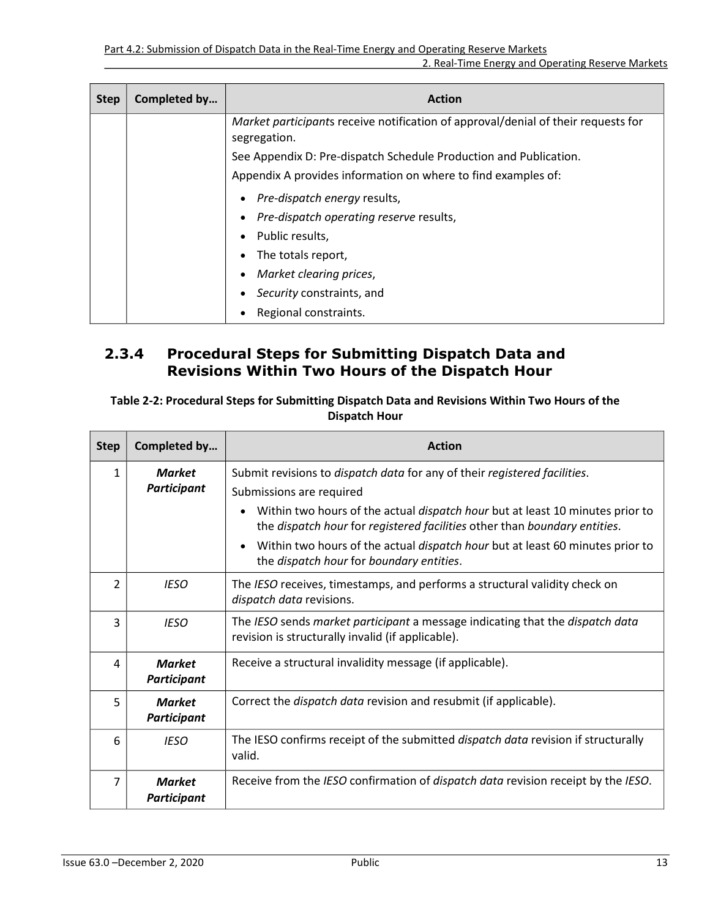| Step | Completed by… | Action |
|---|---|---|
| | | *Market participant*s receive notification of approval/denial of their requests for segregation.<br>See Appendix D: Pre-dispatch Schedule Production and Publication.<br>Appendix A provides information on where to find examples of:<br>• *Pre-dispatch energy* results,<br>• *Pre-dispatch operating reserve* results,<br>• Public results,<br>• The totals report,<br>• *Market clearing prices*,<br>• *Security* constraints, and<br>• Regional constraints. |

### 2.3.4 Procedural Steps for Submitting Dispatch Data and Revisions Within Two Hours of the Dispatch Hour

**Table 2-2: Procedural Steps for Submitting Dispatch Data and Revisions Within Two Hours of the Dispatch Hour**

| Step | Completed by… | Action |
|---|---|---|
| 1 | ***Market Participant*** | Submit revisions to *dispatch data* for any of their *registered facilities*.<br>Submissions are required<br>• Within two hours of the actual *dispatch hour* but at least 10 minutes prior to the *dispatch hour* for *registered facilities* other than *boundary entities*.<br>• Within two hours of the actual *dispatch hour* but at least 60 minutes prior to the *dispatch hour* for *boundary entities*. |
| 2 | *IESO* | The *IESO* receives, timestamps, and performs a structural validity check on *dispatch data* revisions. |
| 3 | *IESO* | The *IESO* sends *market participant* a message indicating that the *dispatch data* revision is structurally invalid (if applicable). |
| 4 | ***Market Participant*** | Receive a structural invalidity message (if applicable). |
| 5 | ***Market Participant*** | Correct the *dispatch data* revision and resubmit (if applicable). |
| 6 | *IESO* | The IESO confirms receipt of the submitted *dispatch data* revision if structurally valid. |
| 7 | ***Market Participant*** | Receive from the *IESO* confirmation of *dispatch data* revision receipt by the *IESO*. |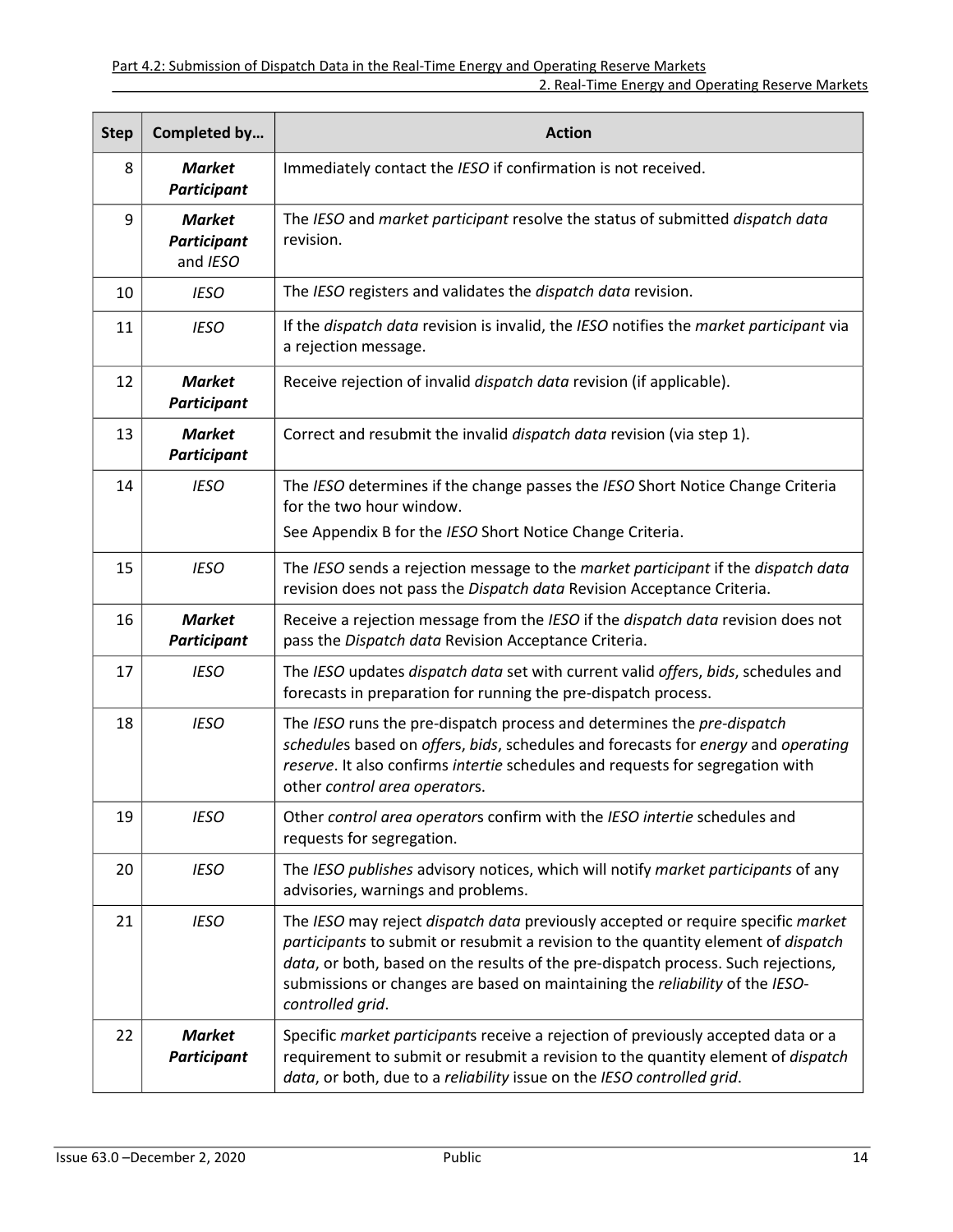| Step | Completed by… | Action |
|---|---|---|
| 8 | ***Market Participant*** | Immediately contact the *IESO* if confirmation is not received. |
| 9 | ***Market Participant*** and *IESO* | The *IESO* and *market participant* resolve the status of submitted *dispatch data* revision. |
| 10 | *IESO* | The *IESO* registers and validates the *dispatch data* revision. |
| 11 | *IESO* | If the *dispatch data* revision is invalid, the *IESO* notifies the *market participant* via a rejection message. |
| 12 | ***Market Participant*** | Receive rejection of invalid *dispatch data* revision (if applicable). |
| 13 | ***Market Participant*** | Correct and resubmit the invalid *dispatch data* revision (via step 1). |
| 14 | *IESO* | The *IESO* determines if the change passes the *IESO* Short Notice Change Criteria for the two hour window.<br>See Appendix B for the *IESO* Short Notice Change Criteria. |
| 15 | *IESO* | The *IESO* sends a rejection message to the *market participant* if the *dispatch data* revision does not pass the *Dispatch data* Revision Acceptance Criteria. |
| 16 | ***Market Participant*** | Receive a rejection message from the *IESO* if the *dispatch data* revision does not pass the *Dispatch data* Revision Acceptance Criteria. |
| 17 | *IESO* | The *IESO* updates *dispatch data* set with current valid *offer*s, *bids*, schedules and forecasts in preparation for running the pre-dispatch process. |
| 18 | *IESO* | The *IESO* runs the pre-dispatch process and determines the *pre-dispatch schedule*s based on *offer*s, *bids*, schedules and forecasts for *energy* and *operating reserve*. It also confirms *intertie* schedules and requests for segregation with other *control area operator*s. |
| 19 | *IESO* | Other *control area operator*s confirm with the *IESO intertie* schedules and requests for segregation. |
| 20 | *IESO* | The *IESO publishes* advisory notices, which will notify *market participants* of any advisories, warnings and problems. |
| 21 | *IESO* | The *IESO* may reject *dispatch data* previously accepted or require specific *market participants* to submit or resubmit a revision to the quantity element of *dispatch data*, or both, based on the results of the pre-dispatch process. Such rejections, submissions or changes are based on maintaining the *reliability* of the *IESO-controlled grid*. |
| 22 | ***Market Participant*** | Specific *market participant*s receive a rejection of previously accepted data or a requirement to submit or resubmit a revision to the quantity element of *dispatch data*, or both, due to a *reliability* issue on the *IESO controlled grid*. |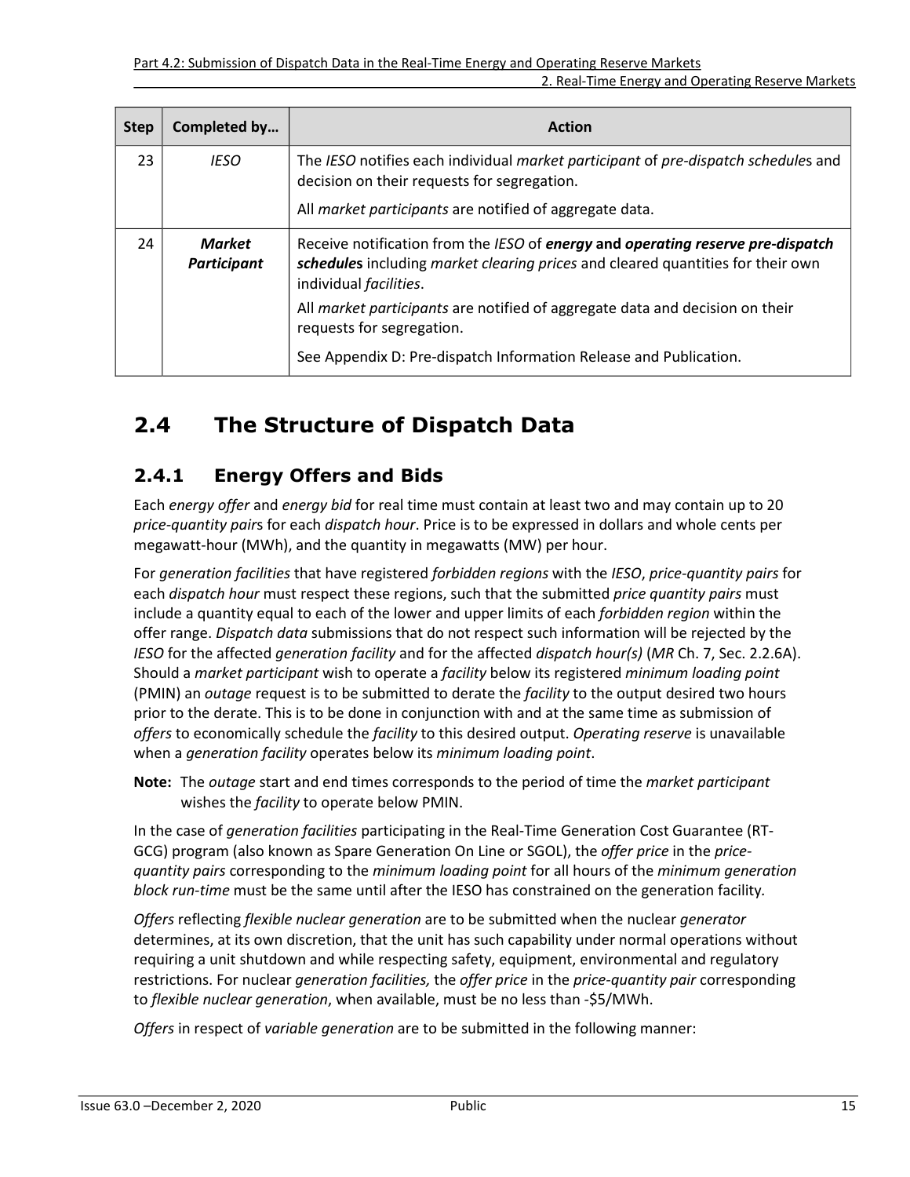| Step | Completed by… | Action |
|---|---|---|
| 23 | *IESO* | The *IESO* notifies each individual *market participant* of *pre-dispatch schedule*s and decision on their requests for segregation.<br><br>All *market participants* are notified of aggregate data. |
| 24 | ***Market Participant*** | Receive notification from the *IESO* of ***energy*** **and** ***operating reserve pre-dispatch schedules*** including *market clearing prices* and cleared quantities for their own individual *facilities*.<br><br>All *market participants* are notified of aggregate data and decision on their requests for segregation.<br><br>See Appendix D: Pre-dispatch Information Release and Publication. |

## 2.4 The Structure of Dispatch Data

### 2.4.1 Energy Offers and Bids

Each *energy offer* and *energy bid* for real time must contain at least two and may contain up to 20 *price-quantity pair*s for each *dispatch hour*. Price is to be expressed in dollars and whole cents per megawatt-hour (MWh), and the quantity in megawatts (MW) per hour.

For *generation facilities* that have registered *forbidden regions* with the *IESO*, *price-quantity pairs* for each *dispatch hour* must respect these regions, such that the submitted *price quantity pairs* must include a quantity equal to each of the lower and upper limits of each *forbidden region* within the offer range. *Dispatch data* submissions that do not respect such information will be rejected by the *IESO* for the affected *generation facility* and for the affected *dispatch hour(s)* (*MR* Ch. 7, Sec. 2.2.6A). Should a *market participant* wish to operate a *facility* below its registered *minimum loading point* (PMIN) an *outage* request is to be submitted to derate the *facility* to the output desired two hours prior to the derate. This is to be done in conjunction with and at the same time as submission of *offers* to economically schedule the *facility* to this desired output. *Operating reserve* is unavailable when a *generation facility* operates below its *minimum loading point*.

**Note:** The *outage* start and end times corresponds to the period of time the *market participant* wishes the *facility* to operate below PMIN.

In the case of *generation facilities* participating in the Real-Time Generation Cost Guarantee (RT-GCG) program (also known as Spare Generation On Line or SGOL), the *offer price* in the *price-quantity pairs* corresponding to the *minimum loading point* for all hours of the *minimum generation block run-time* must be the same until after the IESO has constrained on the generation facility.

*Offers* reflecting *flexible nuclear generation* are to be submitted when the nuclear *generator* determines, at its own discretion, that the unit has such capability under normal operations without requiring a unit shutdown and while respecting safety, equipment, environmental and regulatory restrictions. For nuclear *generation facilities,* the *offer price* in the *price-quantity pair* corresponding to *flexible nuclear generation*, when available, must be no less than -$5/MWh.

*Offers* in respect of *variable generation* are to be submitted in the following manner: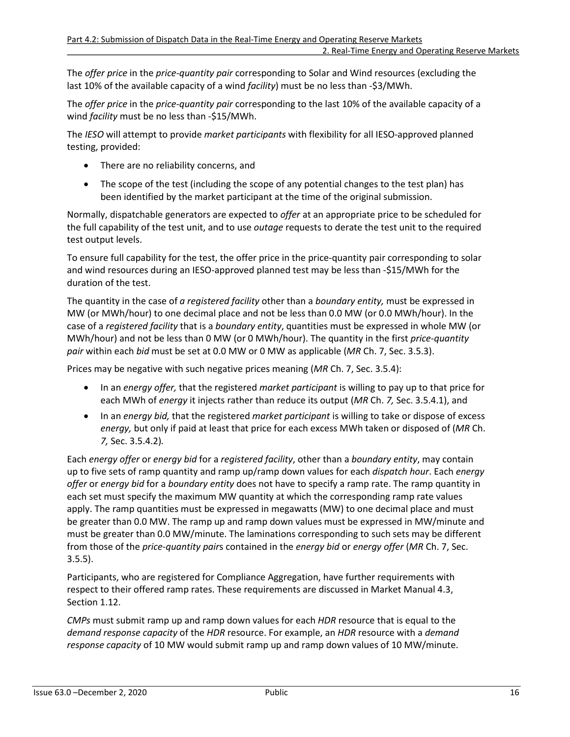The *offer price* in the *price-quantity pair* corresponding to Solar and Wind resources (excluding the last 10% of the available capacity of a wind *facility*) must be no less than -$3/MWh.

The *offer price* in the *price-quantity pair* corresponding to the last 10% of the available capacity of a wind *facility* must be no less than -$15/MWh.

The *IESO* will attempt to provide *market participants* with flexibility for all IESO-approved planned testing, provided:

- There are no reliability concerns, and
- The scope of the test (including the scope of any potential changes to the test plan) has been identified by the market participant at the time of the original submission.

Normally, dispatchable generators are expected to *offer* at an appropriate price to be scheduled for the full capability of the test unit, and to use *outage* requests to derate the test unit to the required test output levels.

To ensure full capability for the test, the offer price in the price-quantity pair corresponding to solar and wind resources during an IESO-approved planned test may be less than -$15/MWh for the duration of the test.

The quantity in the case of *a registered facility* other than a *boundary entity,* must be expressed in MW (or MWh/hour) to one decimal place and not be less than 0.0 MW (or 0.0 MWh/hour). In the case of a *registered facility* that is a *boundary entity*, quantities must be expressed in whole MW (or MWh/hour) and not be less than 0 MW (or 0 MWh/hour). The quantity in the first *price-quantity pair* within each *bid* must be set at 0.0 MW or 0 MW as applicable (*MR* Ch. 7, Sec. 3.5.3).

Prices may be negative with such negative prices meaning (*MR* Ch. 7, Sec. 3.5.4):

- In an *energy offer,* that the registered *market participant* is willing to pay up to that price for each MWh of *energy* it injects rather than reduce its output (*MR* Ch. *7,* Sec. 3.5.4.1), and
- In an *energy bid,* that the registered *market participant* is willing to take or dispose of excess *energy,* but only if paid at least that price for each excess MWh taken or disposed of (*MR* Ch. *7,* Sec. 3.5.4.2)*.*

Each *energy offer* or *energy bid* for a *registered facility*, other than a *boundary entity*, may contain up to five sets of ramp quantity and ramp up/ramp down values for each *dispatch hour*. Each *energy offer* or *energy bid* for a *boundary entity* does not have to specify a ramp rate. The ramp quantity in each set must specify the maximum MW quantity at which the corresponding ramp rate values apply. The ramp quantities must be expressed in megawatts (MW) to one decimal place and must be greater than 0.0 MW. The ramp up and ramp down values must be expressed in MW/minute and must be greater than 0.0 MW/minute. The laminations corresponding to such sets may be different from those of the *price-quantity pair*s contained in the *energy bid* or *energy offer* (*MR* Ch. 7, Sec. 3.5.5).

Participants, who are registered for Compliance Aggregation, have further requirements with respect to their offered ramp rates. These requirements are discussed in Market Manual 4.3, Section 1.12.

*CMPs* must submit ramp up and ramp down values for each *HDR* resource that is equal to the *demand response capacity* of the *HDR* resource. For example, an *HDR* resource with a *demand response capacity* of 10 MW would submit ramp up and ramp down values of 10 MW/minute.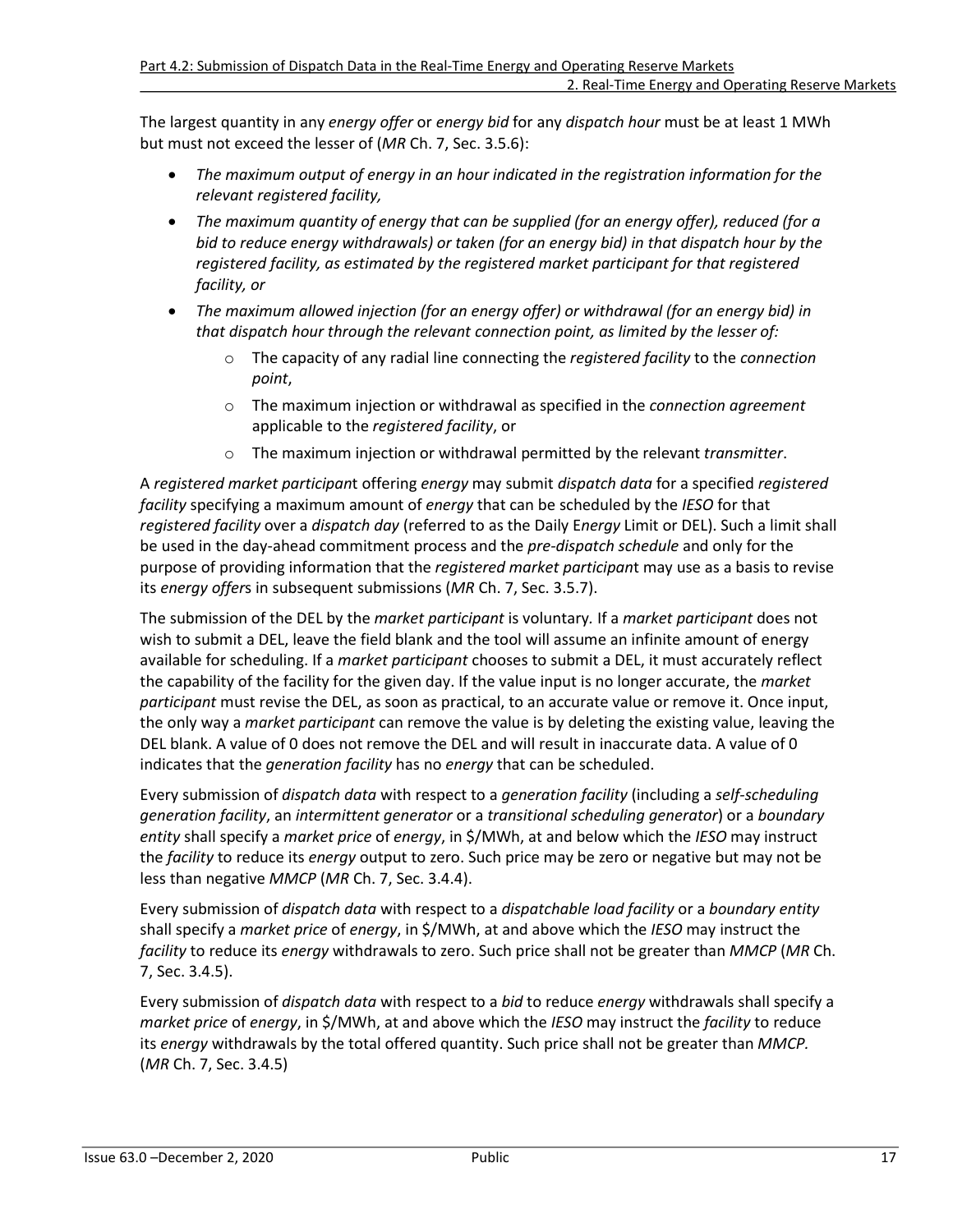The largest quantity in any *energy offer* or *energy bid* for any *dispatch hour* must be at least 1 MWh but must not exceed the lesser of (*MR* Ch. 7, Sec. 3.5.6):

- *The maximum output of energy in an hour indicated in the registration information for the relevant registered facility,*
- *The maximum quantity of energy that can be supplied (for an energy offer), reduced (for a bid to reduce energy withdrawals) or taken (for an energy bid) in that dispatch hour by the registered facility, as estimated by the registered market participant for that registered facility, or*
- *The maximum allowed injection (for an energy offer) or withdrawal (for an energy bid) in that dispatch hour through the relevant connection point, as limited by the lesser of:*
    - The capacity of any radial line connecting the *registered facility* to the *connection point*,
    - The maximum injection or withdrawal as specified in the *connection agreement* applicable to the *registered facility*, or
    - The maximum injection or withdrawal permitted by the relevant *transmitter*.

A *registered market participant* offering *energy* may submit *dispatch data* for a specified *registered facility* specifying a maximum amount of *energy* that can be scheduled by the *IESO* for that *registered facility* over a *dispatch day* (referred to as the Daily E*nergy* Limit or DEL). Such a limit shall be used in the day-ahead commitment process and the *pre-dispatch schedule* and only for the purpose of providing information that the *registered market participant* may use as a basis to revise its *energy offer*s in subsequent submissions (*MR* Ch. 7, Sec. 3.5.7).

The submission of the DEL by the *market participant* is voluntary. If a *market participant* does not wish to submit a DEL, leave the field blank and the tool will assume an infinite amount of energy available for scheduling. If a *market participant* chooses to submit a DEL, it must accurately reflect the capability of the facility for the given day. If the value input is no longer accurate, the *market participant* must revise the DEL, as soon as practical, to an accurate value or remove it. Once input, the only way a *market participant* can remove the value is by deleting the existing value, leaving the DEL blank. A value of 0 does not remove the DEL and will result in inaccurate data. A value of 0 indicates that the *generation facility* has no *energy* that can be scheduled.

Every submission of *dispatch data* with respect to a *generation facility* (including a *self-scheduling generation facility*, an *intermittent generator* or a *transitional scheduling generator*) or a *boundary entity* shall specify a *market price* of *energy*, in $/MWh, at and below which the *IESO* may instruct the *facility* to reduce its *energy* output to zero. Such price may be zero or negative but may not be less than negative *MMCP* (*MR* Ch. 7, Sec. 3.4.4).

Every submission of *dispatch data* with respect to a *dispatchable load facility* or a *boundary entity* shall specify a *market price* of *energy*, in $/MWh, at and above which the *IESO* may instruct the *facility* to reduce its *energy* withdrawals to zero. Such price shall not be greater than *MMCP* (*MR* Ch. 7, Sec. 3.4.5).

Every submission of *dispatch data* with respect to a *bid* to reduce *energy* withdrawals shall specify a *market price* of *energy*, in $/MWh, at and above which the *IESO* may instruct the *facility* to reduce its *energy* withdrawals by the total offered quantity. Such price shall not be greater than *MMCP.* (*MR* Ch. 7, Sec. 3.4.5)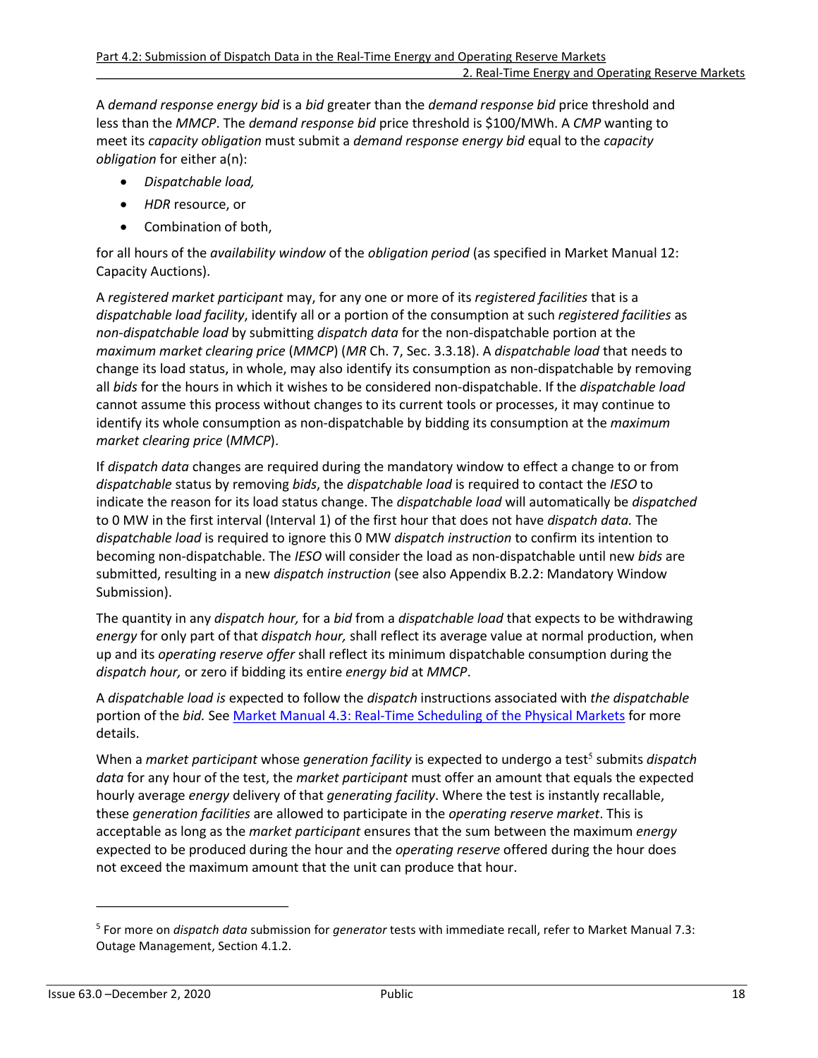A *demand response energy bid* is a *bid* greater than the *demand response bid* price threshold and less than the *MMCP*. The *demand response bid* price threshold is $100/MWh. A *CMP* wanting to meet its *capacity obligation* must submit a *demand response energy bid* equal to the *capacity obligation* for either a(n):

- *Dispatchable load,*
- *HDR* resource, or
- Combination of both,

for all hours of the *availability window* of the *obligation period* (as specified in Market Manual 12: Capacity Auctions).

A *registered market participant* may, for any one or more of its *registered facilities* that is a *dispatchable load facility*, identify all or a portion of the consumption at such *registered facilities* as *non-dispatchable load* by submitting *dispatch data* for the non-dispatchable portion at the *maximum market clearing price* (*MMCP*) (*MR* Ch. 7, Sec. 3.3.18). A *dispatchable load* that needs to change its load status, in whole, may also identify its consumption as non-dispatchable by removing all *bids* for the hours in which it wishes to be considered non-dispatchable. If the *dispatchable load* cannot assume this process without changes to its current tools or processes, it may continue to identify its whole consumption as non-dispatchable by bidding its consumption at the *maximum market clearing price* (*MMCP*).

If *dispatch data* changes are required during the mandatory window to effect a change to or from *dispatchable* status by removing *bids*, the *dispatchable load* is required to contact the *IESO* to indicate the reason for its load status change. The *dispatchable load* will automatically be *dispatched* to 0 MW in the first interval (Interval 1) of the first hour that does not have *dispatch data.* The *dispatchable load* is required to ignore this 0 MW *dispatch instruction* to confirm its intention to becoming non-dispatchable. The *IESO* will consider the load as non-dispatchable until new *bids* are submitted, resulting in a new *dispatch instruction* (see also Appendix B.2.2: Mandatory Window Submission).

The quantity in any *dispatch hour,* for a *bid* from a *dispatchable load* that expects to be withdrawing *energy* for only part of that *dispatch hour,* shall reflect its average value at normal production, when up and its *operating reserve offer* shall reflect its minimum dispatchable consumption during the *dispatch hour,* or zero if bidding its entire *energy bid* at *MMCP*.

A *dispatchable load is* expected to follow the *dispatch* instructions associated with *the dispatchable* portion of the *bid.* See [Market Manual 4.3: Real-Time Scheduling of the Physical Markets] for more details.

When a *market participant* whose *generation facility* is expected to undergo a test[5] submits *dispatch data* for any hour of the test, the *market participant* must offer an amount that equals the expected hourly average *energy* delivery of that *generating facility*. Where the test is instantly recallable, these *generation facilities* are allowed to participate in the *operating reserve market*. This is acceptable as long as the *market participant* ensures that the sum between the maximum *energy* expected to be produced during the hour and the *operating reserve* offered during the hour does not exceed the maximum amount that the unit can produce that hour.

---

[5] For more on *dispatch data* submission for *generator* tests with immediate recall, refer to Market Manual 7.3: Outage Management, Section 4.1.2.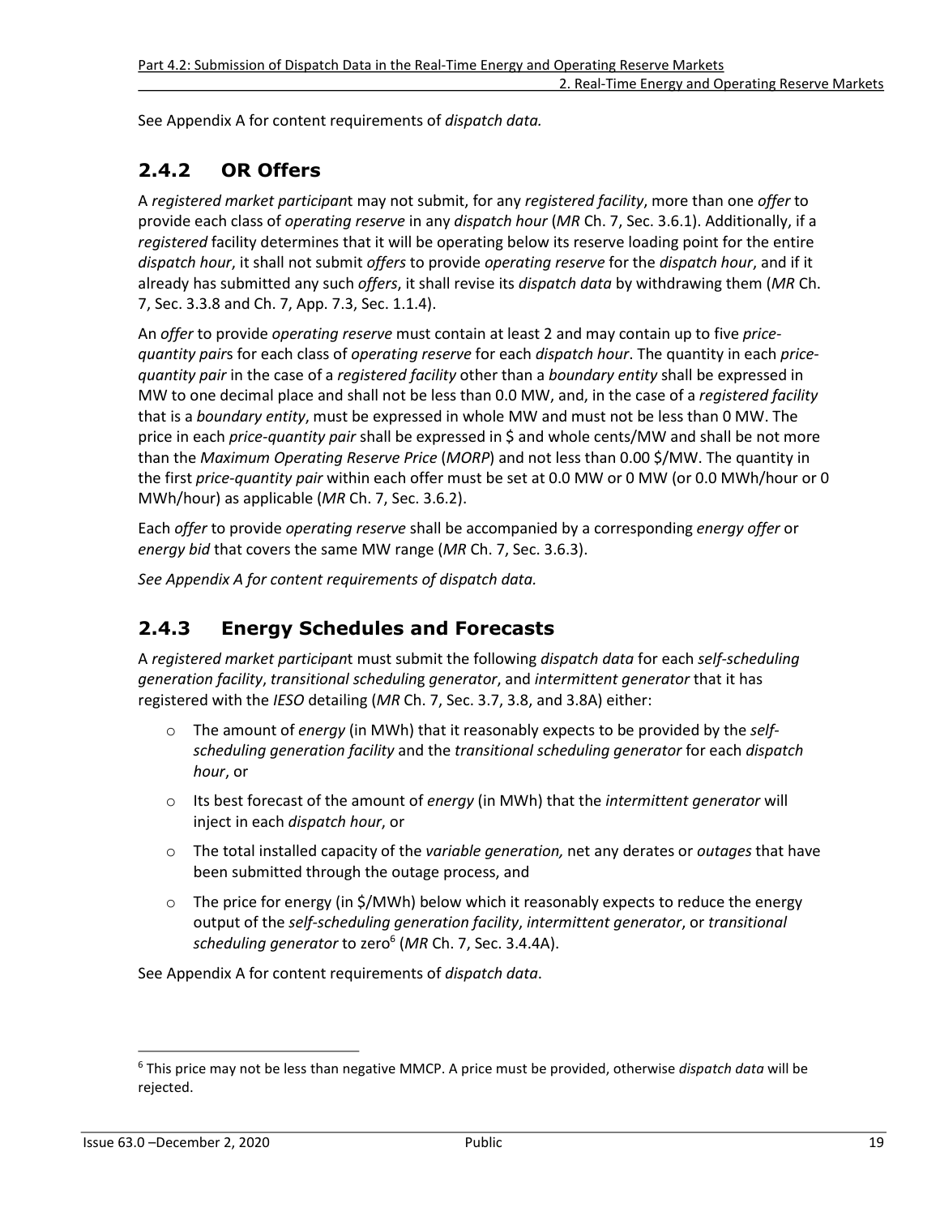See Appendix A for content requirements of *dispatch data.*

## 2.4.2 OR Offers

A *registered market participant* may not submit, for any *registered facility*, more than one *offer* to provide each class of *operating reserve* in any *dispatch hour* (*MR* Ch. 7, Sec. 3.6.1). Additionally, if a *registered* facility determines that it will be operating below its reserve loading point for the entire *dispatch hour*, it shall not submit *offers* to provide *operating reserve* for the *dispatch hour*, and if it already has submitted any such *offers*, it shall revise its *dispatch data* by withdrawing them (*MR* Ch. 7, Sec. 3.3.8 and Ch. 7, App. 7.3, Sec. 1.1.4).

An *offer* to provide *operating reserve* must contain at least 2 and may contain up to five *price-quantity pairs* for each class of *operating reserve* for each *dispatch hour*. The quantity in each *price-quantity pair* in the case of a *registered facility* other than a *boundary entity* shall be expressed in MW to one decimal place and shall not be less than 0.0 MW, and, in the case of a *registered facility* that is a *boundary entity*, must be expressed in whole MW and must not be less than 0 MW. The price in each *price-quantity pair* shall be expressed in $ and whole cents/MW and shall be not more than the *Maximum Operating Reserve Price* (*MORP*) and not less than 0.00 $/MW. The quantity in the first *price-quantity pair* within each offer must be set at 0.0 MW or 0 MW (or 0.0 MWh/hour or 0 MWh/hour) as applicable (*MR* Ch. 7, Sec. 3.6.2).

Each *offer* to provide *operating reserve* shall be accompanied by a corresponding *energy offer* or *energy bid* that covers the same MW range (*MR* Ch. 7, Sec. 3.6.3).

*See Appendix A for content requirements of dispatch data.*

## 2.4.3 Energy Schedules and Forecasts

A *registered market participant* must submit the following *dispatch data* for each *self-scheduling generation facility*, *transitional scheduling generator*, and *intermittent generator* that it has registered with the *IESO* detailing (*MR* Ch. 7, Sec. 3.7, 3.8, and 3.8A) either:

- The amount of *energy* (in MWh) that it reasonably expects to be provided by the *self-scheduling generation facility* and the *transitional scheduling generator* for each *dispatch hour*, or
- Its best forecast of the amount of *energy* (in MWh) that the *intermittent generator* will inject in each *dispatch hour*, or
- The total installed capacity of the *variable generation,* net any derates or *outages* that have been submitted through the outage process, and
- The price for energy (in $/MWh) below which it reasonably expects to reduce the energy output of the *self-scheduling generation facility*, *intermittent generator*, or *transitional scheduling generator* to zero[6] (*MR* Ch. 7, Sec. 3.4.4A).

See Appendix A for content requirements of *dispatch data*.

---

[6] This price may not be less than negative MMCP. A price must be provided, otherwise *dispatch data* will be rejected.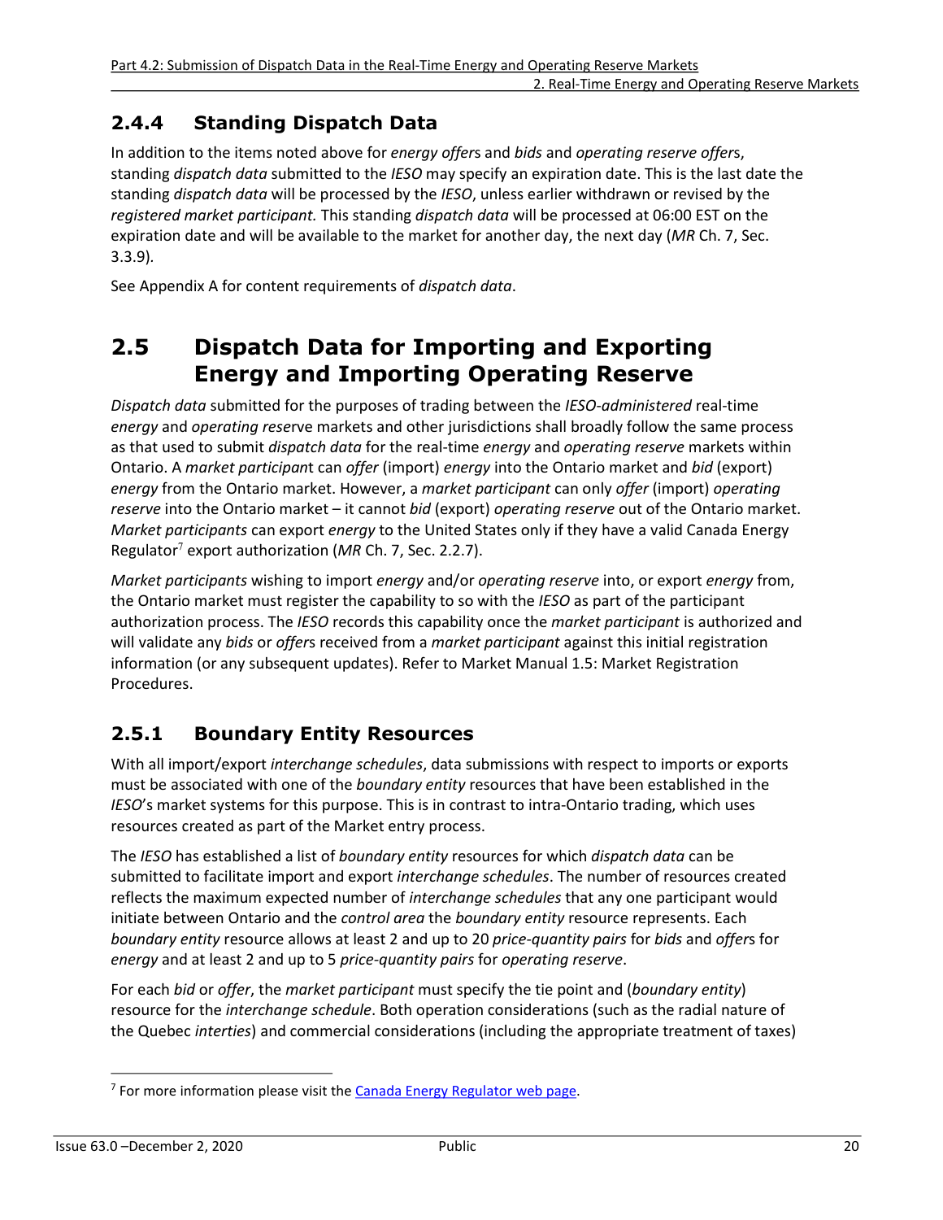### 2.4.4 Standing Dispatch Data

In addition to the items noted above for *energy offer*s and *bids* and *operating reserve offer*s, standing *dispatch data* submitted to the *IESO* may specify an expiration date. This is the last date the standing *dispatch data* will be processed by the *IESO*, unless earlier withdrawn or revised by the *registered market participant.* This standing *dispatch data* will be processed at 06:00 EST on the expiration date and will be available to the market for another day, the next day (*MR* Ch. 7, Sec. 3.3.9).

See Appendix A for content requirements of *dispatch data*.

## 2.5 Dispatch Data for Importing and Exporting Energy and Importing Operating Reserve

*Dispatch data* submitted for the purposes of trading between the *IESO-administered* real-time *energy* and *operating reserve* markets and other jurisdictions shall broadly follow the same process as that used to submit *dispatch data* for the real-time *energy* and *operating reserve* markets within Ontario. A *market participant* can *offer* (import) *energy* into the Ontario market and *bid* (export) *energy* from the Ontario market. However, a *market participant* can only *offer* (import) *operating reserve* into the Ontario market – it cannot *bid* (export) *operating reserve* out of the Ontario market. *Market participants* can export *energy* to the United States only if they have a valid Canada Energy Regulator[7] export authorization (*MR* Ch. 7, Sec. 2.2.7).

*Market participants* wishing to import *energy* and/or *operating reserve* into, or export *energy* from, the Ontario market must register the capability to so with the *IESO* as part of the participant authorization process. The *IESO* records this capability once the *market participant* is authorized and will validate any *bids* or *offer*s received from a *market participant* against this initial registration information (or any subsequent updates). Refer to Market Manual 1.5: Market Registration Procedures.

### 2.5.1 Boundary Entity Resources

With all import/export *interchange schedules*, data submissions with respect to imports or exports must be associated with one of the *boundary entity* resources that have been established in the *IESO*'s market systems for this purpose. This is in contrast to intra-Ontario trading, which uses resources created as part of the Market entry process.

The *IESO* has established a list of *boundary entity* resources for which *dispatch data* can be submitted to facilitate import and export *interchange schedules*. The number of resources created reflects the maximum expected number of *interchange schedules* that any one participant would initiate between Ontario and the *control area* the *boundary entity* resource represents. Each *boundary entity* resource allows at least 2 and up to 20 *price-quantity pairs* for *bids* and *offer*s for *energy* and at least 2 and up to 5 *price-quantity pairs* for *operating reserve*.

For each *bid* or *offer*, the *market participant* must specify the tie point and (*boundary entity*) resource for the *interchange schedule*. Both operation considerations (such as the radial nature of the Quebec *interties*) and commercial considerations (including the appropriate treatment of taxes)

---

[7] For more information please visit the Canada Energy Regulator web page.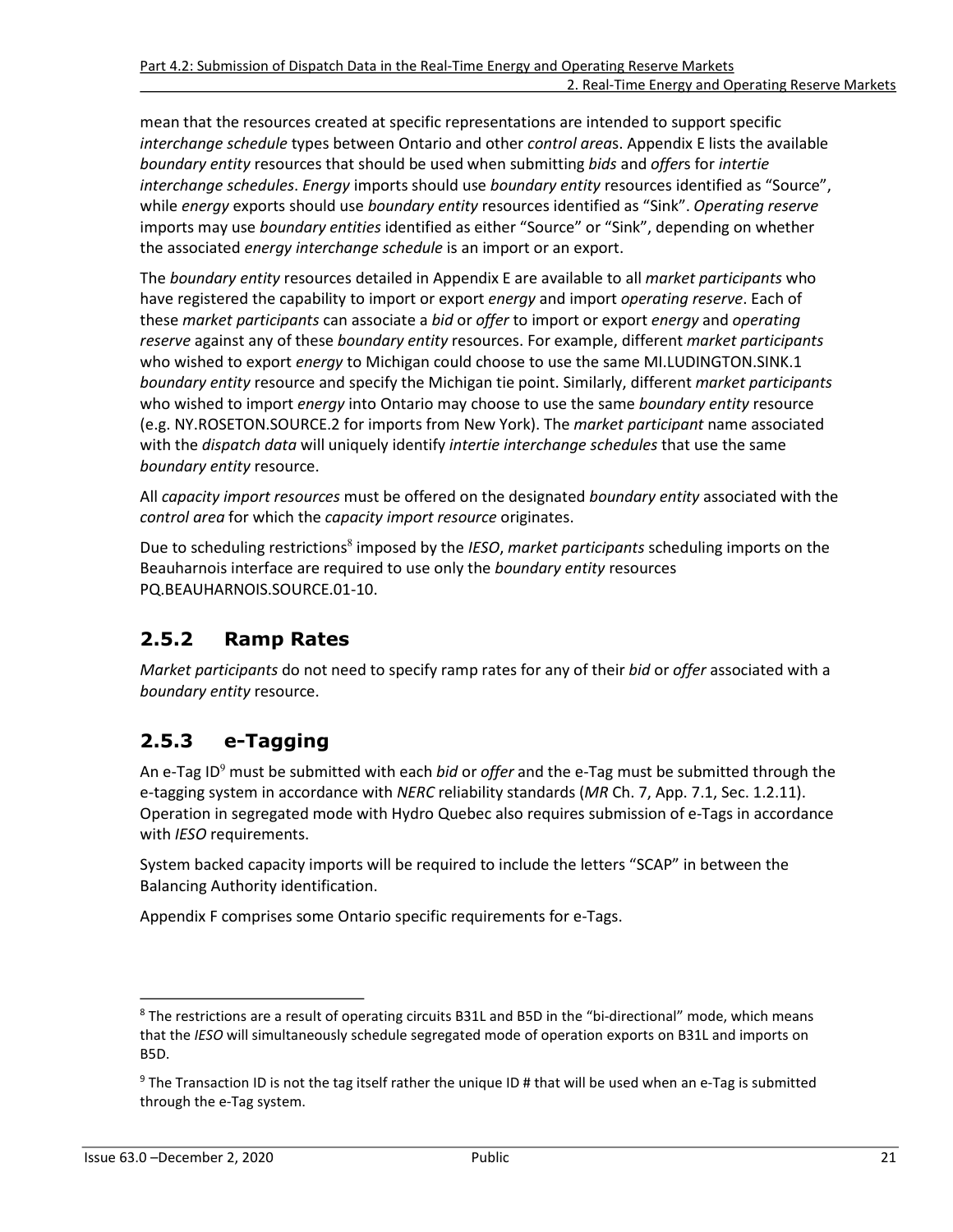mean that the resources created at specific representations are intended to support specific *interchange schedule* types between Ontario and other *control area*s. Appendix E lists the available *boundary entity* resources that should be used when submitting *bids* and *offer*s for *intertie interchange schedules*. *Energy* imports should use *boundary entity* resources identified as "Source", while *energy* exports should use *boundary entity* resources identified as "Sink". *Operating reserve* imports may use *boundary entities* identified as either "Source" or "Sink", depending on whether the associated *energy interchange schedule* is an import or an export.

The *boundary entity* resources detailed in Appendix E are available to all *market participants* who have registered the capability to import or export *energy* and import *operating reserve*. Each of these *market participants* can associate a *bid* or *offer* to import or export *energy* and *operating reserve* against any of these *boundary entity* resources. For example, different *market participants* who wished to export *energy* to Michigan could choose to use the same MI.LUDINGTON.SINK.1 *boundary entity* resource and specify the Michigan tie point. Similarly, different *market participants* who wished to import *energy* into Ontario may choose to use the same *boundary entity* resource (e.g. NY.ROSETON.SOURCE.2 for imports from New York). The *market participant* name associated with the *dispatch data* will uniquely identify *intertie interchange schedules* that use the same *boundary entity* resource.

All *capacity import resources* must be offered on the designated *boundary entity* associated with the *control area* for which the *capacity import resource* originates.

Due to scheduling restrictions[8] imposed by the *IESO*, *market participants* scheduling imports on the Beauharnois interface are required to use only the *boundary entity* resources PQ.BEAUHARNOIS.SOURCE.01-10.

### 2.5.2 Ramp Rates

*Market participants* do not need to specify ramp rates for any of their *bid* or *offer* associated with a *boundary entity* resource.

### 2.5.3 e-Tagging

An e-Tag ID[9] must be submitted with each *bid* or *offer* and the e-Tag must be submitted through the e-tagging system in accordance with *NERC* reliability standards (*MR* Ch. 7, App. 7.1, Sec. 1.2.11). Operation in segregated mode with Hydro Quebec also requires submission of e-Tags in accordance with *IESO* requirements.

System backed capacity imports will be required to include the letters "SCAP" in between the Balancing Authority identification.

Appendix F comprises some Ontario specific requirements for e-Tags.

---

[8] The restrictions are a result of operating circuits B31L and B5D in the "bi-directional" mode, which means that the *IESO* will simultaneously schedule segregated mode of operation exports on B31L and imports on B5D.

[9] The Transaction ID is not the tag itself rather the unique ID # that will be used when an e-Tag is submitted through the e-Tag system.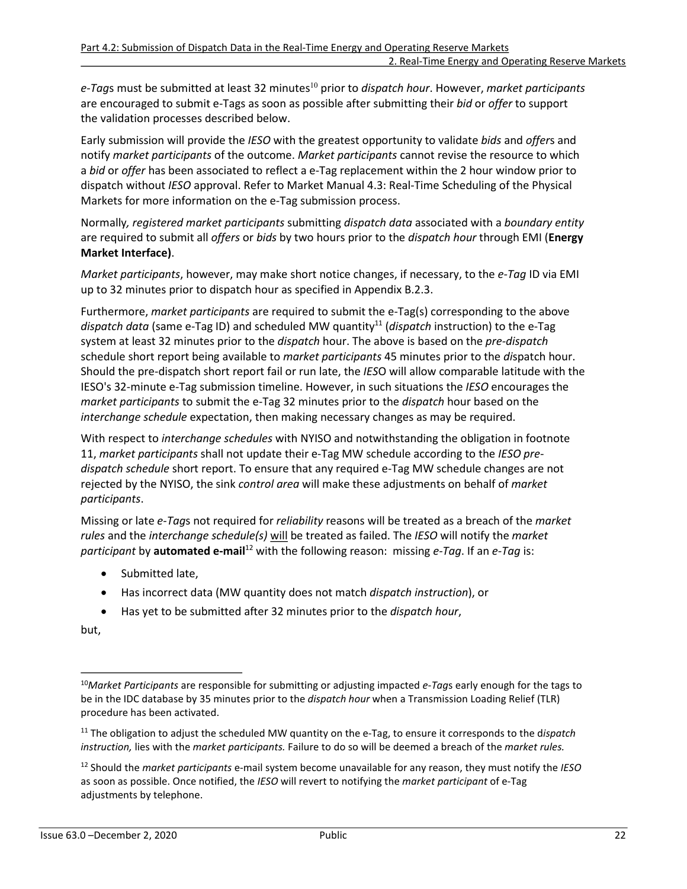*e-Tag*s must be submitted at least 32 minutes[10] prior to *dispatch hour*. However, *market participants* are encouraged to submit e-Tags as soon as possible after submitting their *bid* or *offer* to support the validation processes described below.

Early submission will provide the *IESO* with the greatest opportunity to validate *bids* and *offer*s and notify *market participants* of the outcome. *Market participants* cannot revise the resource to which a *bid* or *offer* has been associated to reflect a e-Tag replacement within the 2 hour window prior to dispatch without *IESO* approval. Refer to Market Manual 4.3: Real-Time Scheduling of the Physical Markets for more information on the e-Tag submission process.

Normally*, registered market participants* submitting *dispatch data* associated with a *boundary entity* are required to submit all *offers* or *bids* by two hours prior to the *dispatch hour* through EMI (**Energy Market Interface)**.

*Market participants*, however, may make short notice changes, if necessary, to the *e-Tag* ID via EMI up to 32 minutes prior to dispatch hour as specified in Appendix B.2.3.

Furthermore, *market participants* are required to submit the e-Tag(s) corresponding to the above *dispatch data* (same e-Tag ID) and scheduled MW quantity[11] (*dispatch* instruction) to the e-Tag system at least 32 minutes prior to the *dispatch* hour. The above is based on the *pre-dispatch* schedule short report being available to *market participants* 45 minutes prior to the *di*spatch hour. Should the pre-dispatch short report fail or run late, the *IES*O will allow comparable latitude with the IESO's 32-minute e-Tag submission timeline. However, in such situations the *IESO* encourages the *market participants* to submit the e-Tag 32 minutes prior to the *dispatch* hour based on the *interchange schedule* expectation, then making necessary changes as may be required.

With respect to *interchange schedules* with NYISO and notwithstanding the obligation in footnote 11, *market participants* shall not update their e-Tag MW schedule according to the *IESO pre-dispatch schedule* short report. To ensure that any required e-Tag MW schedule changes are not rejected by the NYISO, the sink *control area* will make these adjustments on behalf of *market participants*.

Missing or late *e-Tag*s not required for *reliability* reasons will be treated as a breach of the *market rules* and the *interchange schedule(s)* <u>will</u> be treated as failed. The *IESO* will notify the *market participant* by **automated e-mail**[12] with the following reason: missing *e-Tag*. If an *e-Tag* is:

- Submitted late,
- Has incorrect data (MW quantity does not match *dispatch instruction*), or
- Has yet to be submitted after 32 minutes prior to the *dispatch hour*,

but,

---

[10] *Market Participants* are responsible for submitting or adjusting impacted *e-Tag*s early enough for the tags to be in the IDC database by 35 minutes prior to the *dispatch hour* when a Transmission Loading Relief (TLR) procedure has been activated.

[11] The obligation to adjust the scheduled MW quantity on the e-Tag, to ensure it corresponds to the d*ispatch instruction,* lies with the *market participants.* Failure to do so will be deemed a breach of the *market rules.*

[12] Should the *market participants* e-mail system become unavailable for any reason, they must notify the *IESO* as soon as possible. Once notified, the *IESO* will revert to notifying the *market participant* of e-Tag adjustments by telephone.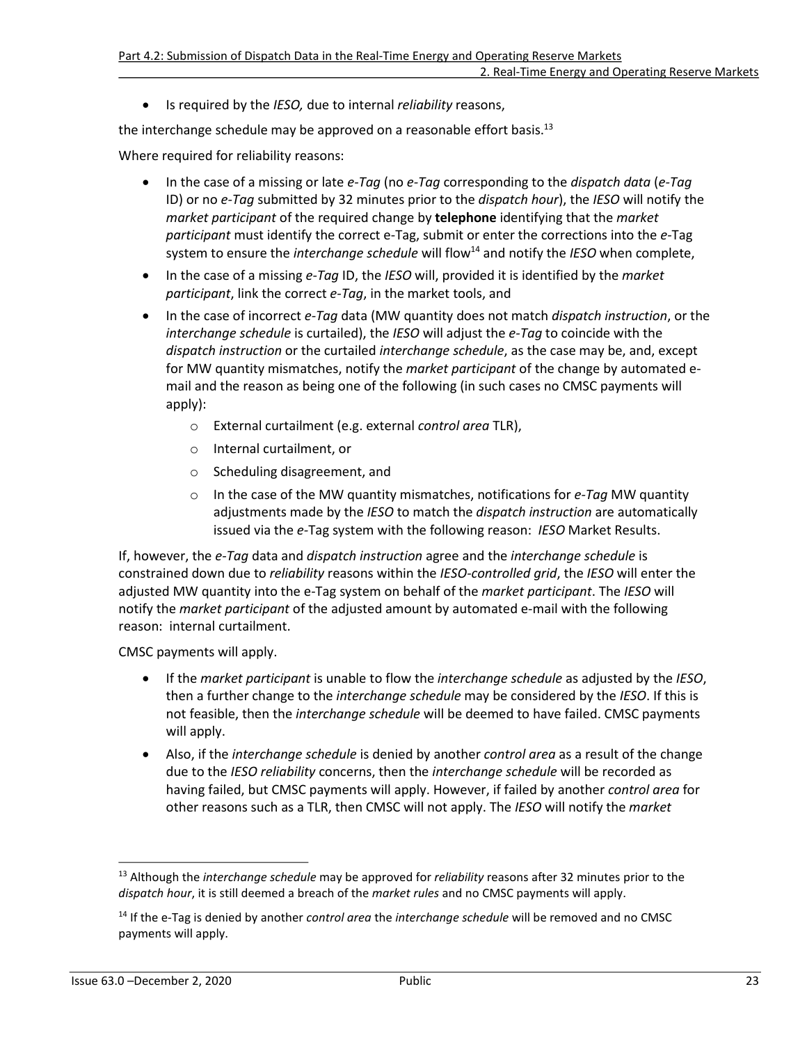- Is required by the *IESO,* due to internal *reliability* reasons,

the interchange schedule may be approved on a reasonable effort basis.[13]

Where required for reliability reasons:

- In the case of a missing or late *e-Tag* (no *e-Tag* corresponding to the *dispatch data* (*e-Tag* ID) or no *e-Tag* submitted by 32 minutes prior to the *dispatch hour*), the *IESO* will notify the *market participant* of the required change by **telephone** identifying that the *market participant* must identify the correct e-Tag, submit or enter the corrections into the *e*-Tag system to ensure the *interchange schedule* will flow[14] and notify the *IESO* when complete,
- In the case of a missing *e-Tag* ID, the *IESO* will, provided it is identified by the *market participant*, link the correct *e-Tag*, in the market tools, and
- In the case of incorrect *e-Tag* data (MW quantity does not match *dispatch instruction*, or the *interchange schedule* is curtailed), the *IESO* will adjust the *e-Tag* to coincide with the *dispatch instruction* or the curtailed *interchange schedule*, as the case may be, and, except for MW quantity mismatches, notify the *market participant* of the change by automated e-mail and the reason as being one of the following (in such cases no CMSC payments will apply):
  - External curtailment (e.g. external *control area* TLR),
  - Internal curtailment, or
  - Scheduling disagreement, and
  - In the case of the MW quantity mismatches, notifications for *e-Tag* MW quantity adjustments made by the *IESO* to match the *dispatch instruction* are automatically issued via the *e*-Tag system with the following reason: *IESO* Market Results.

If, however, the *e-Tag* data and *dispatch instruction* agree and the *interchange schedule* is constrained down due to *reliability* reasons within the *IESO-controlled grid*, the *IESO* will enter the adjusted MW quantity into the e-Tag system on behalf of the *market participant*. The *IESO* will notify the *market participant* of the adjusted amount by automated e-mail with the following reason: internal curtailment.

CMSC payments will apply.

- If the *market participant* is unable to flow the *interchange schedule* as adjusted by the *IESO*, then a further change to the *interchange schedule* may be considered by the *IESO*. If this is not feasible, then the *interchange schedule* will be deemed to have failed. CMSC payments will apply.
- Also, if the *interchange schedule* is denied by another *control area* as a result of the change due to the *IESO reliability* concerns, then the *interchange schedule* will be recorded as having failed, but CMSC payments will apply. However, if failed by another *control area* for other reasons such as a TLR, then CMSC will not apply. The *IESO* will notify the *market*

---

[13] Although the *interchange schedule* may be approved for *reliability* reasons after 32 minutes prior to the *dispatch hour*, it is still deemed a breach of the *market rules* and no CMSC payments will apply.

[14] If the e-Tag is denied by another *control area* the *interchange schedule* will be removed and no CMSC payments will apply.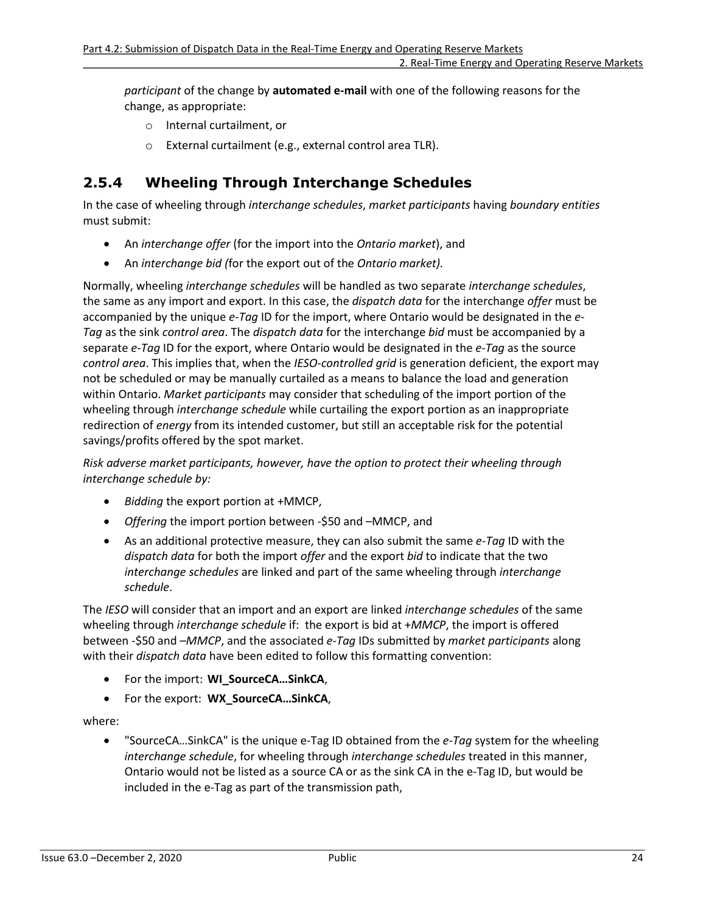*participant* of the change by **automated e-mail** with one of the following reasons for the change, as appropriate:

- Internal curtailment, or
- External curtailment (e.g., external control area TLR).

### 2.5.4 Wheeling Through Interchange Schedules

In the case of wheeling through *interchange schedules*, *market participants* having *boundary entities* must submit:

- An *interchange offer* (for the import into the *Ontario market*), and
- An *interchange bid (*for the export out of the *Ontario market).*

Normally, wheeling *interchange schedules* will be handled as two separate *interchange schedules*, the same as any import and export. In this case, the *dispatch data* for the interchange *offer* must be accompanied by the unique *e-Tag* ID for the import, where Ontario would be designated in the *e-Tag* as the sink *control area*. The *dispatch data* for the interchange *bid* must be accompanied by a separate *e-Tag* ID for the export, where Ontario would be designated in the *e-Tag* as the source *control area*. This implies that, when the *IESO-controlled grid* is generation deficient, the export may not be scheduled or may be manually curtailed as a means to balance the load and generation within Ontario. *Market participants* may consider that scheduling of the import portion of the wheeling through *interchange schedule* while curtailing the export portion as an inappropriate redirection of *energy* from its intended customer, but still an acceptable risk for the potential savings/profits offered by the spot market.

*Risk adverse market participants, however, have the option to protect their wheeling through interchange schedule by:*

- *Bidding* the export portion at +MMCP,
- *Offering* the import portion between -$50 and –MMCP, and
- As an additional protective measure, they can also submit the same *e-Tag* ID with the *dispatch data* for both the import *offer* and the export *bid* to indicate that the two *interchange schedules* are linked and part of the same wheeling through *interchange schedule*.

The *IESO* will consider that an import and an export are linked *interchange schedules* of the same wheeling through *interchange schedule* if: the export is bid at +*MMCP*, the import is offered between -$50 and –*MMCP*, and the associated *e-Tag* IDs submitted by *market participants* along with their *dispatch data* have been edited to follow this formatting convention:

- For the import: **WI_SourceCA…SinkCA**,
- For the export: **WX_SourceCA…SinkCA**,

where:

- "SourceCA…SinkCA" is the unique e-Tag ID obtained from the *e-Tag* system for the wheeling *interchange schedule*, for wheeling through *interchange schedules* treated in this manner, Ontario would not be listed as a source CA or as the sink CA in the e-Tag ID, but would be included in the e-Tag as part of the transmission path,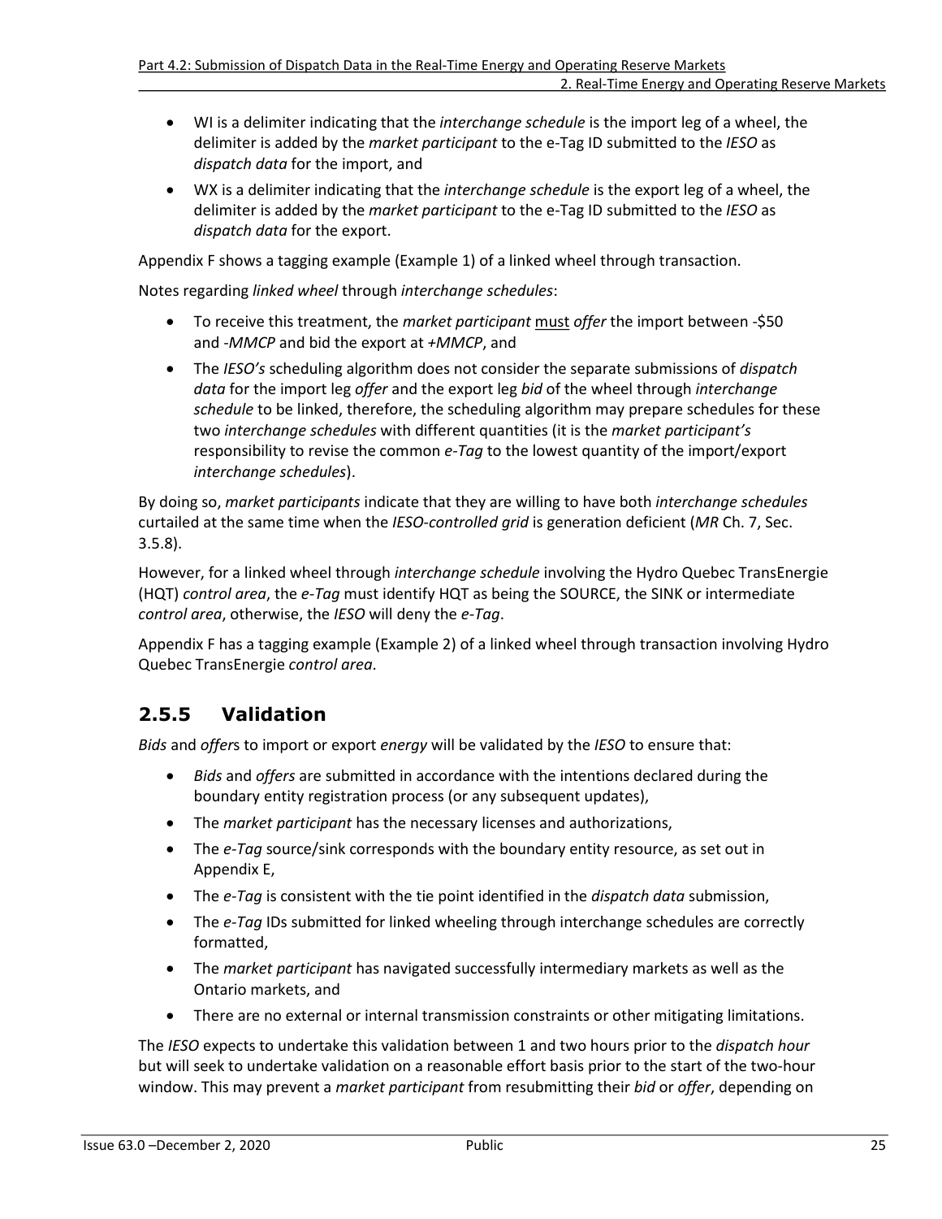- WI is a delimiter indicating that the *interchange schedule* is the import leg of a wheel, the delimiter is added by the *market participant* to the e-Tag ID submitted to the *IESO* as *dispatch data* for the import, and
- WX is a delimiter indicating that the *interchange schedule* is the export leg of a wheel, the delimiter is added by the *market participant* to the e-Tag ID submitted to the *IESO* as *dispatch data* for the export.

Appendix F shows a tagging example (Example 1) of a linked wheel through transaction.

Notes regarding *linked wheel* through *interchange schedules*:

- To receive this treatment, the *market participant* must *offer* the import between -$50 and -*MMCP* and bid the export at +*MMCP*, and
- The *IESO's* scheduling algorithm does not consider the separate submissions of *dispatch data* for the import leg *offer* and the export leg *bid* of the wheel through *interchange schedule* to be linked, therefore, the scheduling algorithm may prepare schedules for these two *interchange schedules* with different quantities (it is the *market participant's* responsibility to revise the common *e-Tag* to the lowest quantity of the import/export *interchange schedules*).

By doing so, *market participants* indicate that they are willing to have both *interchange schedules* curtailed at the same time when the *IESO-controlled grid* is generation deficient (*MR* Ch. 7, Sec. 3.5.8).

However, for a linked wheel through *interchange schedule* involving the Hydro Quebec TransEnergie (HQT) *control area*, the *e-Tag* must identify HQT as being the SOURCE, the SINK or intermediate *control area*, otherwise, the *IESO* will deny the *e-Tag*.

Appendix F has a tagging example (Example 2) of a linked wheel through transaction involving Hydro Quebec TransEnergie *control area*.

### 2.5.5 Validation

*Bids* and *offer*s to import or export *energy* will be validated by the *IESO* to ensure that:

- *Bids* and *offers* are submitted in accordance with the intentions declared during the boundary entity registration process (or any subsequent updates),
- The *market participant* has the necessary licenses and authorizations,
- The *e-Tag* source/sink corresponds with the boundary entity resource, as set out in Appendix E,
- The *e-Tag* is consistent with the tie point identified in the *dispatch data* submission,
- The *e-Tag* IDs submitted for linked wheeling through interchange schedules are correctly formatted,
- The *market participant* has navigated successfully intermediary markets as well as the Ontario markets, and
- There are no external or internal transmission constraints or other mitigating limitations.

The *IESO* expects to undertake this validation between 1 and two hours prior to the *dispatch hour* but will seek to undertake validation on a reasonable effort basis prior to the start of the two-hour window. This may prevent a *market participant* from resubmitting their *bid* or *offer*, depending on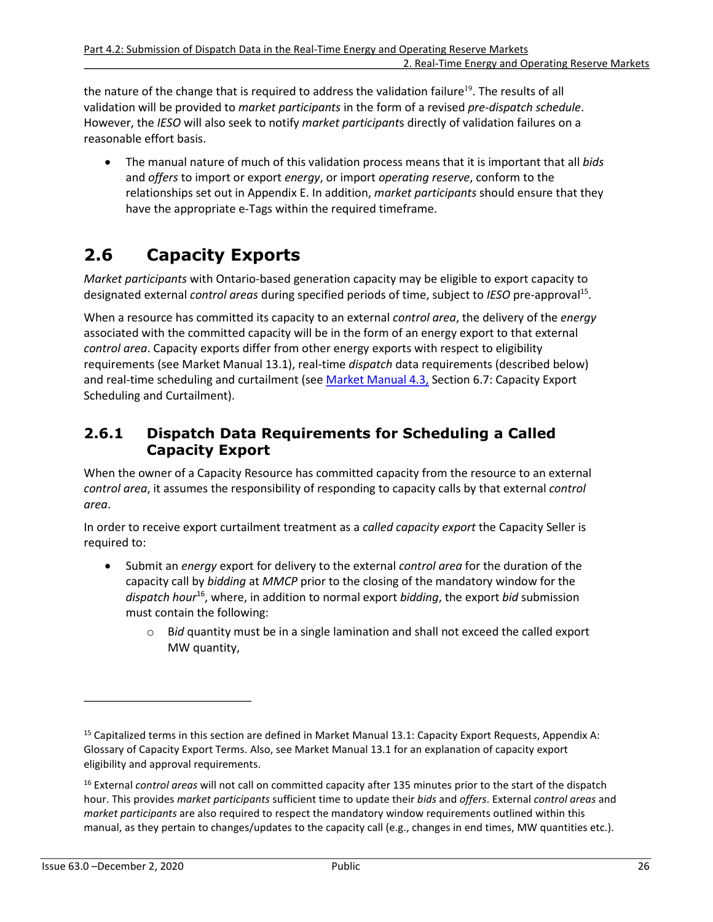the nature of the change that is required to address the validation failure[19]. The results of all validation will be provided to *market participants* in the form of a revised *pre-dispatch schedule*. However, the *IESO* will also seek to notify *market participant*s directly of validation failures on a reasonable effort basis.

- The manual nature of much of this validation process means that it is important that all *bids* and *offers* to import or export *energy*, or import *operating reserve*, conform to the relationships set out in Appendix E. In addition, *market participants* should ensure that they have the appropriate e-Tags within the required timeframe.

## 2.6 Capacity Exports

*Market participants* with Ontario-based generation capacity may be eligible to export capacity to designated external *control areas* during specified periods of time, subject to *IESO* pre-approval[15].

When a resource has committed its capacity to an external *control area*, the delivery of the *energy* associated with the committed capacity will be in the form of an energy export to that external *control area*. Capacity exports differ from other energy exports with respect to eligibility requirements (see Market Manual 13.1), real-time *dispatch* data requirements (described below) and real-time scheduling and curtailment (see Market Manual 4.3, Section 6.7: Capacity Export Scheduling and Curtailment).

### 2.6.1 Dispatch Data Requirements for Scheduling a Called Capacity Export

When the owner of a Capacity Resource has committed capacity from the resource to an external *control area*, it assumes the responsibility of responding to capacity calls by that external *control area*.

In order to receive export curtailment treatment as a *called capacity export* the Capacity Seller is required to:

- Submit an *energy* export for delivery to the external *control area* for the duration of the capacity call by *bidding* at *MMCP* prior to the closing of the mandatory window for the *dispatch hour*[16], where, in addition to normal export *bidding*, the export *bid* submission must contain the following:
    - B*id* quantity must be in a single lamination and shall not exceed the called export MW quantity,

---

[15] Capitalized terms in this section are defined in Market Manual 13.1: Capacity Export Requests, Appendix A: Glossary of Capacity Export Terms. Also, see Market Manual 13.1 for an explanation of capacity export eligibility and approval requirements.

[16] External *control areas* will not call on committed capacity after 135 minutes prior to the start of the dispatch hour. This provides *market participants* sufficient time to update their *bids* and *offers*. External *control areas* and *market participants* are also required to respect the mandatory window requirements outlined within this manual, as they pertain to changes/updates to the capacity call (e.g., changes in end times, MW quantities etc.).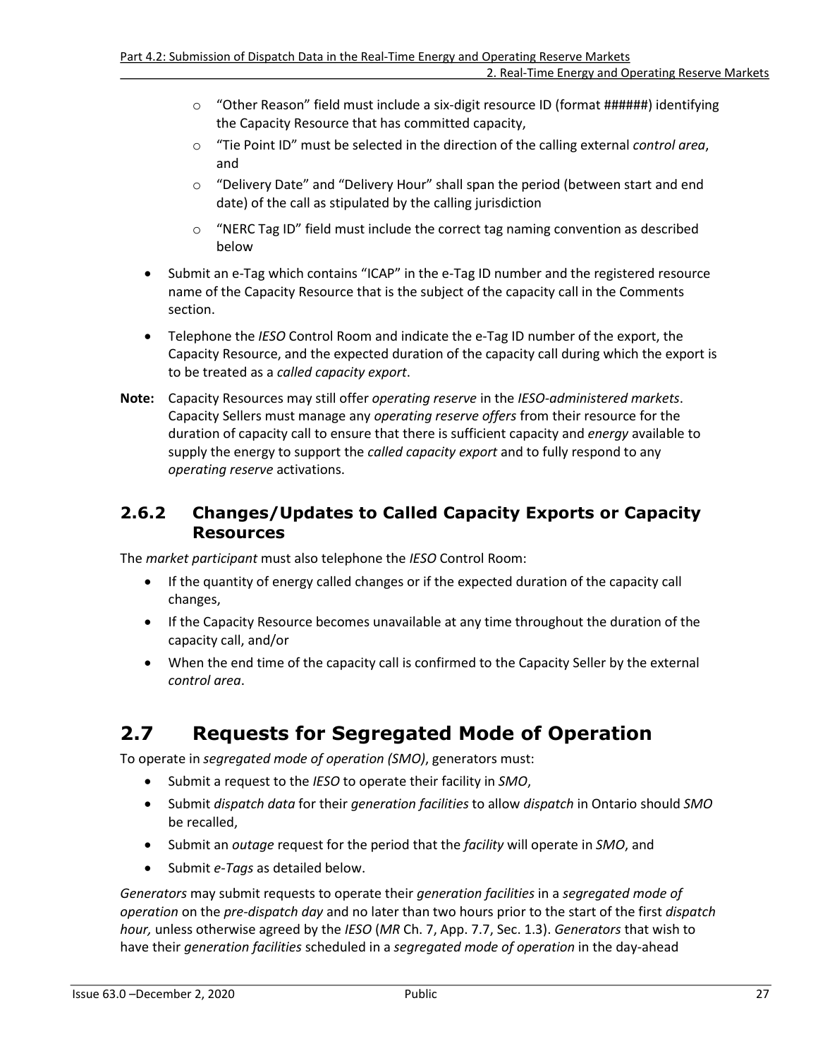- “Other Reason” field must include a six-digit resource ID (format ######) identifying the Capacity Resource that has committed capacity,
  - “Tie Point ID” must be selected in the direction of the calling external *control area*, and
  - “Delivery Date” and “Delivery Hour” shall span the period (between start and end date) of the call as stipulated by the calling jurisdiction
  - “NERC Tag ID” field must include the correct tag naming convention as described below
- Submit an e-Tag which contains “ICAP” in the e-Tag ID number and the registered resource name of the Capacity Resource that is the subject of the capacity call in the Comments section.
- Telephone the *IESO* Control Room and indicate the e-Tag ID number of the export, the Capacity Resource, and the expected duration of the capacity call during which the export is to be treated as a *called capacity export*.

**Note:** Capacity Resources may still offer *operating reserve* in the *IESO-administered markets*. Capacity Sellers must manage any *operating reserve offers* from their resource for the duration of capacity call to ensure that there is sufficient capacity and *energy* available to supply the energy to support the *called capacity export* and to fully respond to any *operating reserve* activations.

### 2.6.2 Changes/Updates to Called Capacity Exports or Capacity Resources

The *market participant* must also telephone the *IESO* Control Room:

- If the quantity of energy called changes or if the expected duration of the capacity call changes,
- If the Capacity Resource becomes unavailable at any time throughout the duration of the capacity call, and/or
- When the end time of the capacity call is confirmed to the Capacity Seller by the external *control area*.

## 2.7 Requests for Segregated Mode of Operation

To operate in *segregated mode of operation (SMO)*, generators must:

- Submit a request to the *IESO* to operate their facility in *SMO*,
- Submit *dispatch data* for their *generation facilities* to allow *dispatch* in Ontario should *SMO* be recalled,
- Submit an *outage* request for the period that the *facility* will operate in *SMO*, and
- Submit *e-Tags* as detailed below.

*Generators* may submit requests to operate their *generation facilities* in a *segregated mode of operation* on the *pre-dispatch day* and no later than two hours prior to the start of the first *dispatch hour,* unless otherwise agreed by the *IESO* (*MR* Ch. 7, App. 7.7, Sec. 1.3). *Generators* that wish to have their *generation facilities* scheduled in a *segregated mode of operation* in the day-ahead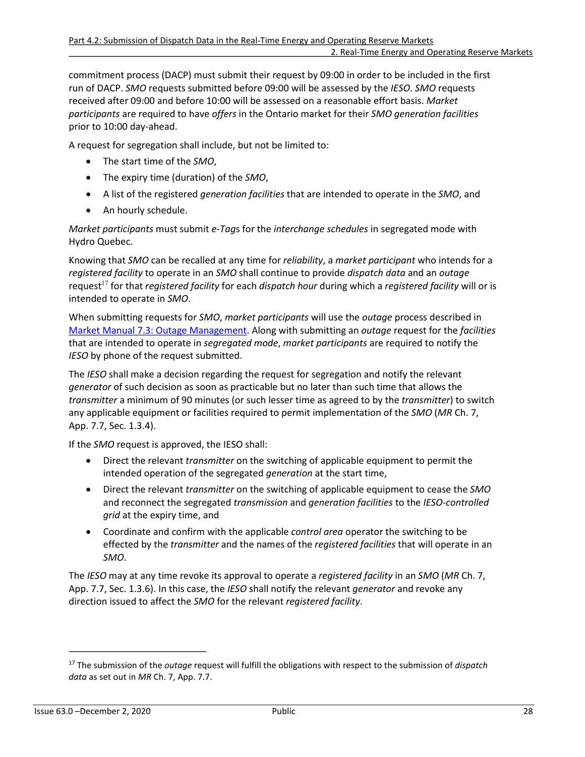commitment process (DACP) must submit their request by 09:00 in order to be included in the first run of DACP. *SMO* requests submitted before 09:00 will be assessed by the *IESO*. *SMO* requests received after 09:00 and before 10:00 will be assessed on a reasonable effort basis. *Market participants* are required to have *offers* in the Ontario market for their *SMO generation facilities* prior to 10:00 day-ahead.

A request for segregation shall include, but not be limited to:

- The start time of the *SMO*,
- The expiry time (duration) of the *SMO*,
- A list of the registered *generation facilities* that are intended to operate in the *SMO*, and
- An hourly schedule.

*Market participants* must submit *e-Tag*s for the *interchange schedules* in segregated mode with Hydro Quebec.

Knowing that *SMO* can be recalled at any time for *reliability*, a *market participant* who intends for a *registered facility* to operate in an *SMO* shall continue to provide *dispatch data* and an *outage* request[17] for that *registered facility* for each *dispatch hour* during which a *registered facility* will or is intended to operate in *SMO*.

When submitting requests for *SMO*, *market participants* will use the *outage* process described in [Market Manual 7.3: Outage Management](). Along with submitting an *outage* request for the *facilities* that are intended to operate in *segregated mode*, *market participants* are required to notify the *IESO* by phone of the request submitted.

The *IESO* shall make a decision regarding the request for segregation and notify the relevant *generator* of such decision as soon as practicable but no later than such time that allows the *transmitter* a minimum of 90 minutes (or such lesser time as agreed to by the *transmitter*) to switch any applicable equipment or facilities required to permit implementation of the *SMO* (*MR* Ch. 7, App. 7.7, Sec. 1.3.4).

If the *SMO* request is approved, the IESO shall:

- Direct the relevant *transmitter* on the switching of applicable equipment to permit the intended operation of the segregated *generation* at the start time,
- Direct the relevant *transmitter* on the switching of applicable equipment to cease the *SMO* and reconnect the segregated *transmission* and *generation facilities* to the *IESO-controlled grid* at the expiry time, and
- Coordinate and confirm with the applicable *control area* operator the switching to be effected by the *transmitter* and the names of the *registered facilities* that will operate in an *SMO*.

The *IESO* may at any time revoke its approval to operate a *registered facility* in an *SMO* (*MR* Ch. 7, App. 7.7, Sec. 1.3.6). In this case, the *IESO* shall notify the relevant *generator* and revoke any direction issued to affect the *SMO* for the relevant *registered facility*.

---

[17] The submission of the *outage* request will fulfill the obligations with respect to the submission of *dispatch data* as set out in *MR* Ch. 7, App. 7.7.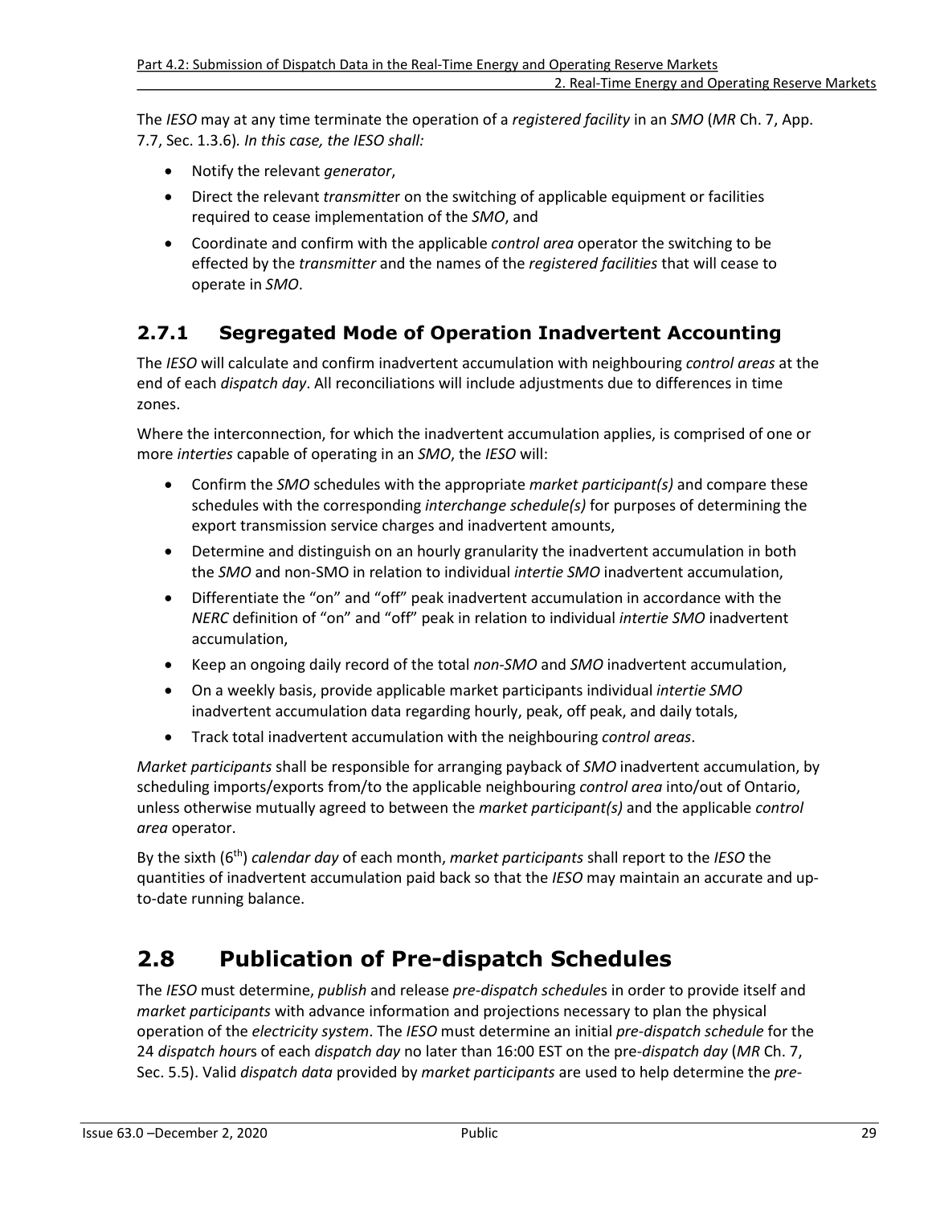The *IESO* may at any time terminate the operation of a *registered facility* in an *SMO* (*MR* Ch. 7, App. 7.7, Sec. 1.3.6)*. In this case, the IESO shall:*

- Notify the relevant *generator*,
- Direct the relevant *transmitter* on the switching of applicable equipment or facilities required to cease implementation of the *SMO*, and
- Coordinate and confirm with the applicable *control area* operator the switching to be effected by the *transmitter* and the names of the *registered facilities* that will cease to operate in *SMO*.

### 2.7.1 Segregated Mode of Operation Inadvertent Accounting

The *IESO* will calculate and confirm inadvertent accumulation with neighbouring *control areas* at the end of each *dispatch day*. All reconciliations will include adjustments due to differences in time zones.

Where the interconnection, for which the inadvertent accumulation applies, is comprised of one or more *interties* capable of operating in an *SMO*, the *IESO* will:

- Confirm the *SMO* schedules with the appropriate *market participant(s)* and compare these schedules with the corresponding *interchange schedule(s)* for purposes of determining the export transmission service charges and inadvertent amounts,
- Determine and distinguish on an hourly granularity the inadvertent accumulation in both the *SMO* and non-SMO in relation to individual *intertie SMO* inadvertent accumulation,
- Differentiate the "on" and "off" peak inadvertent accumulation in accordance with the *NERC* definition of "on" and "off" peak in relation to individual *intertie SMO* inadvertent accumulation,
- Keep an ongoing daily record of the total *non-SMO* and *SMO* inadvertent accumulation,
- On a weekly basis, provide applicable market participants individual *intertie SMO* inadvertent accumulation data regarding hourly, peak, off peak, and daily totals,
- Track total inadvertent accumulation with the neighbouring *control areas*.

*Market participants* shall be responsible for arranging payback of *SMO* inadvertent accumulation, by scheduling imports/exports from/to the applicable neighbouring *control area* into/out of Ontario, unless otherwise mutually agreed to between the *market participant(s)* and the applicable *control area* operator.

By the sixth (6th) *calendar day* of each month, *market participants* shall report to the *IESO* the quantities of inadvertent accumulation paid back so that the *IESO* may maintain an accurate and up-to-date running balance.

## 2.8 Publication of Pre-dispatch Schedules

The *IESO* must determine, *publish* and release *pre-dispatch schedules* in order to provide itself and *market participants* with advance information and projections necessary to plan the physical operation of the *electricity system*. The *IESO* must determine an initial *pre-dispatch schedule* for the 24 *dispatch hours* of each *dispatch day* no later than 16:00 EST on the pre-*dispatch day* (*MR* Ch. 7, Sec. 5.5). Valid *dispatch data* provided by *market participants* are used to help determine the *pre-*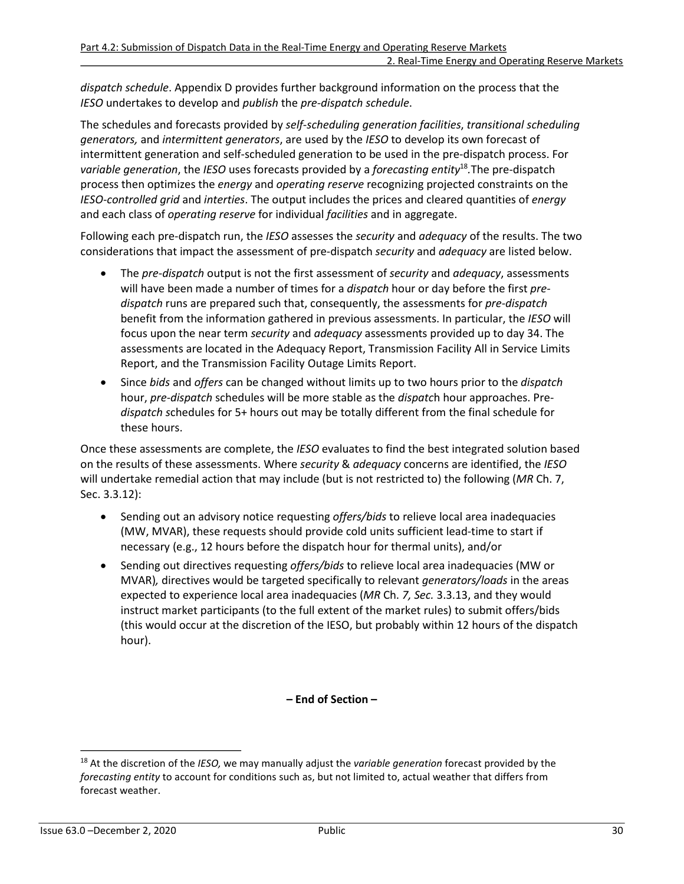*dispatch schedule*. Appendix D provides further background information on the process that the *IESO* undertakes to develop and *publish* the *pre-dispatch schedule*.

The schedules and forecasts provided by *self-scheduling generation facilities*, *transitional scheduling generators,* and *intermittent generators*, are used by the *IESO* to develop its own forecast of intermittent generation and self-scheduled generation to be used in the pre-dispatch process. For *variable generation*, the *IESO* uses forecasts provided by a *forecasting entity*[18].The pre-dispatch process then optimizes the *energy* and *operating reserve* recognizing projected constraints on the *IESO-controlled grid* and *interties*. The output includes the prices and cleared quantities of *energy* and each class of *operating reserve* for individual *facilities* and in aggregate.

Following each pre-dispatch run, the *IESO* assesses the *security* and *adequacy* of the results. The two considerations that impact the assessment of pre-dispatch *security* and *adequacy* are listed below.

- The *pre-dispatch* output is not the first assessment of *security* and *adequacy*, assessments will have been made a number of times for a *dispatch* hour or day before the first *pre-dispatch* runs are prepared such that, consequently, the assessments for *pre-dispatch* benefit from the information gathered in previous assessments. In particular, the *IESO* will focus upon the near term *security* and *adequacy* assessments provided up to day 34. The assessments are located in the Adequacy Report, Transmission Facility All in Service Limits Report, and the Transmission Facility Outage Limits Report.
- Since *bids* and *offers* can be changed without limits up to two hours prior to the *dispatch* hour, *pre-dispatch* schedules will be more stable as the *dispatc*h hour approaches. Pre-*dispatch s*chedules for 5+ hours out may be totally different from the final schedule for these hours.

Once these assessments are complete, the *IESO* evaluates to find the best integrated solution based on the results of these assessments. Where *security* & *adequacy* concerns are identified, the *IESO* will undertake remedial action that may include (but is not restricted to) the following (*MR* Ch. 7, Sec. 3.3.12):

- Sending out an advisory notice requesting *offers/bids* to relieve local area inadequacies (MW, MVAR), these requests should provide cold units sufficient lead-time to start if necessary (e.g., 12 hours before the dispatch hour for thermal units), and/or
- Sending out directives requesting *offers/bids* to relieve local area inadequacies (MW or MVAR), directives would be targeted specifically to relevant *generators/loads* in the areas expected to experience local area inadequacies (*MR* Ch. *7, Sec.* 3.3.13, and they would instruct market participants (to the full extent of the market rules) to submit offers/bids (this would occur at the discretion of the IESO, but probably within 12 hours of the dispatch hour).

**– End of Section –**

---

[18] At the discretion of the *IESO,* we may manually adjust the *variable generation* forecast provided by the *forecasting entity* to account for conditions such as, but not limited to, actual weather that differs from forecast weather.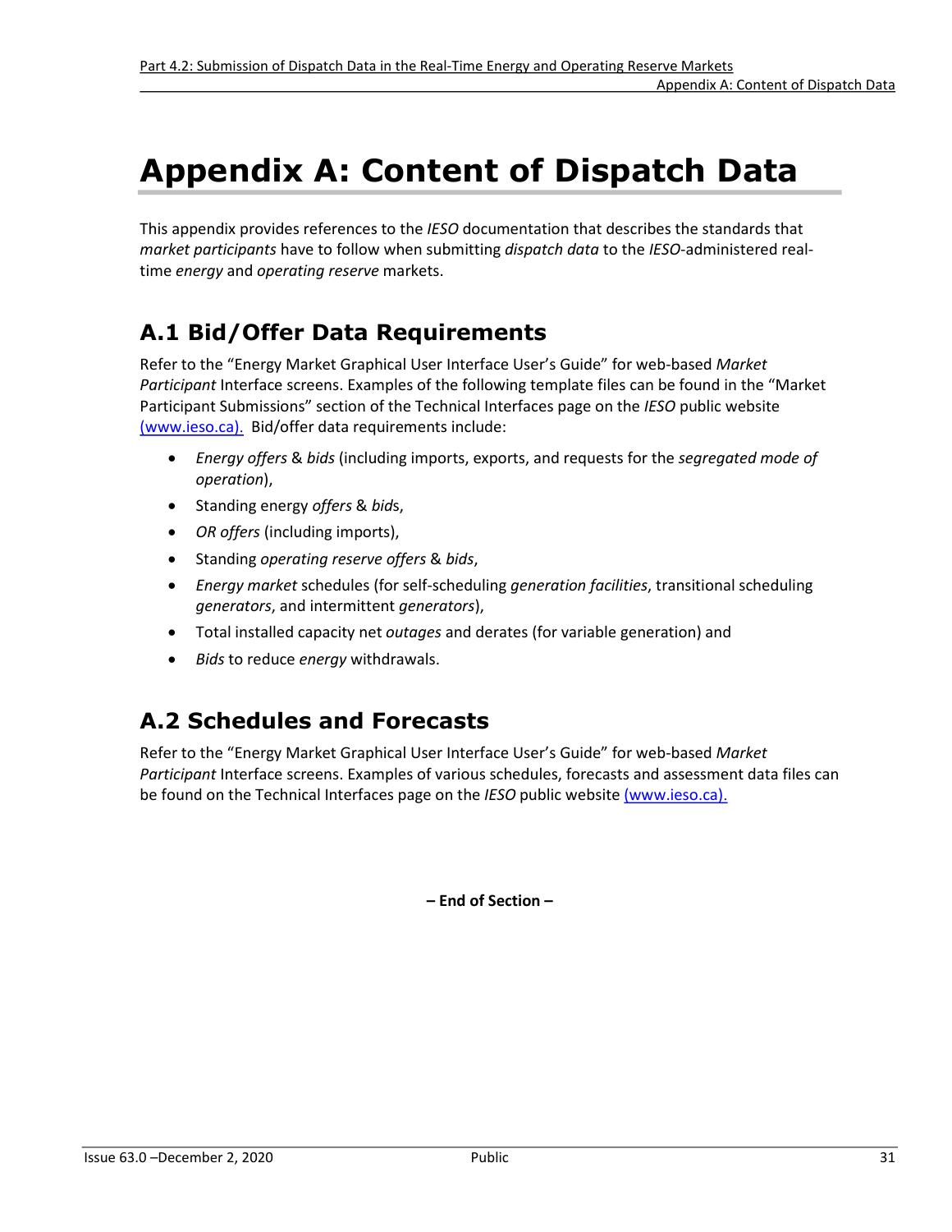# Appendix A: Content of Dispatch Data

This appendix provides references to the *IESO* documentation that describes the standards that *market participants* have to follow when submitting *dispatch data* to the *IESO*-administered real-time *energy* and *operating reserve* markets.

## A.1 Bid/Offer Data Requirements

Refer to the "Energy Market Graphical User Interface User's Guide" for web-based *Market Participant* Interface screens. Examples of the following template files can be found in the "Market Participant Submissions" section of the Technical Interfaces page on the *IESO* public website (www.ieso.ca). Bid/offer data requirements include:

- *Energy offers* & *bids* (including imports, exports, and requests for the *segregated mode of operation*),
- Standing energy *offers* & *bid*s,
- *OR offers* (including imports),
- Standing *operating reserve offers* & *bids*,
- *Energy market* schedules (for self-scheduling *generation facilities*, transitional scheduling *generators*, and intermittent *generators*),
- Total installed capacity net *outages* and derates (for variable generation) and
- *Bids* to reduce *energy* withdrawals.

## A.2 Schedules and Forecasts

Refer to the "Energy Market Graphical User Interface User's Guide" for web-based *Market Participant* Interface screens. Examples of various schedules, forecasts and assessment data files can be found on the Technical Interfaces page on the *IESO* public website (www.ieso.ca).

**– End of Section –**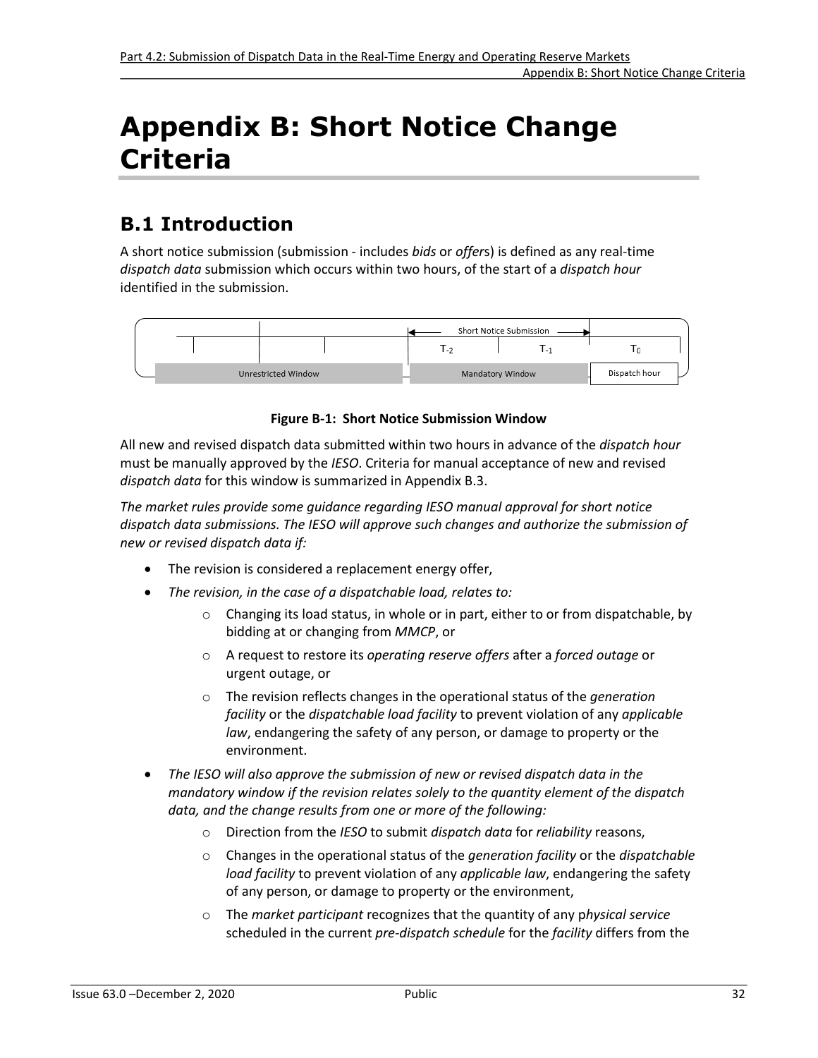# Appendix B: Short Notice Change Criteria

## B.1 Introduction

A short notice submission (submission - includes *bids* or *offer*s) is defined as any real-time *dispatch data* submission which occurs within two hours, of the start of a *dispatch hour* identified in the submission.

Short Notice Submission

| | $T_{-2}$ | $T_{-1}$ | $T_0$ |
|---|---|---|---|
| Unrestricted Window | Mandatory Window | | Dispatch hour |

**Figure B-1: Short Notice Submission Window**

All new and revised dispatch data submitted within two hours in advance of the *dispatch hour* must be manually approved by the *IESO*. Criteria for manual acceptance of new and revised *dispatch data* for this window is summarized in Appendix B.3.

*The market rules provide some guidance regarding IESO manual approval for short notice dispatch data submissions. The IESO will approve such changes and authorize the submission of new or revised dispatch data if:*

- The revision is considered a replacement energy offer,
- *The revision, in the case of a dispatchable load, relates to:*
    - Changing its load status, in whole or in part, either to or from dispatchable, by bidding at or changing from *MMCP*, or
    - A request to restore its *operating reserve offers* after a *forced outage* or urgent outage, or
    - The revision reflects changes in the operational status of the *generation facility* or the *dispatchable load facility* to prevent violation of any *applicable law*, endangering the safety of any person, or damage to property or the environment.
- *The IESO will also approve the submission of new or revised dispatch data in the mandatory window if the revision relates solely to the quantity element of the dispatch data, and the change results from one or more of the following:*
    - Direction from the *IESO* to submit *dispatch data* for *reliability* reasons,
    - Changes in the operational status of the *generation facility* or the *dispatchable load facility* to prevent violation of any *applicable law*, endangering the safety of any person, or damage to property or the environment,
    - The *market participant* recognizes that the quantity of any p*hysical service* scheduled in the current *pre-dispatch schedule* for the *facility* differs from the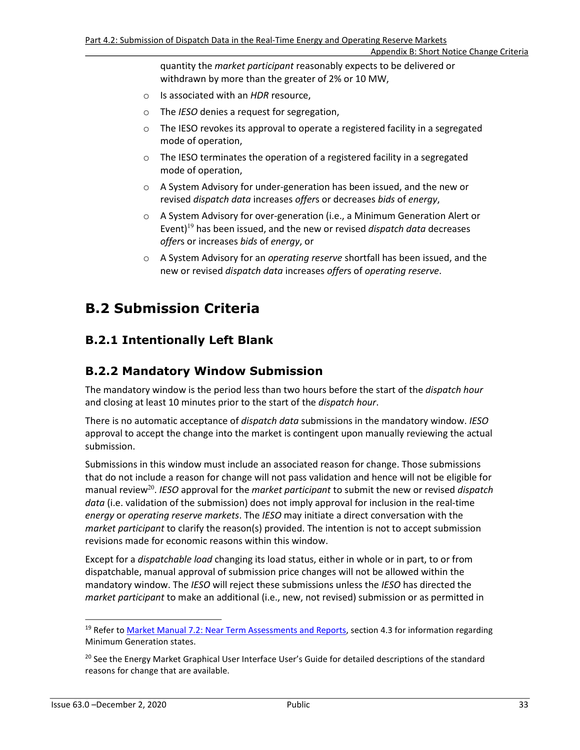quantity the *market participant* reasonably expects to be delivered or withdrawn by more than the greater of 2% or 10 MW,

- Is associated with an *HDR* resource,
- The *IESO* denies a request for segregation,
- The IESO revokes its approval to operate a registered facility in a segregated mode of operation,
- The IESO terminates the operation of a registered facility in a segregated mode of operation,
- A System Advisory for under-generation has been issued, and the new or revised *dispatch data* increases *offer*s or decreases *bids* of *energy*,
- A System Advisory for over-generation (i.e., a Minimum Generation Alert or Event)[19] has been issued, and the new or revised *dispatch data* decreases *offer*s or increases *bids* of *energy*, or
- A System Advisory for an *operating reserve* shortfall has been issued, and the new or revised *dispatch data* increases *offer*s of *operating reserve*.

# B.2 Submission Criteria

## B.2.1 Intentionally Left Blank

## B.2.2 Mandatory Window Submission

The mandatory window is the period less than two hours before the start of the *dispatch hour* and closing at least 10 minutes prior to the start of the *dispatch hour*.

There is no automatic acceptance of *dispatch data* submissions in the mandatory window. *IESO* approval to accept the change into the market is contingent upon manually reviewing the actual submission.

Submissions in this window must include an associated reason for change. Those submissions that do not include a reason for change will not pass validation and hence will not be eligible for manual review[20]. *IESO* approval for the *market participant* to submit the new or revised *dispatch data* (i.e. validation of the submission) does not imply approval for inclusion in the real-time *energy* or *operating reserve markets*. The *IESO* may initiate a direct conversation with the *market participant* to clarify the reason(s) provided. The intention is not to accept submission revisions made for economic reasons within this window.

Except for a *dispatchable load* changing its load status, either in whole or in part, to or from dispatchable, manual approval of submission price changes will not be allowed within the mandatory window. The *IESO* will reject these submissions unless the *IESO* has directed the *market participant* to make an additional (i.e., new, not revised) submission or as permitted in

---

[19] Refer to Market Manual 7.2: Near Term Assessments and Reports, section 4.3 for information regarding Minimum Generation states.

[20] See the Energy Market Graphical User Interface User's Guide for detailed descriptions of the standard reasons for change that are available.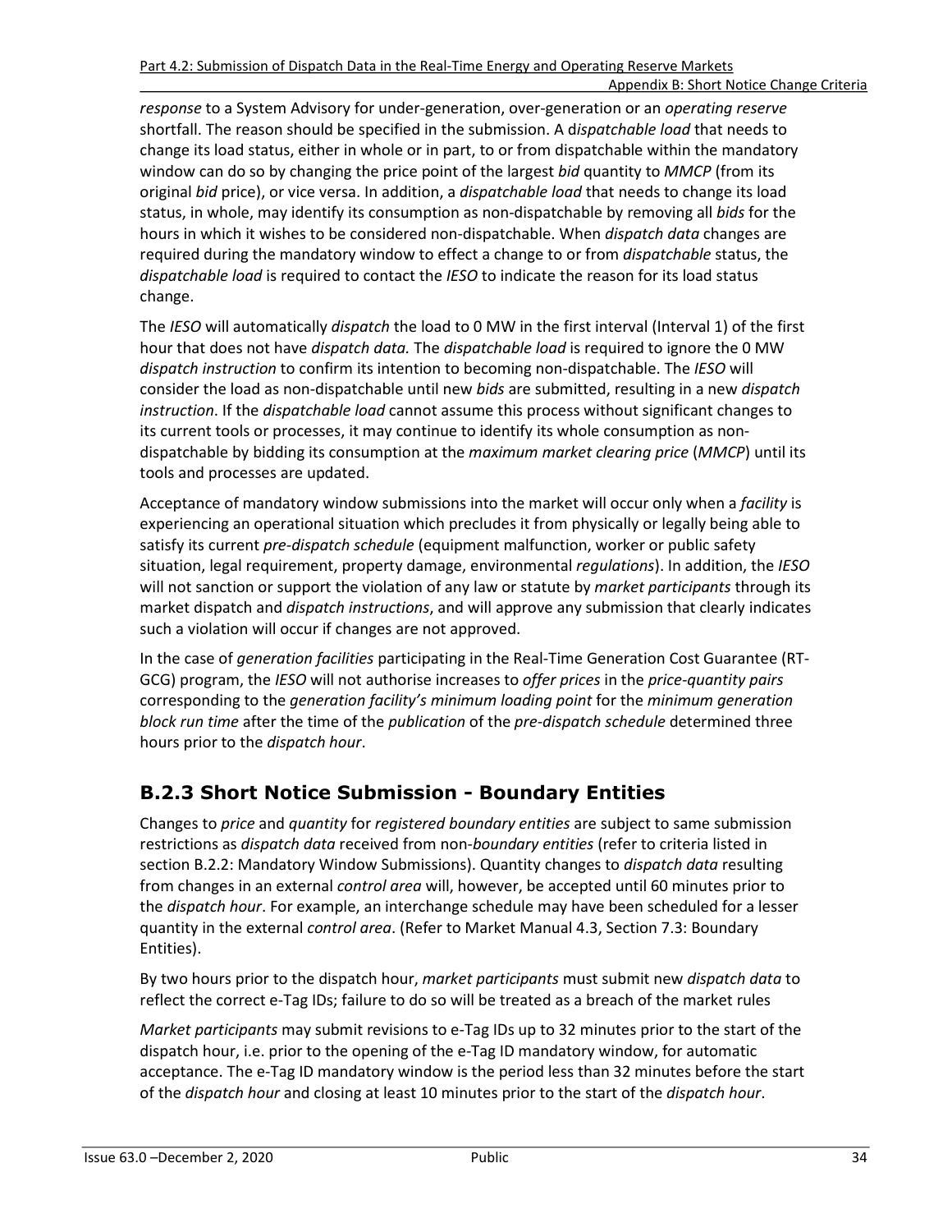*response* to a System Advisory for under-generation, over-generation or an *operating reserve* shortfall. The reason should be specified in the submission. A d*ispatchable load* that needs to change its load status, either in whole or in part, to or from dispatchable within the mandatory window can do so by changing the price point of the largest *bid* quantity to *MMCP* (from its original *bid* price), or vice versa. In addition, a *dispatchable load* that needs to change its load status, in whole, may identify its consumption as non-dispatchable by removing all *bids* for the hours in which it wishes to be considered non-dispatchable. When *dispatch data* changes are required during the mandatory window to effect a change to or from *dispatchable* status, the *dispatchable load* is required to contact the *IESO* to indicate the reason for its load status change.

The *IESO* will automatically *dispatch* the load to 0 MW in the first interval (Interval 1) of the first hour that does not have *dispatch data.* The *dispatchable load* is required to ignore the 0 MW *dispatch instruction* to confirm its intention to becoming non-dispatchable. The *IESO* will consider the load as non-dispatchable until new *bids* are submitted, resulting in a new *dispatch instruction*. If the *dispatchable load* cannot assume this process without significant changes to its current tools or processes, it may continue to identify its whole consumption as non-dispatchable by bidding its consumption at the *maximum market clearing price* (*MMCP*) until its tools and processes are updated.

Acceptance of mandatory window submissions into the market will occur only when a *facility* is experiencing an operational situation which precludes it from physically or legally being able to satisfy its current *pre-dispatch schedule* (equipment malfunction, worker or public safety situation, legal requirement, property damage, environmental *regulations*). In addition, the *IESO* will not sanction or support the violation of any law or statute by *market participants* through its market dispatch and *dispatch instructions*, and will approve any submission that clearly indicates such a violation will occur if changes are not approved.

In the case of *generation facilities* participating in the Real-Time Generation Cost Guarantee (RT-GCG) program, the *IESO* will not authorise increases to *offer prices* in the *price-quantity pairs* corresponding to the *generation facility's minimum loading point* for the *minimum generation block run time* after the time of the *publication* of the *pre-dispatch schedule* determined three hours prior to the *dispatch hour*.

## B.2.3 Short Notice Submission - Boundary Entities

Changes to *price* and *quantity* for *registered boundary entities* are subject to same submission restrictions as *dispatch data* received from non-*boundary entities* (refer to criteria listed in section B.2.2: Mandatory Window Submissions). Quantity changes to *dispatch data* resulting from changes in an external *control area* will, however, be accepted until 60 minutes prior to the *dispatch hour*. For example, an interchange schedule may have been scheduled for a lesser quantity in the external *control area*. (Refer to Market Manual 4.3, Section 7.3: Boundary Entities).

By two hours prior to the dispatch hour, *market participants* must submit new *dispatch data* to reflect the correct e-Tag IDs; failure to do so will be treated as a breach of the market rules

*Market participants* may submit revisions to e-Tag IDs up to 32 minutes prior to the start of the dispatch hour, i.e. prior to the opening of the e-Tag ID mandatory window, for automatic acceptance. The e-Tag ID mandatory window is the period less than 32 minutes before the start of the *dispatch hour* and closing at least 10 minutes prior to the start of the *dispatch hour*.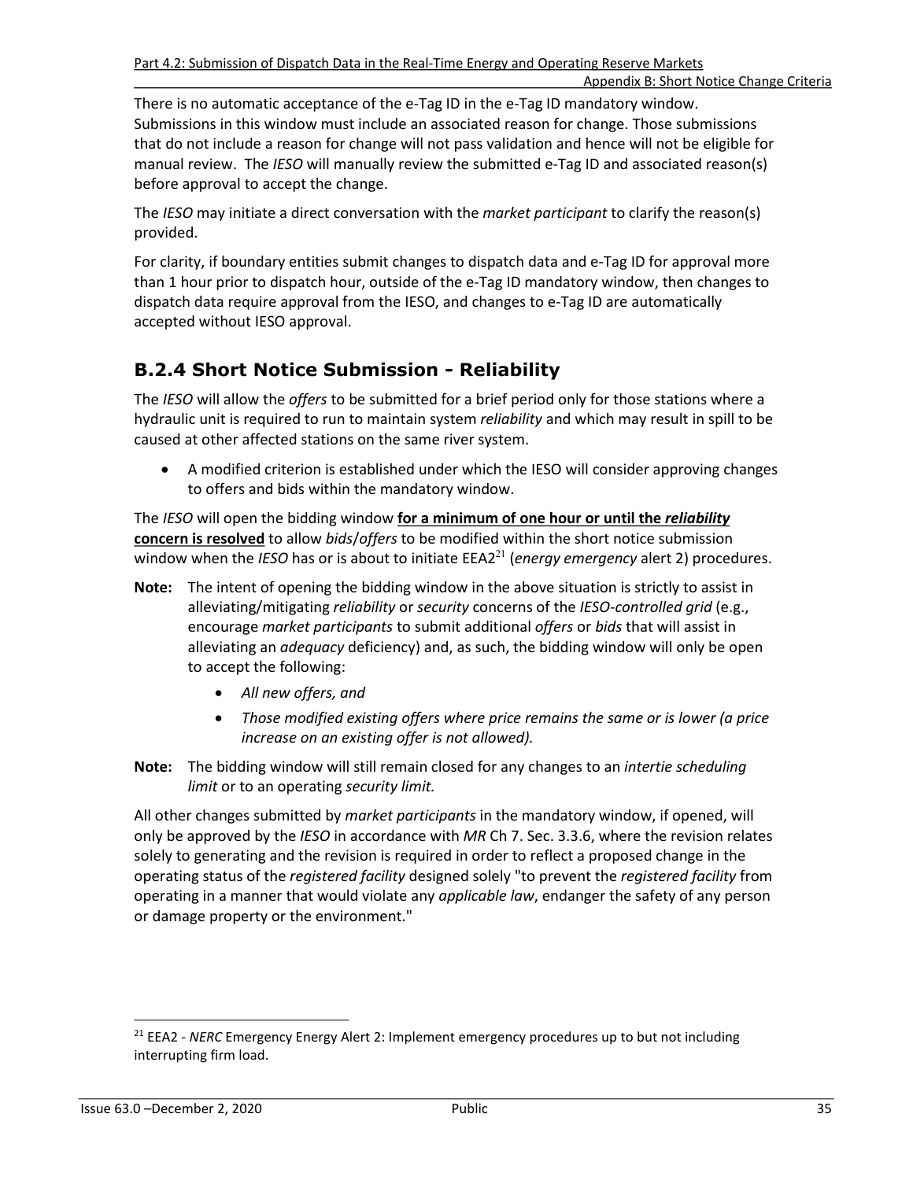There is no automatic acceptance of the e-Tag ID in the e-Tag ID mandatory window. Submissions in this window must include an associated reason for change. Those submissions that do not include a reason for change will not pass validation and hence will not be eligible for manual review. The *IESO* will manually review the submitted e-Tag ID and associated reason(s) before approval to accept the change.

The *IESO* may initiate a direct conversation with the *market participant* to clarify the reason(s) provided.

For clarity, if boundary entities submit changes to dispatch data and e-Tag ID for approval more than 1 hour prior to dispatch hour, outside of the e-Tag ID mandatory window, then changes to dispatch data require approval from the IESO, and changes to e-Tag ID are automatically accepted without IESO approval.

## B.2.4 Short Notice Submission - Reliability

The *IESO* will allow the *offers* to be submitted for a brief period only for those stations where a hydraulic unit is required to run to maintain system *reliability* and which may result in spill to be caused at other affected stations on the same river system.

- A modified criterion is established under which the IESO will consider approving changes to offers and bids within the mandatory window.

The *IESO* will open the bidding window **for a minimum of one hour or until the *reliability* concern is resolved** to allow *bids*/*offers* to be modified within the short notice submission window when the *IESO* has or is about to initiate EEA2[21] (*energy emergency* alert 2) procedures.

**Note:** The intent of opening the bidding window in the above situation is strictly to assist in alleviating/mitigating *reliability* or *security* concerns of the *IESO-controlled grid* (e.g., encourage *market participants* to submit additional *offers* or *bids* that will assist in alleviating an *adequacy* deficiency) and, as such, the bidding window will only be open to accept the following:

- *All new offers, and*
- *Those modified existing offers where price remains the same or is lower (a price increase on an existing offer is not allowed).*

**Note:** The bidding window will still remain closed for any changes to an *intertie scheduling limit* or to an operating *security limit.*

All other changes submitted by *market participants* in the mandatory window, if opened, will only be approved by the *IESO* in accordance with *MR* Ch 7. Sec. 3.3.6, where the revision relates solely to generating and the revision is required in order to reflect a proposed change in the operating status of the *registered facility* designed solely "to prevent the *registered facility* from operating in a manner that would violate any *applicable law*, endanger the safety of any person or damage property or the environment."

---

[21] EEA2 - *NERC* Emergency Energy Alert 2: Implement emergency procedures up to but not including interrupting firm load.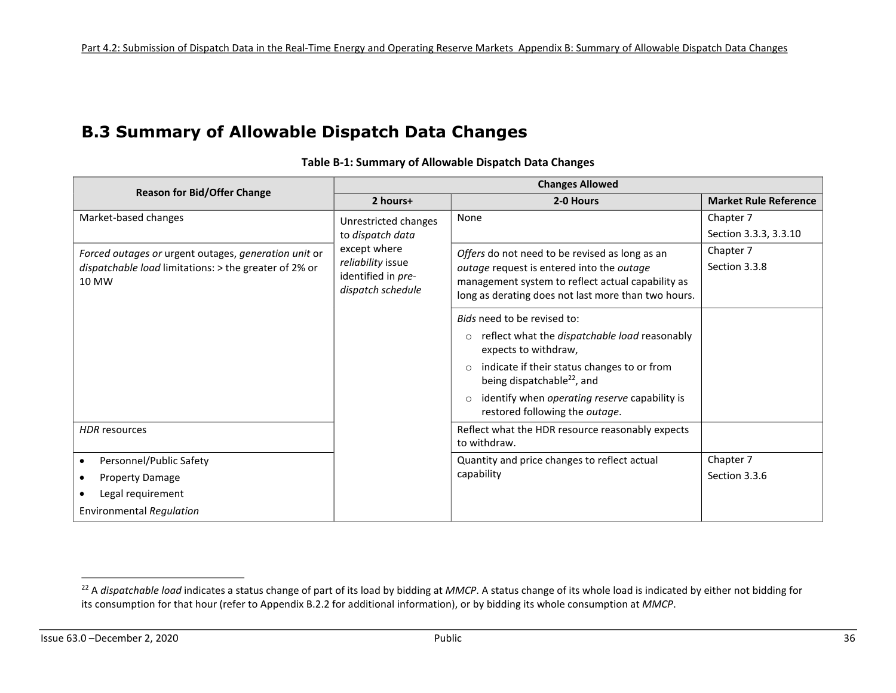## B.3 Summary of Allowable Dispatch Data Changes

**Table B-1: Summary of Allowable Dispatch Data Changes**

| Reason for Bid/Offer Change | Changes Allowed | | |
|---|---|---|---|
| | **2 hours+** | **2-0 Hours** | **Market Rule Reference** |
| Market-based changes | Unrestricted changes to *dispatch data* except where *reliability* issue identified in *pre-dispatch schedule* | None | Chapter 7 Section 3.3.3, 3.3.10 |
| *Forced outages or* urgent outages, *generation unit* or *dispatchable load* limitations: > the greater of 2% or 10 MW | | *Offers* do not need to be revised as long as an *outage* request is entered into the *outage* management system to reflect actual capability as long as derating does not last more than two hours. | Chapter 7 Section 3.3.8 |
| | | *Bids* need to be revised to: <br>○ reflect what the *dispatchable load* reasonably expects to withdraw, <br>○ indicate if their status changes to or from being dispatchable[22], and <br>○ identify when *operating reserve* capability is restored following the *outage*. | |
| *HDR* resources | | Reflect what the HDR resource reasonably expects to withdraw. | |
| • Personnel/Public Safety <br>• Property Damage <br>• Legal requirement <br>Environmental *Regulation* | | Quantity and price changes to reflect actual capability | Chapter 7 Section 3.3.6 |

[22] A *dispatchable load* indicates a status change of part of its load by bidding at *MMCP*. A status change of its whole load is indicated by either not bidding for its consumption for that hour (refer to Appendix B.2.2 for additional information), or by bidding its whole consumption at *MMCP*.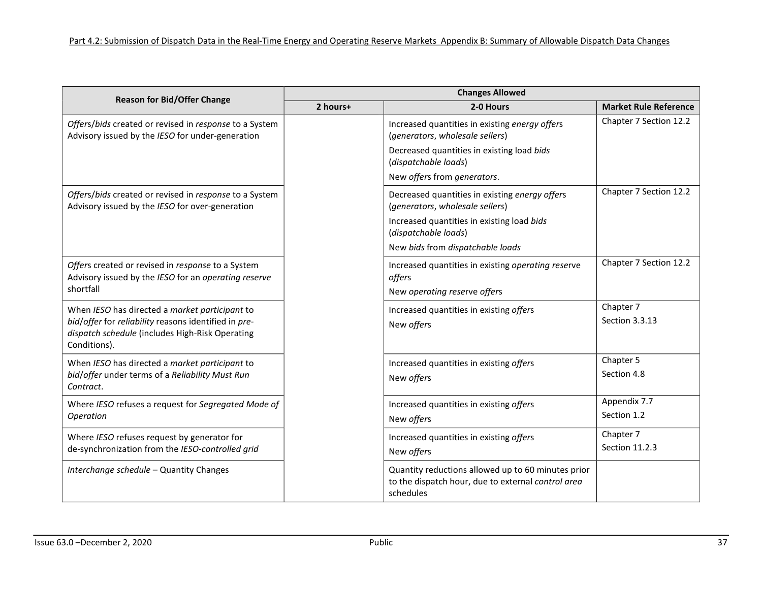| Reason for Bid/Offer Change | Changes Allowed | | |
|---|---|---|---|
| | 2 hours+ | 2-0 Hours | Market Rule Reference |
| *Offer*s/*bids* created or revised in *response* to a System Advisory issued by the *IESO* for under-generation | | Increased quantities in existing *energy offer*s (*generators*, *wholesale sellers*)<br>Decreased quantities in existing load *bids* (*dispatchable loads*)<br>New *offer*s from *generators*. | Chapter 7 Section 12.2 |
| *Offer*s/*bids* created or revised in *response* to a System Advisory issued by the *IESO* for over-generation | | Decreased quantities in existing *energy offer*s (*generators*, *wholesale sellers*)<br>Increased quantities in existing load *bids* (*dispatchable loads*)<br>New *bids* from *dispatchable loads* | Chapter 7 Section 12.2 |
| *Offer*s created or revised in *response* to a System Advisory issued by the *IESO* for an *operating reserve* shortfall | | Increased quantities in existing *operating reserve offer*s<br>New *operating reserve offer*s | Chapter 7 Section 12.2 |
| When *IESO* has directed a *market participant* to *bid*/*offer* for *reliability* reasons identified in *pre-dispatch schedule* (includes High-Risk Operating Conditions). | | Increased quantities in existing *offer*s<br>New *offer*s | Chapter 7<br>Section 3.3.13 |
| When *IESO* has directed a *market participant* to *bid*/*offer* under terms of a *Reliability Must Run Contract*. | | Increased quantities in existing *offer*s<br>New *offer*s | Chapter 5<br>Section 4.8 |
| Where *IESO* refuses a request for *Segregated Mode of Operation* | | Increased quantities in existing *offer*s<br>New *offer*s | Appendix 7.7<br>Section 1.2 |
| Where *IESO* refuses request by generator for de-synchronization from the *IESO-controlled grid* | | Increased quantities in existing *offer*s<br>New *offer*s | Chapter 7<br>Section 11.2.3 |
| *Interchange schedule* – Quantity Changes | | Quantity reductions allowed up to 60 minutes prior to the dispatch hour, due to external *control area* schedules | |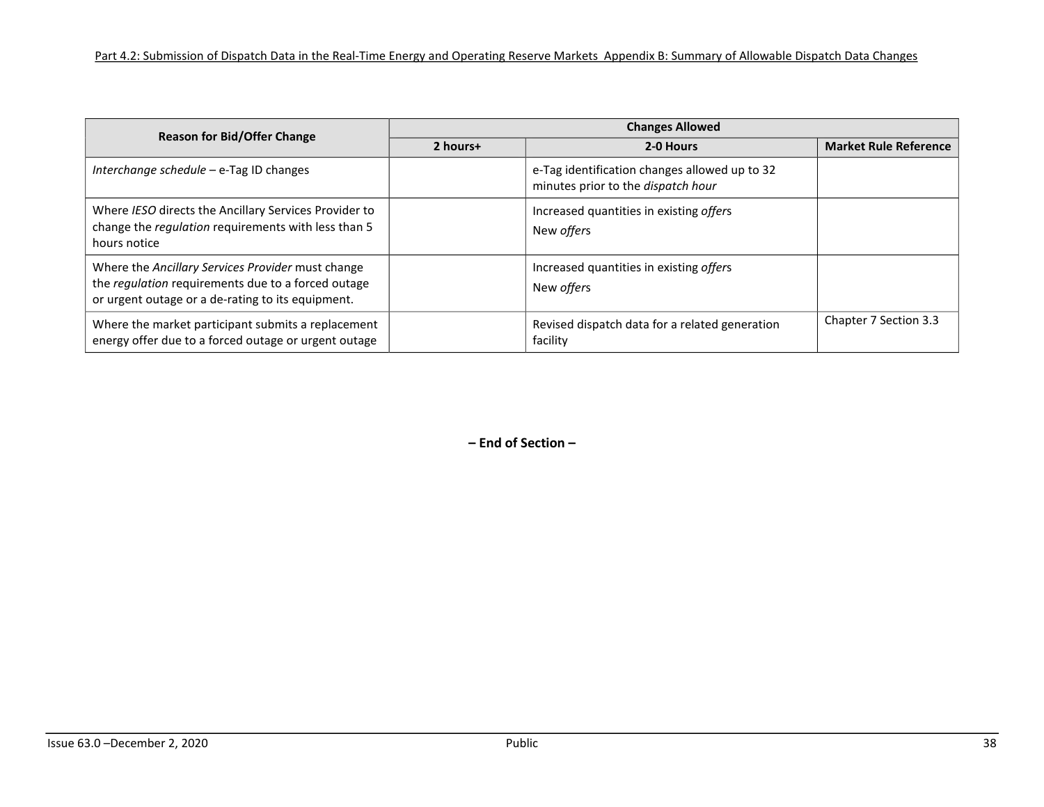| Reason for Bid/Offer Change | Changes Allowed | | |
|---|---|---|---|
| | 2 hours+ | 2-0 Hours | Market Rule Reference |
| *Interchange schedule* – e-Tag ID changes | | e-Tag identification changes allowed up to 32 minutes prior to the *dispatch hour* | |
| Where *IESO* directs the Ancillary Services Provider to change the *regulation* requirements with less than 5 hours notice | | Increased quantities in existing *offer*s<br>New *offer*s | |
| Where the *Ancillary Services Provider* must change the *regulation* requirements due to a forced outage or urgent outage or a de-rating to its equipment. | | Increased quantities in existing *offer*s<br>New *offer*s | |
| Where the market participant submits a replacement energy offer due to a forced outage or urgent outage | | Revised dispatch data for a related generation facility | Chapter 7 Section 3.3 |

**– End of Section –**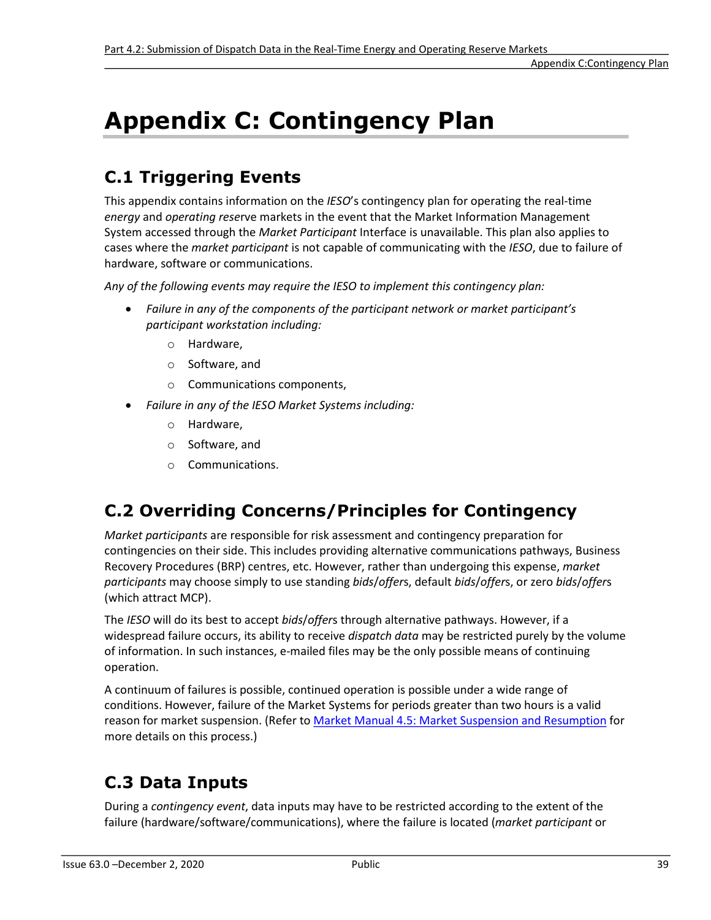# Appendix C: Contingency Plan

## C.1 Triggering Events

This appendix contains information on the *IESO*'s contingency plan for operating the real-time *energy* and *operating reserve* markets in the event that the Market Information Management System accessed through the *Market Participant* Interface is unavailable. This plan also applies to cases where the *market participant* is not capable of communicating with the *IESO*, due to failure of hardware, software or communications.

*Any of the following events may require the IESO to implement this contingency plan:*

- *Failure in any of the components of the participant network or market participant's participant workstation including:*
  - Hardware,
  - Software, and
  - Communications components,
- *Failure in any of the IESO Market Systems including:*
  - Hardware,
  - Software, and
  - Communications.

## C.2 Overriding Concerns/Principles for Contingency

*Market participants* are responsible for risk assessment and contingency preparation for contingencies on their side. This includes providing alternative communications pathways, Business Recovery Procedures (BRP) centres, etc. However, rather than undergoing this expense, *market participants* may choose simply to use standing *bids*/*offers*, default *bids*/*offers*, or zero *bids*/*offers* (which attract MCP).

The *IESO* will do its best to accept *bids*/*offers* through alternative pathways. However, if a widespread failure occurs, its ability to receive *dispatch data* may be restricted purely by the volume of information. In such instances, e-mailed files may be the only possible means of continuing operation.

A continuum of failures is possible, continued operation is possible under a wide range of conditions. However, failure of the Market Systems for periods greater than two hours is a valid reason for market suspension. (Refer to [Market Manual 4.5: Market Suspension and Resumption] for more details on this process.)

## C.3 Data Inputs

During a *contingency event*, data inputs may have to be restricted according to the extent of the failure (hardware/software/communications), where the failure is located (*market participant* or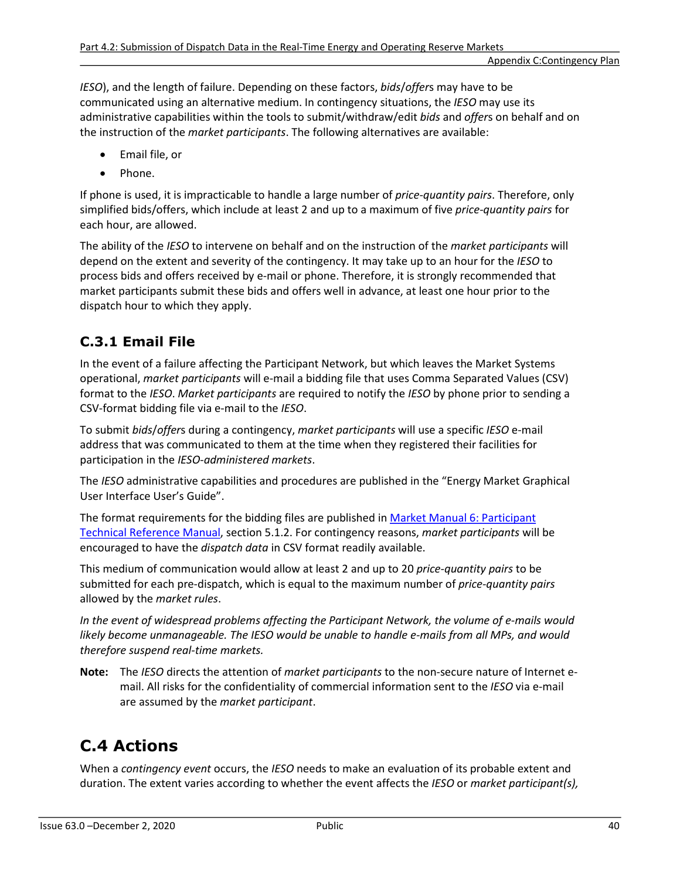*IESO*), and the length of failure. Depending on these factors, *bids*/*offer*s may have to be communicated using an alternative medium. In contingency situations, the *IESO* may use its administrative capabilities within the tools to submit/withdraw/edit *bids* and *offer*s on behalf and on the instruction of the *market participants*. The following alternatives are available:

- Email file, or
- Phone.

If phone is used, it is impracticable to handle a large number of *price-quantity pairs*. Therefore, only simplified bids/offers, which include at least 2 and up to a maximum of five *price-quantity pairs* for each hour, are allowed.

The ability of the *IESO* to intervene on behalf and on the instruction of the *market participants* will depend on the extent and severity of the contingency. It may take up to an hour for the *IESO* to process bids and offers received by e-mail or phone. Therefore, it is strongly recommended that market participants submit these bids and offers well in advance, at least one hour prior to the dispatch hour to which they apply.

### C.3.1 Email File

In the event of a failure affecting the Participant Network, but which leaves the Market Systems operational, *market participants* will e-mail a bidding file that uses Comma Separated Values (CSV) format to the *IESO*. *Market participants* are required to notify the *IESO* by phone prior to sending a CSV-format bidding file via e-mail to the *IESO*.

To submit *bids*/*offer*s during a contingency, *market participants* will use a specific *IESO* e-mail address that was communicated to them at the time when they registered their facilities for participation in the *IESO-administered markets*.

The *IESO* administrative capabilities and procedures are published in the "Energy Market Graphical User Interface User's Guide".

The format requirements for the bidding files are published in Market Manual 6: Participant Technical Reference Manual, section 5.1.2. For contingency reasons, *market participants* will be encouraged to have the *dispatch data* in CSV format readily available.

This medium of communication would allow at least 2 and up to 20 *price-quantity pairs* to be submitted for each pre-dispatch, which is equal to the maximum number of *price-quantity pairs* allowed by the *market rules*.

*In the event of widespread problems affecting the Participant Network, the volume of e-mails would likely become unmanageable. The IESO would be unable to handle e-mails from all MPs, and would therefore suspend real-time markets.*

**Note:** The *IESO* directs the attention of *market participants* to the non-secure nature of Internet e-mail. All risks for the confidentiality of commercial information sent to the *IESO* via e-mail are assumed by the *market participant*.

## C.4 Actions

When a *contingency event* occurs, the *IESO* needs to make an evaluation of its probable extent and duration. The extent varies according to whether the event affects the *IESO* or *market participant(s),*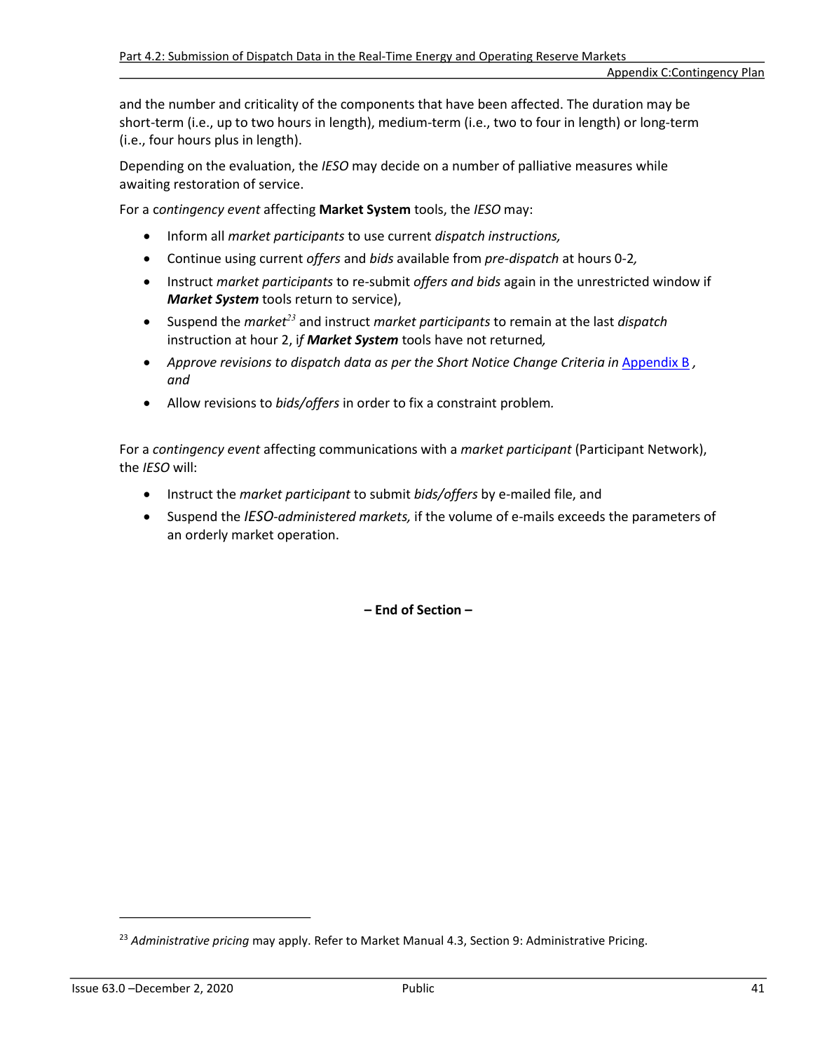and the number and criticality of the components that have been affected. The duration may be short-term (i.e., up to two hours in length), medium-term (i.e., two to four in length) or long-term (i.e., four hours plus in length).

Depending on the evaluation, the *IESO* may decide on a number of palliative measures while awaiting restoration of service.

For a c*ontingency event* affecting **Market System** tools, the *IESO* may:

- Inform all *market participants* to use current *dispatch instructions,*
- Continue using current *offers* and *bids* available from *pre-dispatch* at hours 0-2*,*
- Instruct *market participants* to re-submit *offers and bids* again in the unrestricted window if ***Market System*** tools return to service),
- Suspend the *market*[23] and instruct *market participants* to remain at the last *dispatch* instruction at hour 2, i*f **Market System*** tools have not returned*,*
- *Approve revisions to dispatch data as per the Short Notice Change Criteria in* Appendix B *, and*
- Allow revisions to *bids/offers* in order to fix a constraint problem*.*

For a *contingency event* affecting communications with a *market participant* (Participant Network), the *IESO* will:

- Instruct the *market participant* to submit *bids/offers* by e-mailed file, and
- Suspend the *IESO-administered markets,* if the volume of e-mails exceeds the parameters of an orderly market operation.

**– End of Section –**

[23] *Administrative pricing* may apply. Refer to Market Manual 4.3, Section 9: Administrative Pricing.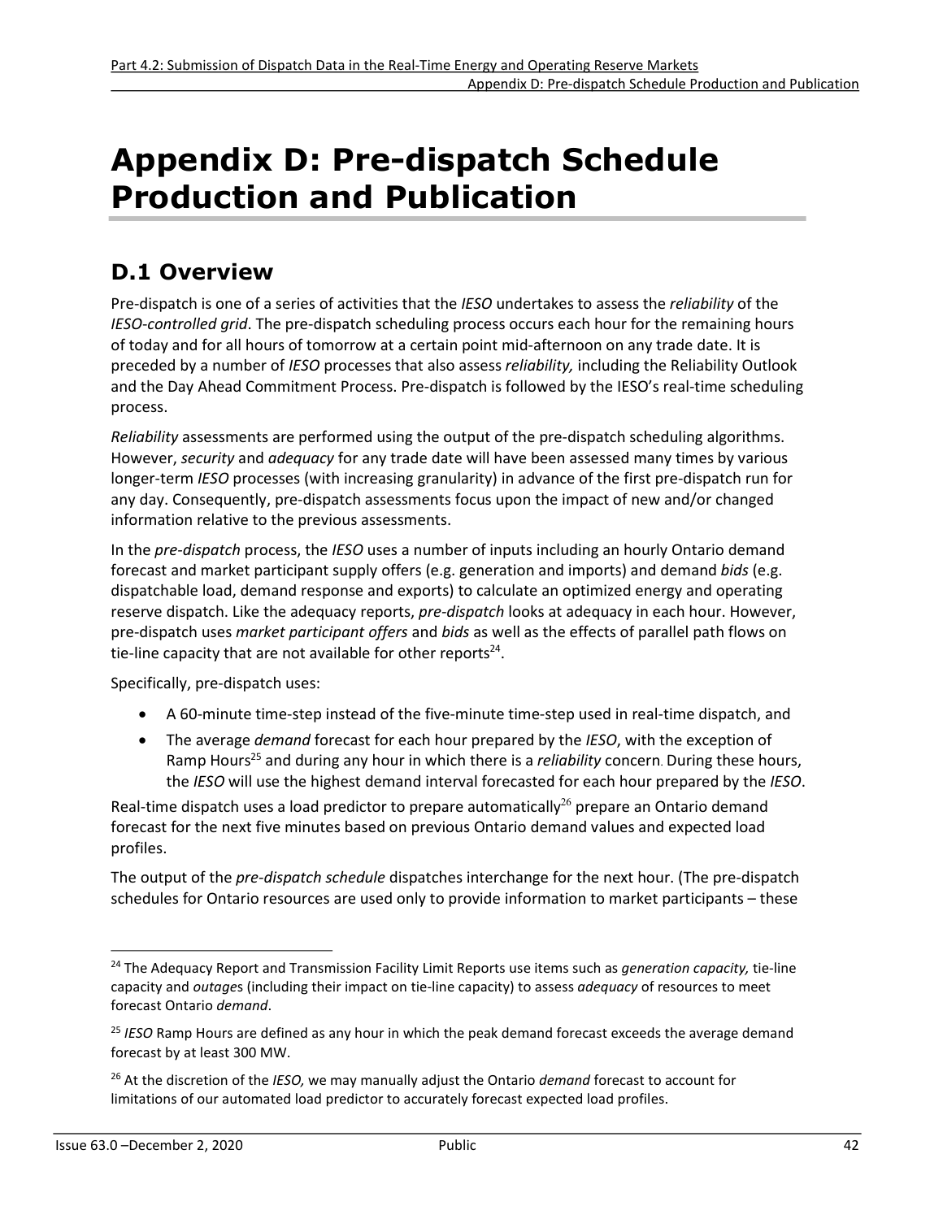# Appendix D: Pre-dispatch Schedule Production and Publication

## D.1 Overview

Pre-dispatch is one of a series of activities that the *IESO* undertakes to assess the *reliability* of the *IESO-controlled grid*. The pre-dispatch scheduling process occurs each hour for the remaining hours of today and for all hours of tomorrow at a certain point mid-afternoon on any trade date. It is preceded by a number of *IESO* processes that also assess *reliability,* including the Reliability Outlook and the Day Ahead Commitment Process. Pre-dispatch is followed by the IESO's real-time scheduling process.

*Reliability* assessments are performed using the output of the pre-dispatch scheduling algorithms. However, *security* and *adequacy* for any trade date will have been assessed many times by various longer-term *IESO* processes (with increasing granularity) in advance of the first pre-dispatch run for any day. Consequently, pre-dispatch assessments focus upon the impact of new and/or changed information relative to the previous assessments.

In the *pre-dispatch* process, the *IESO* uses a number of inputs including an hourly Ontario demand forecast and market participant supply offers (e.g. generation and imports) and demand *bids* (e.g. dispatchable load, demand response and exports) to calculate an optimized energy and operating reserve dispatch. Like the adequacy reports, *pre-dispatch* looks at adequacy in each hour. However, pre-dispatch uses *market participant offers* and *bids* as well as the effects of parallel path flows on tie-line capacity that are not available for other reports[24].

Specifically, pre-dispatch uses:

- A 60-minute time-step instead of the five-minute time-step used in real-time dispatch, and
- The average *demand* forecast for each hour prepared by the *IESO*, with the exception of Ramp Hours[25] and during any hour in which there is a *reliability* concern. During these hours, the *IESO* will use the highest demand interval forecasted for each hour prepared by the *IESO*.

Real-time dispatch uses a load predictor to prepare automatically[26] prepare an Ontario demand forecast for the next five minutes based on previous Ontario demand values and expected load profiles.

The output of the *pre-dispatch schedule* dispatches interchange for the next hour. (The pre-dispatch schedules for Ontario resources are used only to provide information to market participants – these

---

[24] The Adequacy Report and Transmission Facility Limit Reports use items such as *generation capacity,* tie-line capacity and *outage*s (including their impact on tie-line capacity) to assess *adequacy* of resources to meet forecast Ontario *demand*.

[25] *IESO* Ramp Hours are defined as any hour in which the peak demand forecast exceeds the average demand forecast by at least 300 MW.

[26] At the discretion of the *IESO,* we may manually adjust the Ontario *demand* forecast to account for limitations of our automated load predictor to accurately forecast expected load profiles.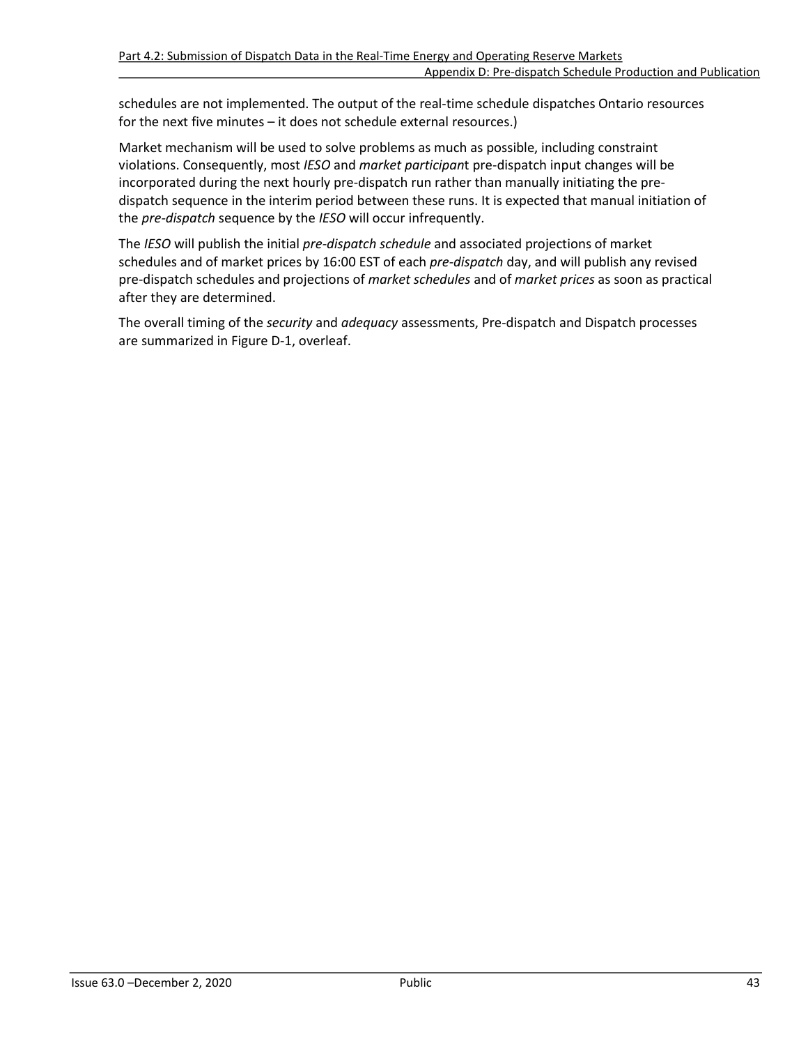schedules are not implemented. The output of the real-time schedule dispatches Ontario resources for the next five minutes – it does not schedule external resources.)

Market mechanism will be used to solve problems as much as possible, including constraint violations. Consequently, most *IESO* and *market participan*t pre-dispatch input changes will be incorporated during the next hourly pre-dispatch run rather than manually initiating the pre-dispatch sequence in the interim period between these runs. It is expected that manual initiation of the *pre-dispatch* sequence by the *IESO* will occur infrequently.

The *IESO* will publish the initial *pre-dispatch schedule* and associated projections of market schedules and of market prices by 16:00 EST of each *pre-dispatch* day, and will publish any revised pre-dispatch schedules and projections of *market schedules* and of *market prices* as soon as practical after they are determined.

The overall timing of the *security* and *adequacy* assessments, Pre-dispatch and Dispatch processes are summarized in Figure D-1, overleaf.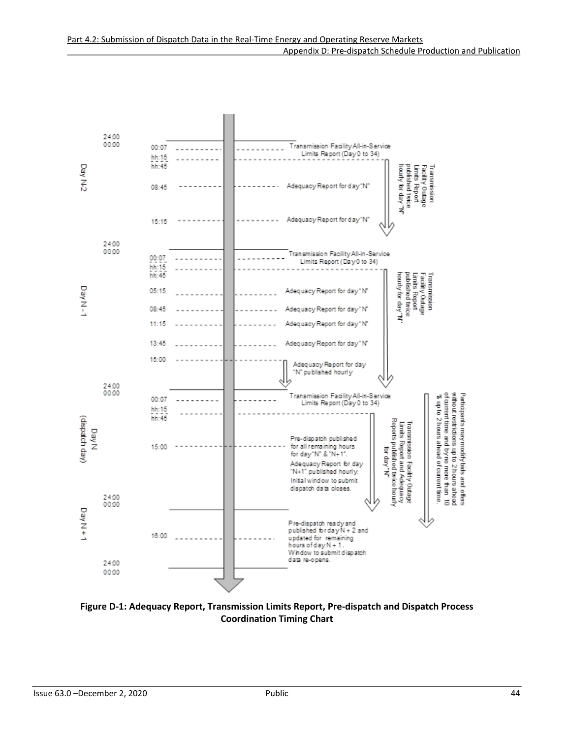Day N-2

24:00
00:00

00:07 Transmission Facility All-in-Service Limits Report (Day 0 to 34)

hh:15
hh:45

08:45 Adequacy Report for day "N"

15:15 Adequacy Report for day "N"

Transmission Facility Outage Limits Report published twice hourly for day "N"

Day N - 1

24:00
00:00

00:07 Transmission Facility All-in-Service Limits Report (Day 0 to 34)

hh:15
hh:45

05:15 Adequacy Report for day "N"

08:45 Adequacy Report for day "N"

11:15 Adequacy Report for day "N"

13:45 Adequacy Report for day "N"

15:00 Adequacy Report for day "N" published hourly

Transmission Facility Outage Limits Report published twice hourly for day "N"

Day N (dispatch day)

24:00
00:00

00:07 Transmission Facility All-in-Service Limits Report (Day 0 to 34)

hh:15
hh:45

15:00 Pre-dispatch published for all remaining hours for day "N" & "N+1". Adequacy Report for day "N+1" published hourly. Initial window to submit dispatch data closes.

Transmission Facility Outage Limits Report and Adequacy Reports published twice hourly for day "N"

Participants may modify bids and offers without restrictions up to 2 hours ahead of current time and by no more than 10 % up to 2 hours ahead of current time.

Day N + 1

24:00
00:00

16:00 Pre-dispatch ready and published for day N + 2 and updated for remaining hours of day N + 1. Window to submit dispatch data re-opens.

24:00
00:00

**Figure D-1: Adequacy Report, Transmission Limits Report, Pre-dispatch and Dispatch Process Coordination Timing Chart**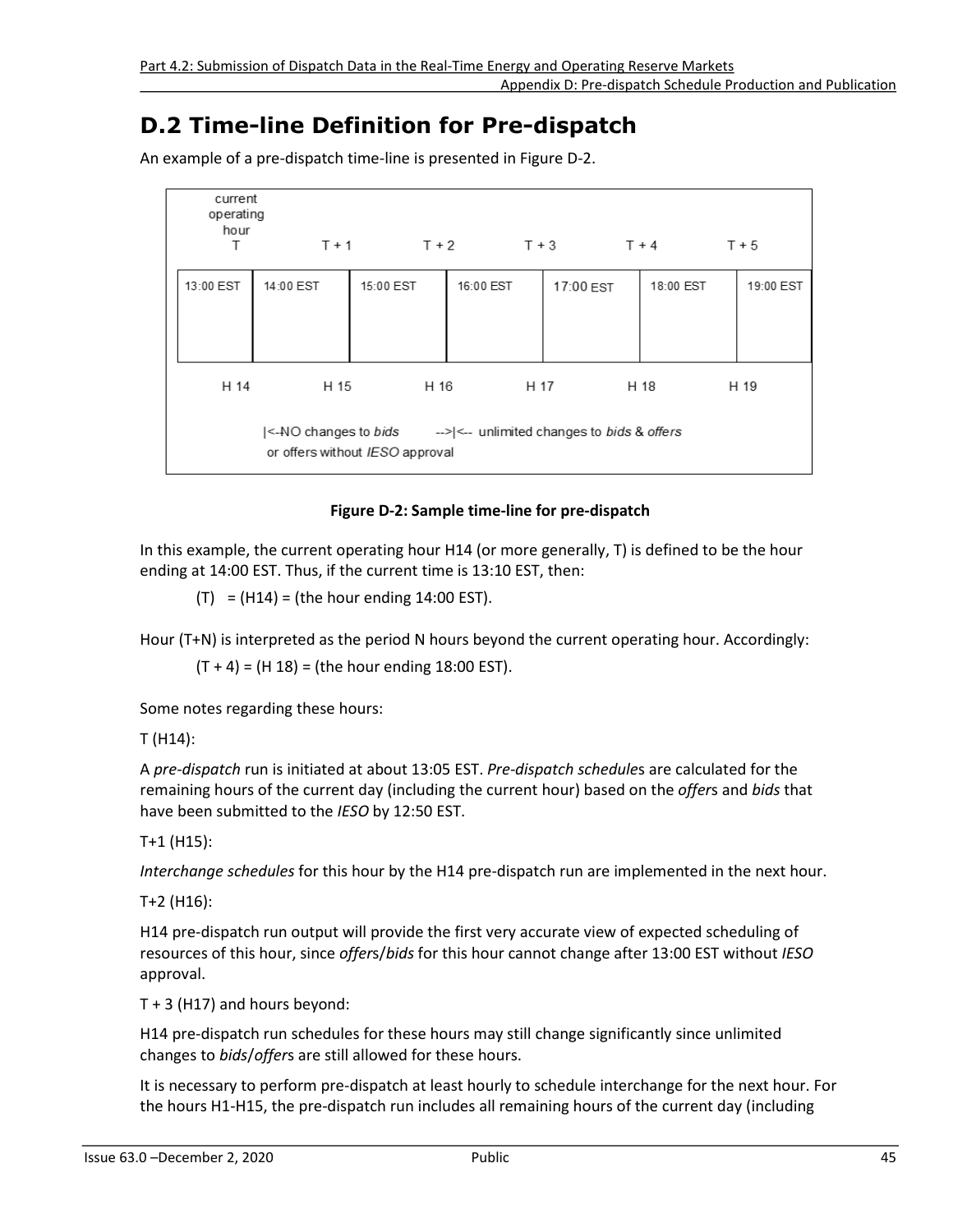# D.2 Time-line Definition for Pre-dispatch

An example of a pre-dispatch time-line is presented in Figure D-2.

| current operating hour T | T + 1 | T + 2 | T + 3 | T + 4 | T + 5 |
|---|---|---|---|---|---|
| 13:00 EST | 14:00 EST | 15:00 EST | 16:00 EST | 17:00 EST | 18:00 EST | 19:00 EST |
| H 14 | H 15 | H 16 | H 17 | H 18 | H 19 |

|<-NO changes to *bids* or offers without *IESO* approval -->|<-- unlimited changes to *bids* & *offers*

**Figure D-2: Sample time-line for pre-dispatch**

In this example, the current operating hour H14 (or more generally, T) is defined to be the hour ending at 14:00 EST. Thus, if the current time is 13:10 EST, then:

(T) = (H14) = (the hour ending 14:00 EST).

Hour (T+N) is interpreted as the period N hours beyond the current operating hour. Accordingly:

(T + 4) = (H 18) = (the hour ending 18:00 EST).

Some notes regarding these hours:

T (H14):

A *pre-dispatch* run is initiated at about 13:05 EST. *Pre-dispatch schedule*s are calculated for the remaining hours of the current day (including the current hour) based on the *offer*s and *bids* that have been submitted to the *IESO* by 12:50 EST.

T+1 (H15):

*Interchange schedules* for this hour by the H14 pre-dispatch run are implemented in the next hour.

T+2 (H16):

H14 pre-dispatch run output will provide the first very accurate view of expected scheduling of resources of this hour, since *offer*s/*bids* for this hour cannot change after 13:00 EST without *IESO* approval.

T + 3 (H17) and hours beyond:

H14 pre-dispatch run schedules for these hours may still change significantly since unlimited changes to *bids*/*offer*s are still allowed for these hours.

It is necessary to perform pre-dispatch at least hourly to schedule interchange for the next hour. For the hours H1-H15, the pre-dispatch run includes all remaining hours of the current day (including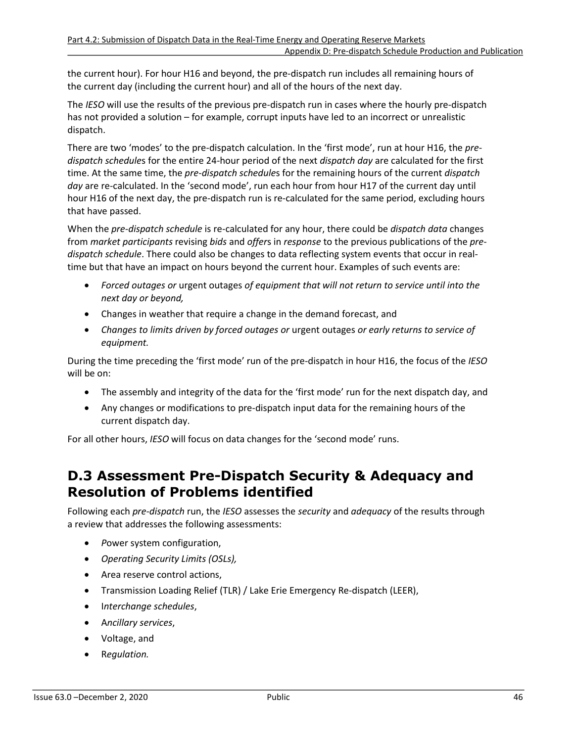the current hour). For hour H16 and beyond, the pre-dispatch run includes all remaining hours of the current day (including the current hour) and all of the hours of the next day.

The *IESO* will use the results of the previous pre-dispatch run in cases where the hourly pre-dispatch has not provided a solution – for example, corrupt inputs have led to an incorrect or unrealistic dispatch.

There are two 'modes' to the pre-dispatch calculation. In the 'first mode', run at hour H16, the *pre-dispatch schedule*s for the entire 24-hour period of the next *dispatch day* are calculated for the first time. At the same time, the *pre-dispatch schedule*s for the remaining hours of the current *dispatch day* are re-calculated. In the 'second mode', run each hour from hour H17 of the current day until hour H16 of the next day, the pre-dispatch run is re-calculated for the same period, excluding hours that have passed.

When the *pre-dispatch schedule* is re-calculated for any hour, there could be *dispatch data* changes from *market participants* revising *bids* and *offer*s in *response* to the previous publications of the *pre-dispatch schedule*. There could also be changes to data reflecting system events that occur in real-time but that have an impact on hours beyond the current hour. Examples of such events are:

- *Forced outages or* urgent outages *of equipment that will not return to service until into the next day or beyond,*
- Changes in weather that require a change in the demand forecast, and
- *Changes to limits driven by forced outages or* urgent outages *or early returns to service of equipment.*

During the time preceding the 'first mode' run of the pre-dispatch in hour H16, the focus of the *IESO* will be on:

- The assembly and integrity of the data for the 'first mode' run for the next dispatch day, and
- Any changes or modifications to pre-dispatch input data for the remaining hours of the current dispatch day.

For all other hours, *IESO* will focus on data changes for the 'second mode' runs.

## D.3 Assessment Pre-Dispatch Security & Adequacy and Resolution of Problems identified

Following each *pre-dispatch* run, the *IESO* assesses the *security* and *adequacy* of the results through a review that addresses the following assessments:

- Power system configuration,
- *Operating Security Limits (OSLs),*
- Area reserve control actions,
- Transmission Loading Relief (TLR) / Lake Erie Emergency Re-dispatch (LEER),
- I*nterchange schedules*,
- A*ncillary services*,
- Voltage, and
- R*egulation.*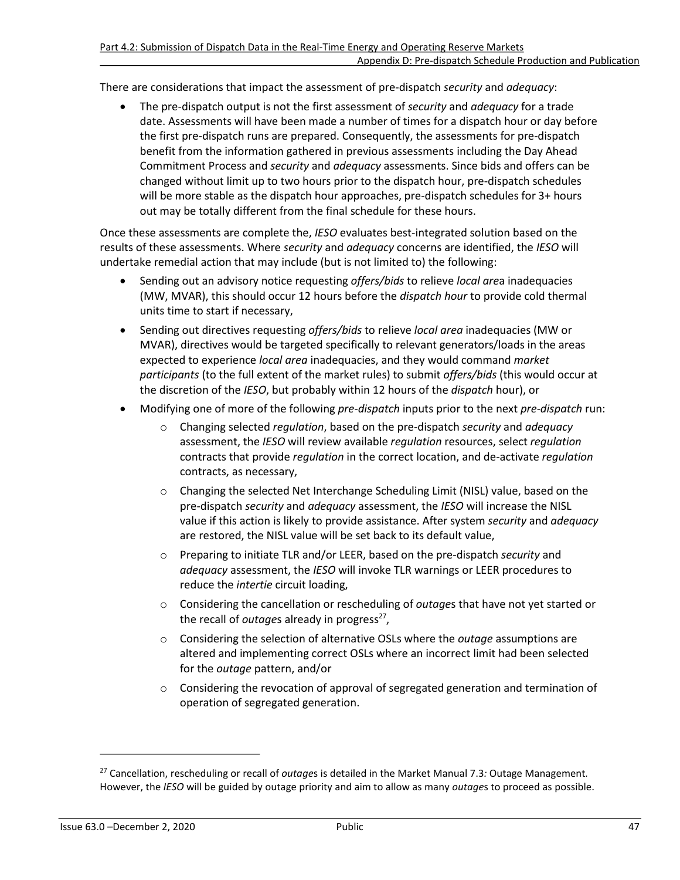There are considerations that impact the assessment of pre-dispatch *security* and *adequacy*:

- The pre-dispatch output is not the first assessment of *security* and *adequacy* for a trade date. Assessments will have been made a number of times for a dispatch hour or day before the first pre-dispatch runs are prepared. Consequently, the assessments for pre-dispatch benefit from the information gathered in previous assessments including the Day Ahead Commitment Process and *security* and *adequacy* assessments. Since bids and offers can be changed without limit up to two hours prior to the dispatch hour, pre-dispatch schedules will be more stable as the dispatch hour approaches, pre-dispatch schedules for 3+ hours out may be totally different from the final schedule for these hours.

Once these assessments are complete the, *IESO* evaluates best-integrated solution based on the results of these assessments. Where *security* and *adequacy* concerns are identified, the *IESO* will undertake remedial action that may include (but is not limited to) the following:

- Sending out an advisory notice requesting *offers/bids* to relieve *local are*a inadequacies (MW, MVAR), this should occur 12 hours before the *dispatch hour* to provide cold thermal units time to start if necessary,
- Sending out directives requesting *offers/bids* to relieve *local area* inadequacies (MW or MVAR), directives would be targeted specifically to relevant generators/loads in the areas expected to experience *local area* inadequacies, and they would command *market participants* (to the full extent of the market rules) to submit *offers/bids* (this would occur at the discretion of the *IESO*, but probably within 12 hours of the *dispatch* hour), or
- Modifying one of more of the following *pre-dispatch* inputs prior to the next *pre-dispatch* run:
    - Changing selected *regulation*, based on the pre-dispatch *security* and *adequacy* assessment, the *IESO* will review available *regulation* resources, select *regulation* contracts that provide *regulation* in the correct location, and de-activate *regulation* contracts, as necessary,
    - Changing the selected Net Interchange Scheduling Limit (NISL) value, based on the pre-dispatch *security* and *adequacy* assessment, the *IESO* will increase the NISL value if this action is likely to provide assistance. After system *security* and *adequacy* are restored, the NISL value will be set back to its default value,
    - Preparing to initiate TLR and/or LEER, based on the pre-dispatch *security* and *adequacy* assessment, the *IESO* will invoke TLR warnings or LEER procedures to reduce the *intertie* circuit loading,
    - Considering the cancellation or rescheduling of *outage*s that have not yet started or the recall of *outage*s already in progress[27],
    - Considering the selection of alternative OSLs where the *outage* assumptions are altered and implementing correct OSLs where an incorrect limit had been selected for the *outage* pattern, and/or
    - Considering the revocation of approval of segregated generation and termination of operation of segregated generation.

---

[27] Cancellation, rescheduling or recall of *outage*s is detailed in the Market Manual 7.3*:* Outage Management*.* However, the *IESO* will be guided by outage priority and aim to allow as many *outage*s to proceed as possible.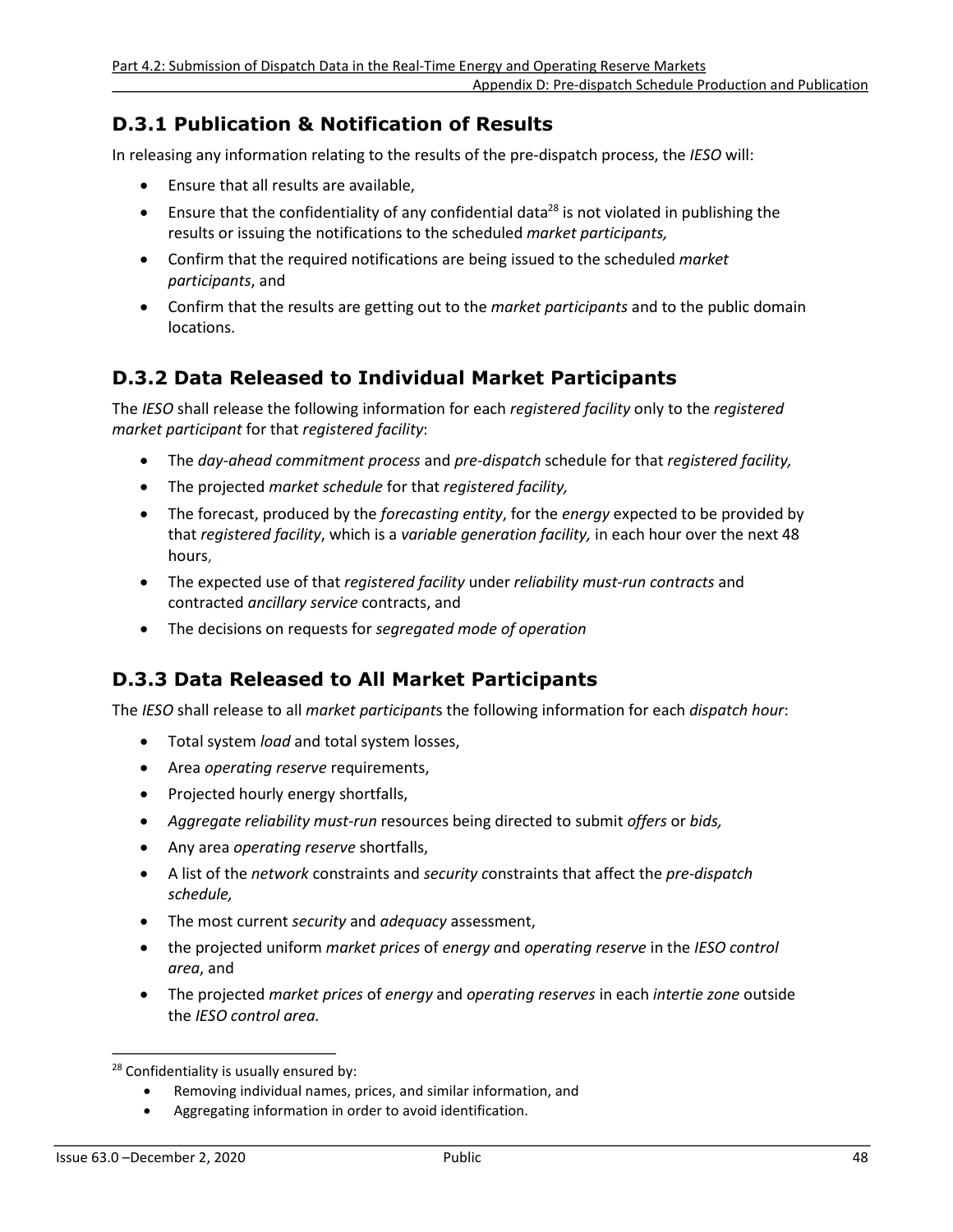## D.3.1 Publication & Notification of Results

In releasing any information relating to the results of the pre-dispatch process, the *IESO* will:

- Ensure that all results are available,
- Ensure that the confidentiality of any confidential data[28] is not violated in publishing the results or issuing the notifications to the scheduled *market participants,*
- Confirm that the required notifications are being issued to the scheduled *market participants*, and
- Confirm that the results are getting out to the *market participants* and to the public domain locations.

## D.3.2 Data Released to Individual Market Participants

The *IESO* shall release the following information for each *registered facility* only to the *registered market participant* for that *registered facility*:

- The *day-ahead commitment process* and *pre-dispatch* schedule for that *registered facility,*
- The projected *market schedule* for that *registered facility,*
- The forecast, produced by the *forecasting entity*, for the *energy* expected to be provided by that *registered facility*, which is a *variable generation facility,* in each hour over the next 48 hours,
- The expected use of that *registered facility* under *reliability must-run contracts* and contracted *ancillary service* contracts, and
- The decisions on requests for *segregated mode of operation*

## D.3.3 Data Released to All Market Participants

The *IESO* shall release to all *market participant*s the following information for each *dispatch hour*:

- Total system *load* and total system losses,
- Area *operating reserve* requirements,
- Projected hourly energy shortfalls,
- *Aggregate reliability must-run* resources being directed to submit *offers* or *bids,*
- Any area *operating reserve* shortfalls,
- A list of the *network* constraints and *security* constraints that affect the *pre-dispatch schedule,*
- The most current *security* and *adequacy* assessment,
- the projected uniform *market prices* of *energy a*nd *operating reserve* in the *IESO control area*, and
- The projected *market prices* of *energy* and *operating reserves* in each *intertie zone* outside the *IESO control area.*

---

[28] Confidentiality is usually ensured by:

- Removing individual names, prices, and similar information, and
- Aggregating information in order to avoid identification.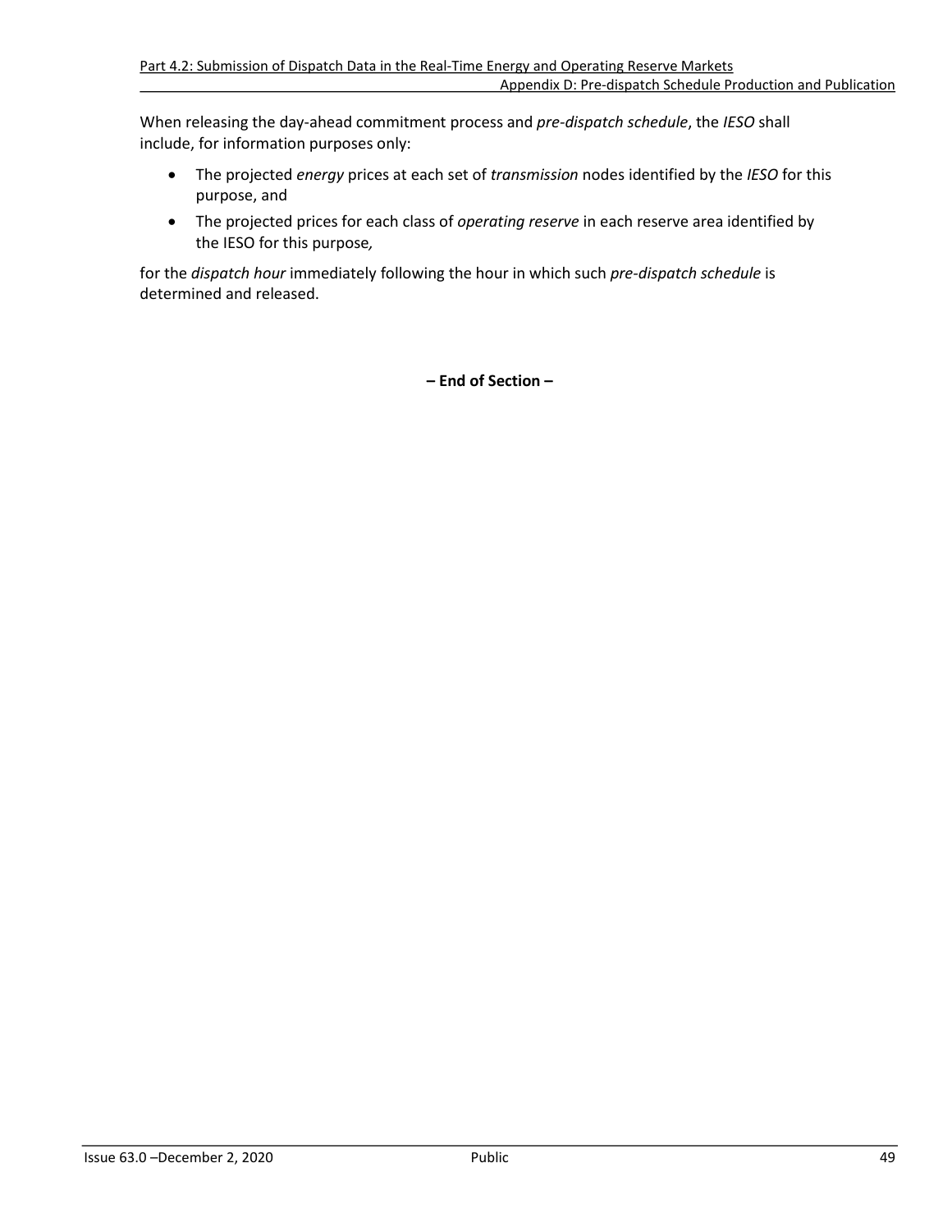When releasing the day-ahead commitment process and *pre-dispatch schedule*, the *IESO* shall include, for information purposes only:

- The projected *energy* prices at each set of *transmission* nodes identified by the *IESO* for this purpose, and
- The projected prices for each class of *operating reserve* in each reserve area identified by the IESO for this purpose*,*

for the *dispatch hour* immediately following the hour in which such *pre-dispatch schedule* is determined and released.

**– End of Section –**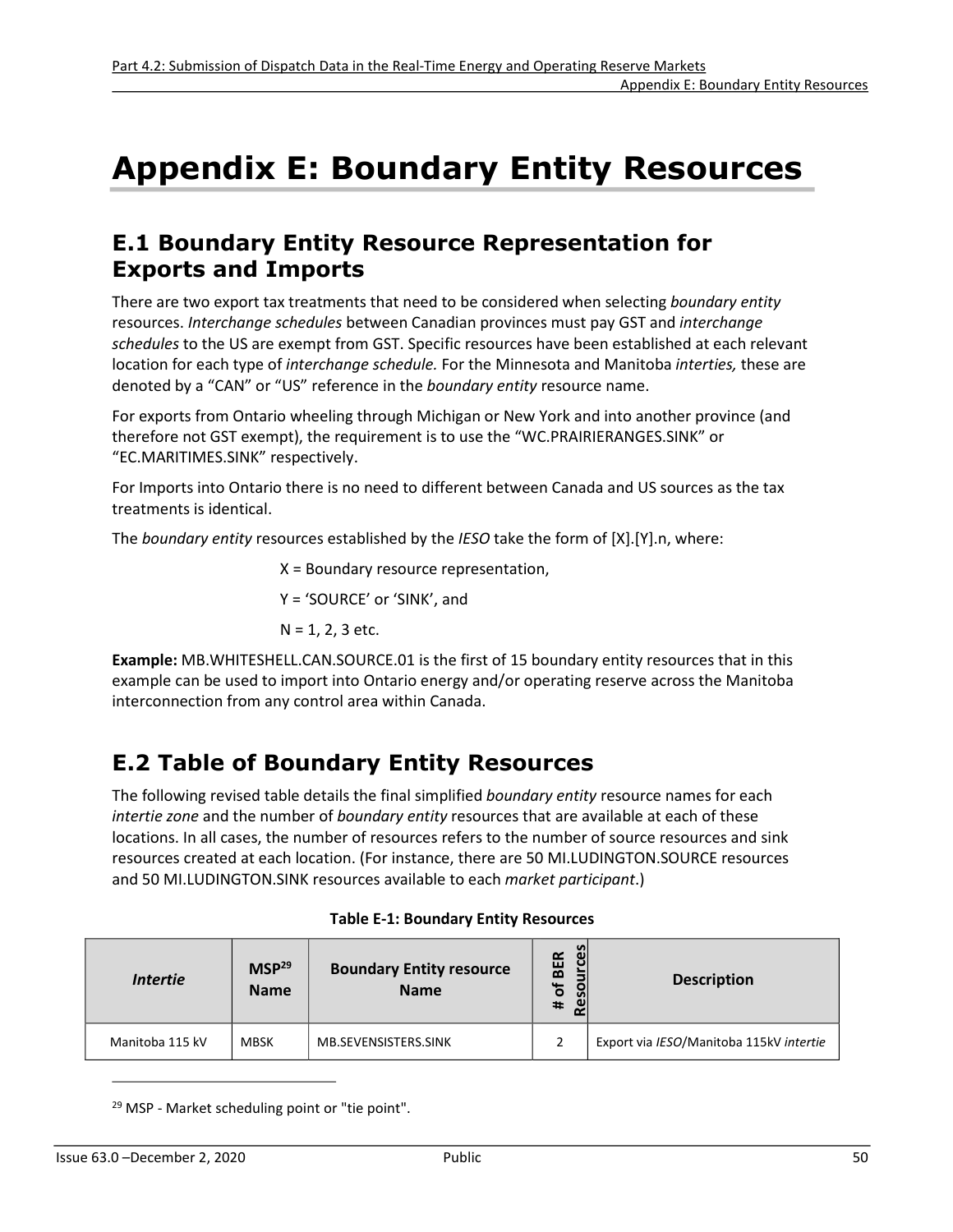# Appendix E: Boundary Entity Resources

## E.1 Boundary Entity Resource Representation for Exports and Imports

There are two export tax treatments that need to be considered when selecting *boundary entity* resources. *Interchange schedules* between Canadian provinces must pay GST and *interchange schedules* to the US are exempt from GST. Specific resources have been established at each relevant location for each type of *interchange schedule.* For the Minnesota and Manitoba *interties,* these are denoted by a "CAN" or "US" reference in the *boundary entity* resource name.

For exports from Ontario wheeling through Michigan or New York and into another province (and therefore not GST exempt), the requirement is to use the "WC.PRAIRIERANGES.SINK" or "EC.MARITIMES.SINK" respectively.

For Imports into Ontario there is no need to different between Canada and US sources as the tax treatments is identical.

The *boundary entity* resources established by the *IESO* take the form of [X].[Y].n, where:

X = Boundary resource representation,

Y = 'SOURCE' or 'SINK', and

N = 1, 2, 3 etc.

**Example:** MB.WHITESHELL.CAN.SOURCE.01 is the first of 15 boundary entity resources that in this example can be used to import into Ontario energy and/or operating reserve across the Manitoba interconnection from any control area within Canada.

## E.2 Table of Boundary Entity Resources

The following revised table details the final simplified *boundary entity* resource names for each *intertie zone* and the number of *boundary entity* resources that are available at each of these locations. In all cases, the number of resources refers to the number of source resources and sink resources created at each location. (For instance, there are 50 MI.LUDINGTON.SOURCE resources and 50 MI.LUDINGTON.SINK resources available to each *market participant*.)

**Table E-1: Boundary Entity Resources**

| *Intertie* | MSP[29] Name | Boundary Entity resource Name | # of BER Resources | Description |
|---|---|---|---|---|
| Manitoba 115 kV | MBSK | MB.SEVENSISTERS.SINK | 2 | Export via *IESO*/Manitoba 115kV *intertie* |

[29] MSP - Market scheduling point or "tie point".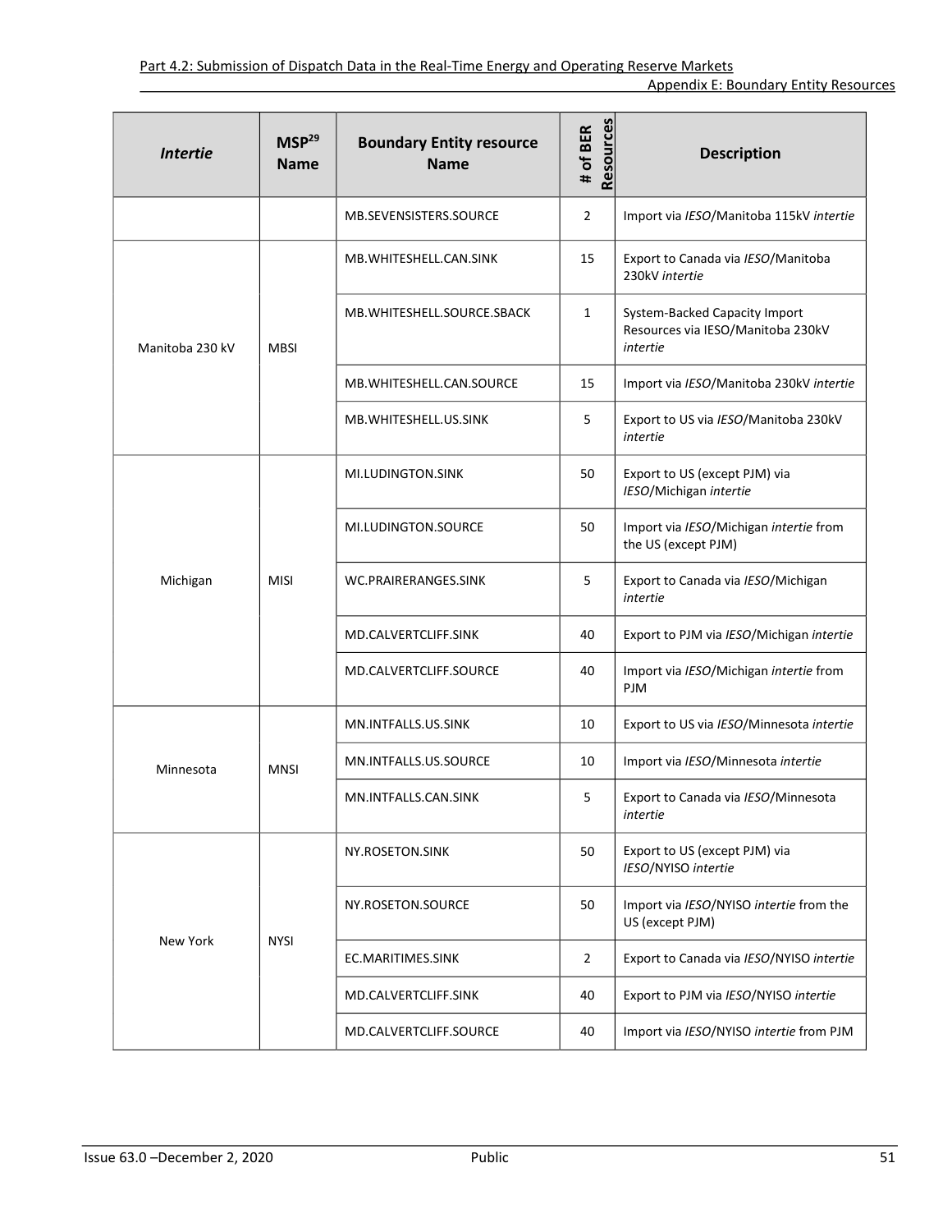| *Intertie* | MSP[29] Name | Boundary Entity resource Name | # of BER Resources | Description |
|---|---|---|---|---|
| | | MB.SEVENSISTERS.SOURCE | 2 | Import via *IESO*/Manitoba 115kV *intertie* |
| Manitoba 230 kV | MBSI | MB.WHITESHELL.CAN.SINK | 15 | Export to Canada via *IESO*/Manitoba 230kV *intertie* |
| | | MB.WHITESHELL.SOURCE.SBACK | 1 | System-Backed Capacity Import Resources via IESO/Manitoba 230kV *intertie* |
| | | MB.WHITESHELL.CAN.SOURCE | 15 | Import via *IESO*/Manitoba 230kV *intertie* |
| | | MB.WHITESHELL.US.SINK | 5 | Export to US via *IESO*/Manitoba 230kV *intertie* |
| Michigan | MISI | MI.LUDINGTON.SINK | 50 | Export to US (except PJM) via *IESO*/Michigan *intertie* |
| | | MI.LUDINGTON.SOURCE | 50 | Import via *IESO*/Michigan *intertie* from the US (except PJM) |
| | | WC.PRAIRERANGES.SINK | 5 | Export to Canada via *IESO*/Michigan *intertie* |
| | | MD.CALVERTCLIFF.SINK | 40 | Export to PJM via *IESO*/Michigan *intertie* |
| | | MD.CALVERTCLIFF.SOURCE | 40 | Import via *IESO*/Michigan *intertie* from PJM |
| Minnesota | MNSI | MN.INTFALLS.US.SINK | 10 | Export to US via *IESO*/Minnesota *intertie* |
| | | MN.INTFALLS.US.SOURCE | 10 | Import via *IESO*/Minnesota *intertie* |
| | | MN.INTFALLS.CAN.SINK | 5 | Export to Canada via *IESO*/Minnesota *intertie* |
| New York | NYSI | NY.ROSETON.SINK | 50 | Export to US (except PJM) via *IESO*/NYISO *intertie* |
| | | NY.ROSETON.SOURCE | 50 | Import via *IESO*/NYISO *intertie* from the US (except PJM) |
| | | EC.MARITIMES.SINK | 2 | Export to Canada via *IESO*/NYISO *intertie* |
| | | MD.CALVERTCLIFF.SINK | 40 | Export to PJM via *IESO*/NYISO *intertie* |
| | | MD.CALVERTCLIFF.SOURCE | 40 | Import via *IESO*/NYISO *intertie* from PJM |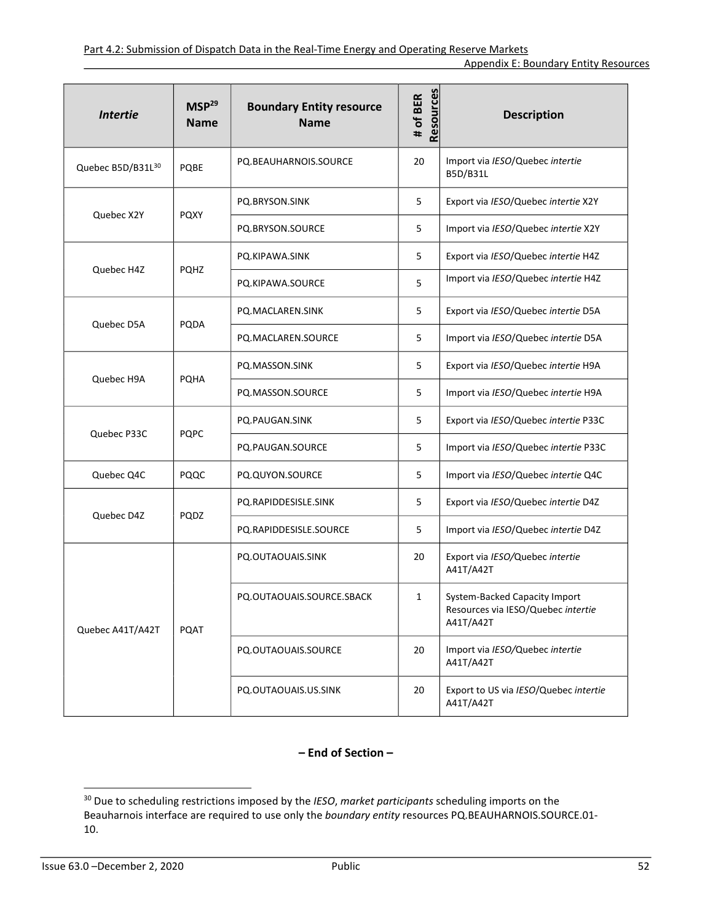| *Intertie* | MSP[29] Name | Boundary Entity resource Name | # of BER Resources | Description |
|---|---|---|---|---|
| Quebec B5D/B31L[30] | PQBE | PQ.BEAUHARNOIS.SOURCE | 20 | Import via *IESO*/Quebec *intertie* B5D/B31L |
| Quebec X2Y | PQXY | PQ.BRYSON.SINK | 5 | Export via *IESO*/Quebec *intertie* X2Y |
| | | PQ.BRYSON.SOURCE | 5 | Import via *IESO*/Quebec *intertie* X2Y |
| Quebec H4Z | PQHZ | PQ.KIPAWA.SINK | 5 | Export via *IESO*/Quebec *intertie* H4Z |
| | | PQ.KIPAWA.SOURCE | 5 | Import via *IESO*/Quebec *intertie* H4Z |
| Quebec D5A | PQDA | PQ.MACLAREN.SINK | 5 | Export via *IESO*/Quebec *intertie* D5A |
| | | PQ.MACLAREN.SOURCE | 5 | Import via *IESO*/Quebec *intertie* D5A |
| Quebec H9A | PQHA | PQ.MASSON.SINK | 5 | Export via *IESO*/Quebec *intertie* H9A |
| | | PQ.MASSON.SOURCE | 5 | Import via *IESO*/Quebec *intertie* H9A |
| Quebec P33C | PQPC | PQ.PAUGAN.SINK | 5 | Export via *IESO*/Quebec *intertie* P33C |
| | | PQ.PAUGAN.SOURCE | 5 | Import via *IESO*/Quebec *intertie* P33C |
| Quebec Q4C | PQQC | PQ.QUYON.SOURCE | 5 | Import via *IESO*/Quebec *intertie* Q4C |
| Quebec D4Z | PQDZ | PQ.RAPIDDESISLE.SINK | 5 | Export via *IESO*/Quebec *intertie* D4Z |
| | | PQ.RAPIDDESISLE.SOURCE | 5 | Import via *IESO*/Quebec *intertie* D4Z |
| Quebec A41T/A42T | PQAT | PQ.OUTAOUAIS.SINK | 20 | Export via *IESO/*Quebec *intertie* A41T/A42T |
| | | PQ.OUTAOUAIS.SOURCE.SBACK | 1 | System-Backed Capacity Import Resources via IESO/Quebec *intertie* A41T/A42T |
| | | PQ.OUTAOUAIS.SOURCE | 20 | Import via *IESO/*Quebec *intertie* A41T/A42T |
| | | PQ.OUTAOUAIS.US.SINK | 20 | Export to US via *IESO*/Quebec *intertie* A41T/A42T |

**– End of Section –**

---

[30] Due to scheduling restrictions imposed by the *IESO*, *market participants* scheduling imports on the Beauharnois interface are required to use only the *boundary entity* resources PQ.BEAUHARNOIS.SOURCE.01-10.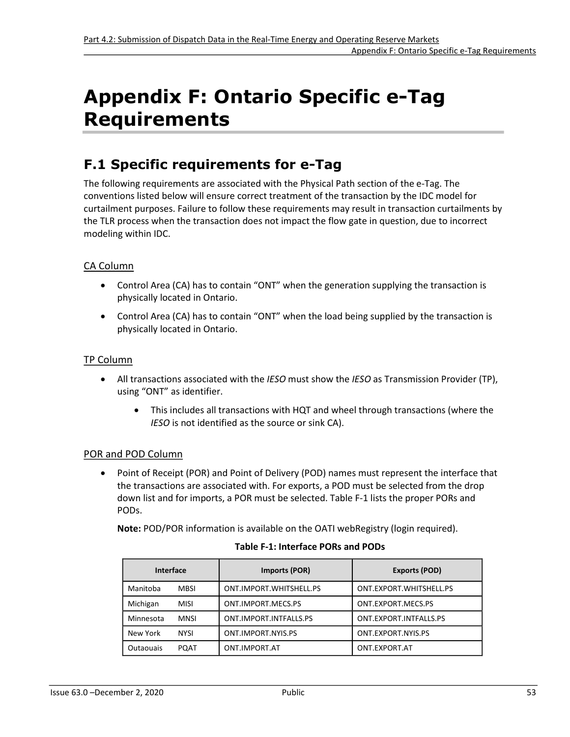# Appendix F: Ontario Specific e-Tag Requirements

## F.1 Specific requirements for e-Tag

The following requirements are associated with the Physical Path section of the e-Tag. The conventions listed below will ensure correct treatment of the transaction by the IDC model for curtailment purposes. Failure to follow these requirements may result in transaction curtailments by the TLR process when the transaction does not impact the flow gate in question, due to incorrect modeling within IDC.

### CA Column

- Control Area (CA) has to contain "ONT" when the generation supplying the transaction is physically located in Ontario.
- Control Area (CA) has to contain "ONT" when the load being supplied by the transaction is physically located in Ontario.

### TP Column

- All transactions associated with the *IESO* must show the *IESO* as Transmission Provider (TP), using "ONT" as identifier.
    - This includes all transactions with HQT and wheel through transactions (where the *IESO* is not identified as the source or sink CA).

### POR and POD Column

- Point of Receipt (POR) and Point of Delivery (POD) names must represent the interface that the transactions are associated with. For exports, a POD must be selected from the drop down list and for imports, a POR must be selected. Table F-1 lists the proper PORs and PODs.

  **Note:** POD/POR information is available on the OATI webRegistry (login required).

**Table F-1: Interface PORs and PODs**

| Interface | | Imports (POR) | Exports (POD) |
|---|---|---|---|
| Manitoba | MBSI | ONT.IMPORT.WHITSHELL.PS | ONT.EXPORT.WHITSHELL.PS |
| Michigan | MISI | ONT.IMPORT.MECS.PS | ONT.EXPORT.MECS.PS |
| Minnesota | MNSI | ONT.IMPORT.INTFALLS.PS | ONT.EXPORT.INTFALLS.PS |
| New York | NYSI | ONT.IMPORT.NYIS.PS | ONT.EXPORT.NYIS.PS |
| Outaouais | PQAT | ONT.IMPORT.AT | ONT.EXPORT.AT |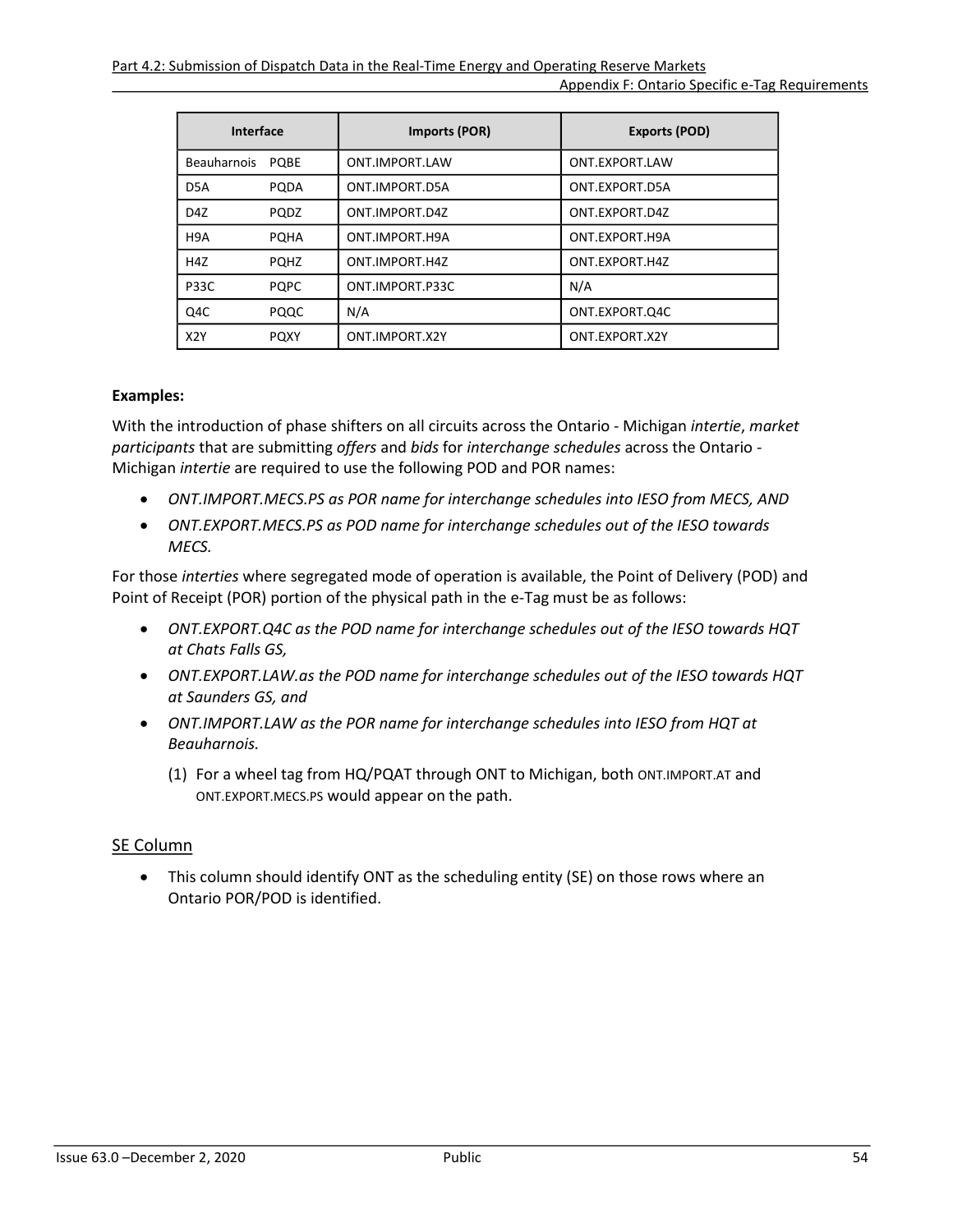| Interface | | Imports (POR) | Exports (POD) |
|---|---|---|---|
| Beauharnois | PQBE | ONT.IMPORT.LAW | ONT.EXPORT.LAW |
| D5A | PQDA | ONT.IMPORT.D5A | ONT.EXPORT.D5A |
| D4Z | PQDZ | ONT.IMPORT.D4Z | ONT.EXPORT.D4Z |
| H9A | PQHA | ONT.IMPORT.H9A | ONT.EXPORT.H9A |
| H4Z | PQHZ | ONT.IMPORT.H4Z | ONT.EXPORT.H4Z |
| P33C | PQPC | ONT.IMPORT.P33C | N/A |
| Q4C | PQQC | N/A | ONT.EXPORT.Q4C |
| X2Y | PQXY | ONT.IMPORT.X2Y | ONT.EXPORT.X2Y |

**Examples:**

With the introduction of phase shifters on all circuits across the Ontario - Michigan *intertie*, *market participants* that are submitting *offers* and *bids* for *interchange schedules* across the Ontario - Michigan *intertie* are required to use the following POD and POR names:

- *ONT.IMPORT.MECS.PS as POR name for interchange schedules into IESO from MECS, AND*
- *ONT.EXPORT.MECS.PS as POD name for interchange schedules out of the IESO towards MECS.*

For those *interties* where segregated mode of operation is available, the Point of Delivery (POD) and Point of Receipt (POR) portion of the physical path in the e-Tag must be as follows:

- *ONT.EXPORT.Q4C as the POD name for interchange schedules out of the IESO towards HQT at Chats Falls GS,*
- *ONT.EXPORT.LAW.as the POD name for interchange schedules out of the IESO towards HQT at Saunders GS, and*
- *ONT.IMPORT.LAW as the POR name for interchange schedules into IESO from HQT at Beauharnois.*
  1. For a wheel tag from HQ/PQAT through ONT to Michigan, both ONT.IMPORT.AT and ONT.EXPORT.MECS.PS would appear on the path.

## SE Column

- This column should identify ONT as the scheduling entity (SE) on those rows where an Ontario POR/POD is identified.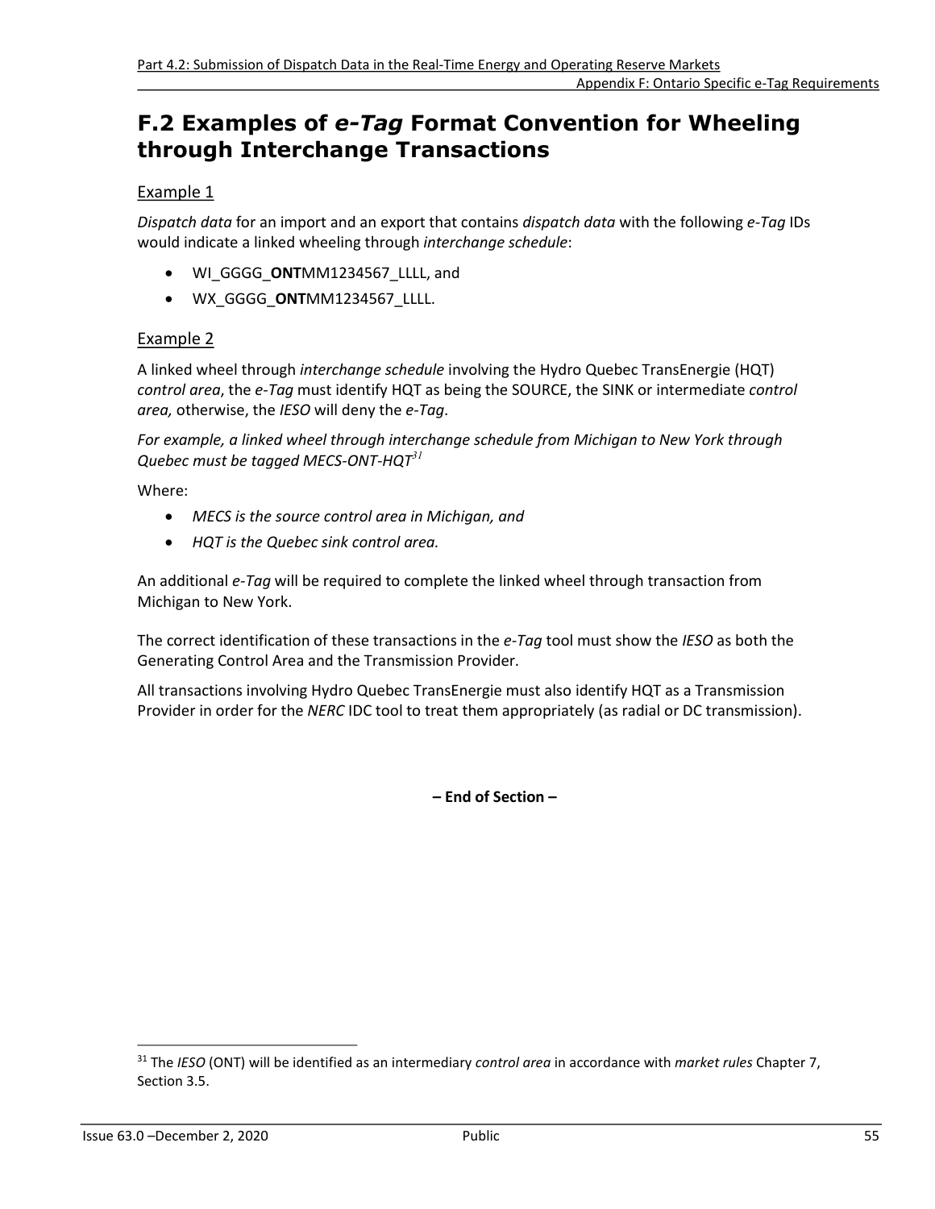## F.2 Examples of *e-Tag* Format Convention for Wheeling through Interchange Transactions

### Example 1

*Dispatch data* for an import and an export that contains *dispatch data* with the following *e-Tag* IDs would indicate a linked wheeling through *interchange schedule*:

- WI_GGGG_**ONT**MM1234567_LLLL, and
- WX_GGGG_**ONT**MM1234567_LLLL.

### Example 2

A linked wheel through *interchange schedule* involving the Hydro Quebec TransEnergie (HQT) *control area*, the *e-Tag* must identify HQT as being the SOURCE, the SINK or intermediate *control area,* otherwise, the *IESO* will deny the *e-Tag*.

*For example, a linked wheel through interchange schedule from Michigan to New York through Quebec must be tagged MECS-ONT-HQT*[31]

Where:

- *MECS is the source control area in Michigan, and*
- *HQT is the Quebec sink control area.*

An additional *e-Tag* will be required to complete the linked wheel through transaction from Michigan to New York.

The correct identification of these transactions in the *e-Tag* tool must show the *IESO* as both the Generating Control Area and the Transmission Provider.

All transactions involving Hydro Quebec TransEnergie must also identify HQT as a Transmission Provider in order for the *NERC* IDC tool to treat them appropriately (as radial or DC transmission).

**– End of Section –**

---

[31] The *IESO* (ONT) will be identified as an intermediary *control area* in accordance with *market rules* Chapter 7, Section 3.5.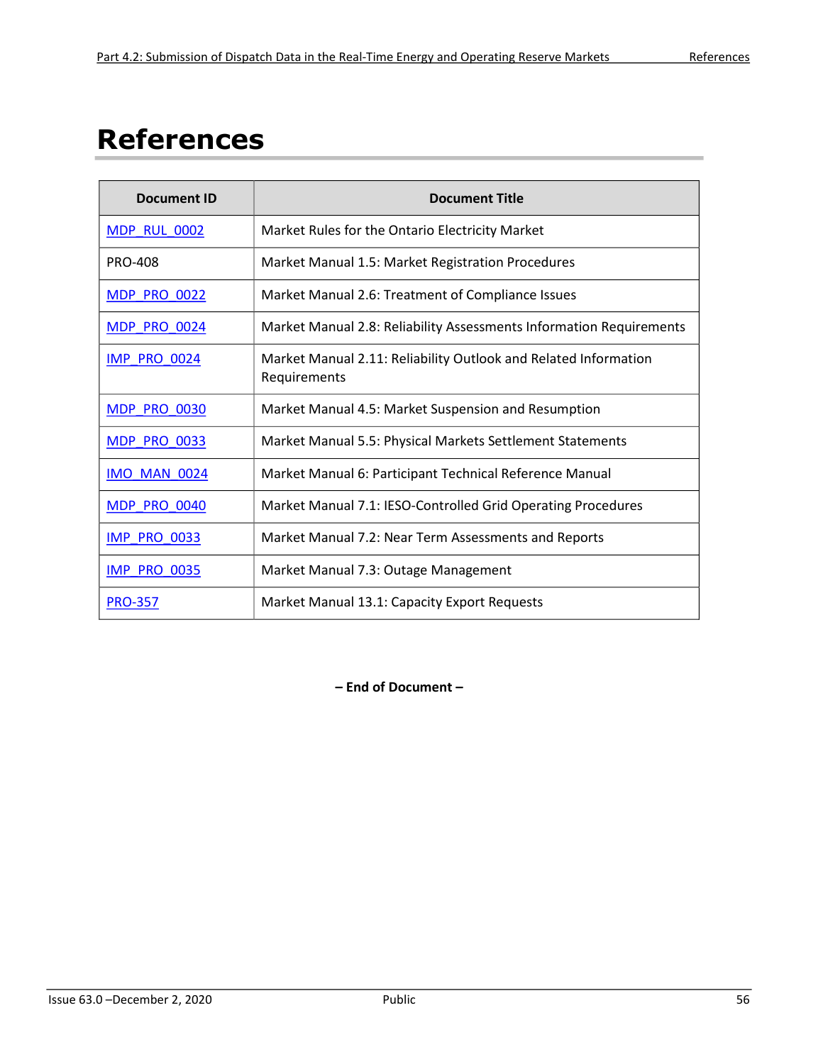# References

| Document ID | Document Title |
| --- | --- |
| MDP_RUL_0002 | Market Rules for the Ontario Electricity Market |
| PRO-408 | Market Manual 1.5: Market Registration Procedures |
| MDP_PRO_0022 | Market Manual 2.6: Treatment of Compliance Issues |
| MDP_PRO_0024 | Market Manual 2.8: Reliability Assessments Information Requirements |
| IMP_PRO_0024 | Market Manual 2.11: Reliability Outlook and Related Information Requirements |
| MDP_PRO_0030 | Market Manual 4.5: Market Suspension and Resumption |
| MDP_PRO_0033 | Market Manual 5.5: Physical Markets Settlement Statements |
| IMO_MAN_0024 | Market Manual 6: Participant Technical Reference Manual |
| MDP_PRO_0040 | Market Manual 7.1: IESO-Controlled Grid Operating Procedures |
| IMP_PRO_0033 | Market Manual 7.2: Near Term Assessments and Reports |
| IMP_PRO_0035 | Market Manual 7.3: Outage Management |
| PRO-357 | Market Manual 13.1: Capacity Export Requests |

**– End of Document –**